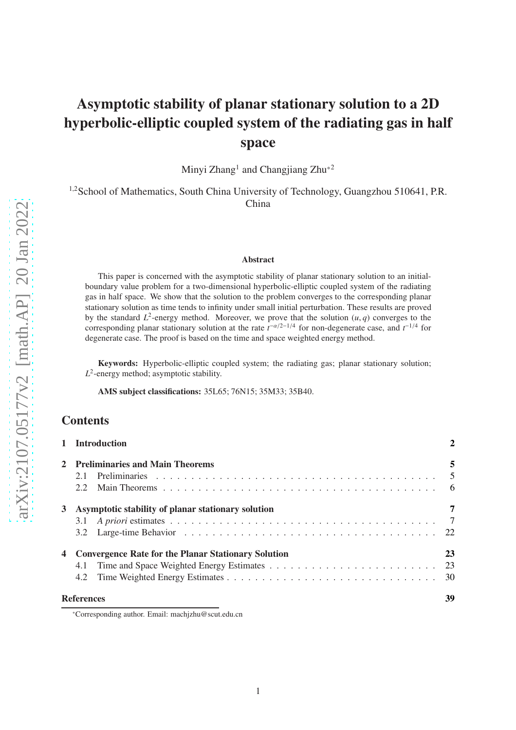# Asymptotic stability of planar stationary solution to a 2D hyperbolic-elliptic coupled system of the radiating gas in half space

Minyi Zhang[1] and Changjiang Zhu*[2]

[1,2]School of Mathematics, South China University of Technology, Guangzhou 510641, P.R. China

### Abstract

This paper is concerned with the asymptotic stability of planar stationary solution to an initial-boundary value problem for a two-dimensional hyperbolic-elliptic coupled system of the radiating gas in half space. We show that the solution to the problem converges to the corresponding planar stationary solution as time tends to infinity under small initial perturbation. These results are proved by the standard $L^2$-energy method. Moreover, we prove that the solution $(u, q)$ converges to the corresponding planar stationary solution at the rate $t^{-\alpha/2-1/4}$ for non-degenerate case, and $t^{-1/4}$ for degenerate case. The proof is based on the time and space weighted energy method.

**Keywords:** Hyperbolic-elliptic coupled system; the radiating gas; planar stationary solution; $L^2$-energy method; asymptotic stability.

**AMS subject classifications:** 35L65; 76N15; 35M33; 35B40.

## Contents

**1 Introduction** — 2

**2 Preliminaries and Main Theorems** — 5
- 2.1 Preliminaries — 5
- 2.2 Main Theorems — 6

**3 Asymptotic stability of planar stationary solution** — 7
- 3.1 *A priori* estimates — 7
- 3.2 Large-time Behavior — 22

**4 Convergence Rate for the Planar Stationary Solution** — 23
- 4.1 Time and Space Weighted Energy Estimates — 23
- 4.2 Time Weighted Energy Estimates — 30

**References** — 39

*Corresponding author. Email: machjzhu@scut.edu.cn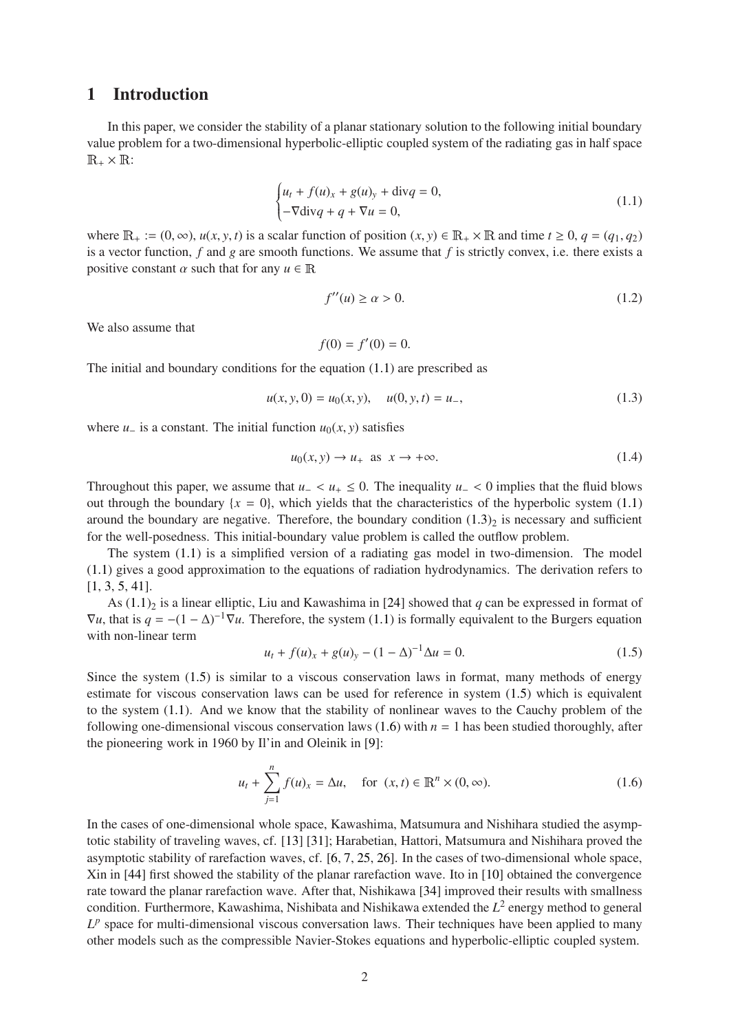# 1 Introduction

In this paper, we consider the stability of a planar stationary solution to the following initial boundary value problem for a two-dimensional hyperbolic-elliptic coupled system of the radiating gas in half space $\mathbb{R}_+ \times \mathbb{R}$:

$$
\begin{cases}
u_t + f(u)_x + g(u)_y + \operatorname{div} q = 0, \\
-\nabla \operatorname{div} q + q + \nabla u = 0,
\end{cases}
\tag{1.1}
$$

where $\mathbb{R}_+ := (0, \infty)$, $u(x, y, t)$ is a scalar function of position $(x, y) \in \mathbb{R}_+ \times \mathbb{R}$ and time $t \geq 0$, $q = (q_1, q_2)$ is a vector function, $f$ and $g$ are smooth functions. We assume that $f$ is strictly convex, i.e. there exists a positive constant $\alpha$ such that for any $u \in \mathbb{R}$

$$
f''(u) \geq \alpha > 0. \tag{1.2}
$$

We also assume that

$$
f(0) = f'(0) = 0.
$$

The initial and boundary conditions for the equation (1.1) are prescribed as

$$
u(x, y, 0) = u_0(x, y), \quad u(0, y, t) = u_-, \tag{1.3}
$$

where $u_-$ is a constant. The initial function $u_0(x, y)$ satisfies

$$
u_0(x, y) \to u_+ \text{ as } x \to +\infty. \tag{1.4}
$$

Throughout this paper, we assume that $u_- < u_+ \leq 0$. The inequality $u_- < 0$ implies that the fluid blows out through the boundary $\{x = 0\}$, which yields that the characteristics of the hyperbolic system (1.1) around the boundary are negative. Therefore, the boundary condition $(1.3)_2$ is necessary and sufficient for the well-posedness. This initial-boundary value problem is called the outflow problem.

The system (1.1) is a simplified version of a radiating gas model in two-dimension. The model (1.1) gives a good approximation to the equations of radiation hydrodynamics. The derivation refers to [1, 3, 5, 41].

As $(1.1)_2$ is a linear elliptic, Liu and Kawashima in [24] showed that $q$ can be expressed in format of $\nabla u$, that is $q = -(1 - \Delta)^{-1} \nabla u$. Therefore, the system (1.1) is formally equivalent to the Burgers equation with non-linear term

$$
u_t + f(u)_x + g(u)_y - (1 - \Delta)^{-1} \Delta u = 0. \tag{1.5}
$$

Since the system (1.5) is similar to a viscous conservation laws in format, many methods of energy estimate for viscous conservation laws can be used for reference in system (1.5) which is equivalent to the system (1.1). And we know that the stability of nonlinear waves to the Cauchy problem of the following one-dimensional viscous conservation laws (1.6) with $n = 1$ has been studied thoroughly, after the pioneering work in 1960 by Il'in and Oleinik in [9]:

$$
u_t + \sum_{j=1}^{n} f(u)_x = \Delta u, \quad \text{for } (x, t) \in \mathbb{R}^n \times (0, \infty). \tag{1.6}
$$

In the cases of one-dimensional whole space, Kawashima, Matsumura and Nishihara studied the asymptotic stability of traveling waves, cf. [13] [31]; Harabetian, Hattori, Matsumura and Nishihara proved the asymptotic stability of rarefaction waves, cf. [6, 7, 25, 26]. In the cases of two-dimensional whole space, Xin in [44] first showed the stability of the planar rarefaction wave. Ito in [10] obtained the convergence rate toward the planar rarefaction wave. After that, Nishikawa [34] improved their results with smallness condition. Furthermore, Kawashima, Nishibata and Nishikawa extended the $L^2$ energy method to general $L^p$ space for multi-dimensional viscous conversation laws. Their techniques have been applied to many other models such as the compressible Navier-Stokes equations and hyperbolic-elliptic coupled system.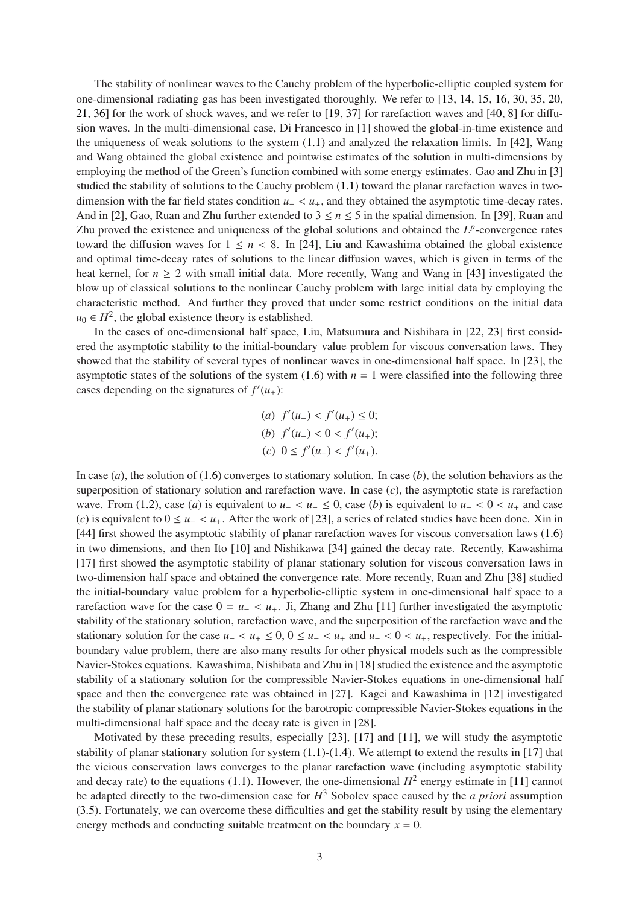The stability of nonlinear waves to the Cauchy problem of the hyperbolic-elliptic coupled system for one-dimensional radiating gas has been investigated thoroughly. We refer to [13, 14, 15, 16, 30, 35, 20, 21, 36] for the work of shock waves, and we refer to [19, 37] for rarefaction waves and [40, 8] for diffusion waves. In the multi-dimensional case, Di Francesco in [1] showed the global-in-time existence and the uniqueness of weak solutions to the system (1.1) and analyzed the relaxation limits. In [42], Wang and Wang obtained the global existence and pointwise estimates of the solution in multi-dimensions by employing the method of the Green's function combined with some energy estimates. Gao and Zhu in [3] studied the stability of solutions to the Cauchy problem (1.1) toward the planar rarefaction waves in two-dimension with the far field states condition $u_- < u_+$, and they obtained the asymptotic time-decay rates. And in [2], Gao, Ruan and Zhu further extended to $3 \leq n \leq 5$ in the spatial dimension. In [39], Ruan and Zhu proved the existence and uniqueness of the global solutions and obtained the $L^p$-convergence rates toward the diffusion waves for $1 \leq n < 8$. In [24], Liu and Kawashima obtained the global existence and optimal time-decay rates of solutions to the linear diffusion waves, which is given in terms of the heat kernel, for $n \geq 2$ with small initial data. More recently, Wang and Wang in [43] investigated the blow up of classical solutions to the nonlinear Cauchy problem with large initial data by employing the characteristic method. And further they proved that under some restrict conditions on the initial data $u_0 \in H^2$, the global existence theory is established.

In the cases of one-dimensional half space, Liu, Matsumura and Nishihara in [22, 23] first considered the asymptotic stability to the initial-boundary value problem for viscous conversation laws. They showed that the stability of several types of nonlinear waves in one-dimensional half space. In [23], the asymptotic states of the solutions of the system (1.6) with $n = 1$ were classified into the following three cases depending on the signatures of $f'(u_\pm)$:

$$
\begin{aligned}
&(a)\ \ f'(u_-) < f'(u_+) \leq 0;\\
&(b)\ \ f'(u_-) < 0 < f'(u_+);\\
&(c)\ \ 0 \leq f'(u_-) < f'(u_+).
\end{aligned}
$$

In case $(a)$, the solution of (1.6) converges to stationary solution. In case $(b)$, the solution behaviors as the superposition of stationary solution and rarefaction wave. In case $(c)$, the asymptotic state is rarefaction wave. From (1.2), case $(a)$ is equivalent to $u_- < u_+ \leq 0$, case $(b)$ is equivalent to $u_- < 0 < u_+$ and case $(c)$ is equivalent to $0 \leq u_- < u_+$. After the work of [23], a series of related studies have been done. Xin in [44] first showed the asymptotic stability of planar rarefaction waves for viscous conversation laws (1.6) in two dimensions, and then Ito [10] and Nishikawa [34] gained the decay rate. Recently, Kawashima [17] first showed the asymptotic stability of planar stationary solution for viscous conversation laws in two-dimension half space and obtained the convergence rate. More recently, Ruan and Zhu [38] studied the initial-boundary value problem for a hyperbolic-elliptic system in one-dimensional half space to a rarefaction wave for the case $0 = u_- < u_+$. Ji, Zhang and Zhu [11] further investigated the asymptotic stability of the stationary solution, rarefaction wave, and the superposition of the rarefaction wave and the stationary solution for the case $u_- < u_+ \leq 0$, $0 \leq u_- < u_+$ and $u_- < 0 < u_+$, respectively. For the initial-boundary value problem, there are also many results for other physical models such as the compressible Navier-Stokes equations. Kawashima, Nishibata and Zhu in [18] studied the existence and the asymptotic stability of a stationary solution for the compressible Navier-Stokes equations in one-dimensional half space and then the convergence rate was obtained in [27]. Kagei and Kawashima in [12] investigated the stability of planar stationary solutions for the barotropic compressible Navier-Stokes equations in the multi-dimensional half space and the decay rate is given in [28].

Motivated by these preceding results, especially [23], [17] and [11], we will study the asymptotic stability of planar stationary solution for system (1.1)-(1.4). We attempt to extend the results in [17] that the vicious conservation laws converges to the planar rarefaction wave (including asymptotic stability and decay rate) to the equations (1.1). However, the one-dimensional $H^2$ energy estimate in [11] cannot be adapted directly to the two-dimension case for $H^3$ Sobolev space caused by the *a priori* assumption (3.5). Fortunately, we can overcome these difficulties and get the stability result by using the elementary energy methods and conducting suitable treatment on the boundary $x = 0$.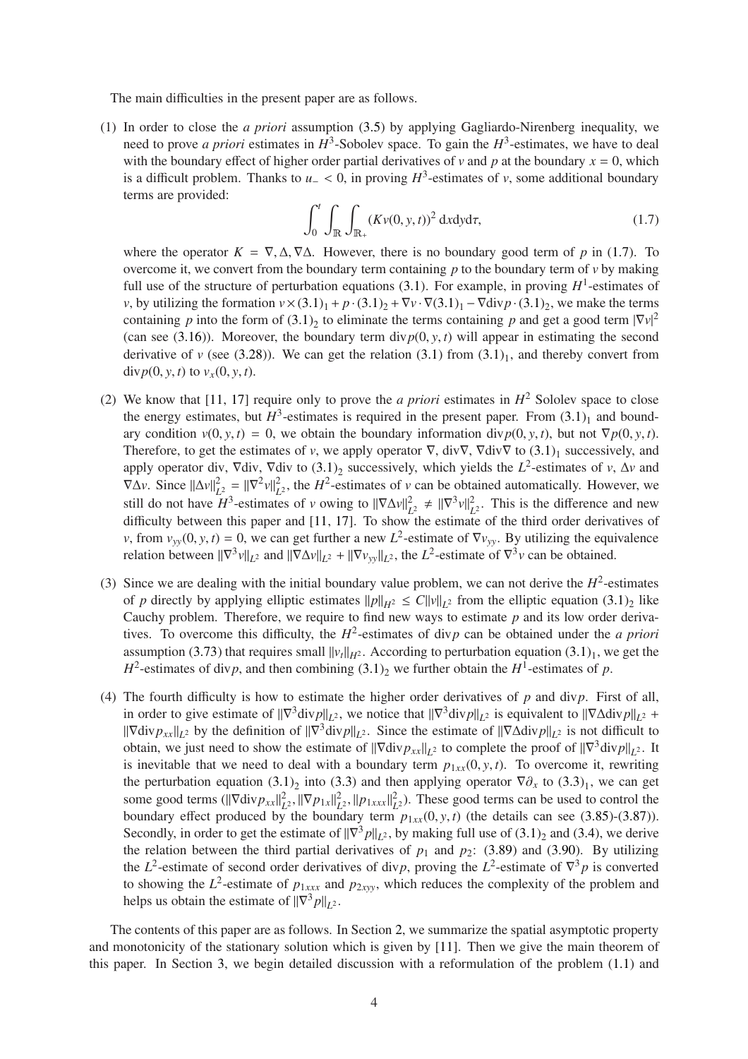The main difficulties in the present paper are as follows.

(1) In order to close the *a priori* assumption (3.5) by applying Gagliardo-Nirenberg inequality, we need to prove *a priori* estimates in $H^3$-Sobolev space. To gain the $H^3$-estimates, we have to deal with the boundary effect of higher order partial derivatives of $v$ and $p$ at the boundary $x = 0$, which is a difficult problem. Thanks to $u_- < 0$, in proving $H^3$-estimates of $v$, some additional boundary terms are provided:

$$\int_0^t \int_{\mathbb{R}} \int_{\mathbb{R}_+} (Kv(0, y, t))^2 \, \mathrm{d}x\mathrm{d}y\mathrm{d}\tau, \tag{1.7}$$

where the operator $K = \nabla, \Delta, \nabla\Delta$. However, there is no boundary good term of $p$ in (1.7). To overcome it, we convert from the boundary term containing $p$ to the boundary term of $v$ by making full use of the structure of perturbation equations (3.1). For example, in proving $H^1$-estimates of $v$, by utilizing the formation $v \times (3.1)_1 + p \cdot (3.1)_2 + \nabla v \cdot \nabla(3.1)_1 - \nabla \mathrm{div} p \cdot (3.1)_2$, we make the terms containing $p$ into the form of $(3.1)_2$ to eliminate the terms containing $p$ and get a good term $|\nabla v|^2$ (can see (3.16)). Moreover, the boundary term $\mathrm{div} p(0, y, t)$ will appear in estimating the second derivative of $v$ (see (3.28)). We can get the relation (3.1) from $(3.1)_1$, and thereby convert from $\mathrm{div} p(0, y, t)$ to $v_x(0, y, t)$.

(2) We know that [11, 17] require only to prove the *a priori* estimates in $H^2$ Sololev space to close the energy estimates, but $H^3$-estimates is required in the present paper. From $(3.1)_1$ and boundary condition $v(0, y, t) = 0$, we obtain the boundary information $\mathrm{div} p(0, y, t)$, but not $\nabla p(0, y, t)$. Therefore, to get the estimates of $v$, we apply operator $\nabla$, $\mathrm{div}\nabla$, $\nabla\mathrm{div}\nabla$ to $(3.1)_1$ successively, and apply operator div, $\nabla$div, $\nabla$div to $(3.1)_2$ successively, which yields the $L^2$-estimates of $v$, $\Delta v$ and $\nabla\Delta v$. Since $\|\Delta v\|_{L^2}^2 = \|\nabla^2 v\|_{L^2}^2$, the $H^2$-estimates of $v$ can be obtained automatically. However, we still do not have $H^3$-estimates of $v$ owing to $\|\nabla\Delta v\|_{L^2}^2 \neq \|\nabla^3 v\|_{L^2}^2$. This is the difference and new difficulty between this paper and [11, 17]. To show the estimate of the third order derivatives of $v$, from $v_{yy}(0, y, t) = 0$, we can get further a new $L^2$-estimate of $\nabla v_{yy}$. By utilizing the equivalence relation between $\|\nabla^3 v\|_{L^2}$ and $\|\nabla\Delta v\|_{L^2} + \|\nabla v_{yy}\|_{L^2}$, the $L^2$-estimate of $\nabla^3 v$ can be obtained.

(3) Since we are dealing with the initial boundary value problem, we can not derive the $H^2$-estimates of $p$ directly by applying elliptic estimates $\|p\|_{H^2} \leq C\|v\|_{L^2}$ from the elliptic equation $(3.1)_2$ like Cauchy problem. Therefore, we require to find new ways to estimate $p$ and its low order derivatives. To overcome this difficulty, the $H^2$-estimates of $\mathrm{div} p$ can be obtained under the *a priori* assumption (3.73) that requires small $\|v_t\|_{H^2}$. According to perturbation equation $(3.1)_1$, we get the $H^2$-estimates of $\mathrm{div} p$, and then combining $(3.1)_2$ we further obtain the $H^1$-estimates of $p$.

(4) The fourth difficulty is how to estimate the higher order derivatives of $p$ and $\mathrm{div} p$. First of all, in order to give estimate of $\|\nabla^3 \mathrm{div} p\|_{L^2}$, we notice that $\|\nabla^3 \mathrm{div} p\|_{L^2}$ is equivalent to $\|\nabla\Delta \mathrm{div} p\|_{L^2} + \|\nabla \mathrm{div} p_{xx}\|_{L^2}$ by the definition of $\|\nabla^3 \mathrm{div} p\|_{L^2}$. Since the estimate of $\|\nabla\Delta \mathrm{div} p\|_{L^2}$ is not difficult to obtain, we just need to show the estimate of $\|\nabla \mathrm{div} p_{xx}\|_{L^2}$ to complete the proof of $\|\nabla^3 \mathrm{div} p\|_{L^2}$. It is inevitable that we need to deal with a boundary term $p_{1xx}(0, y, t)$. To overcome it, rewriting the perturbation equation $(3.1)_2$ into (3.3) and then applying operator $\nabla\partial_x$ to $(3.3)_1$, we can get some good terms ($\|\nabla \mathrm{div} p_{xx}\|_{L^2}^2, \|\nabla p_{1x}\|_{L^2}^2, \|p_{1xxx}\|_{L^2}^2$). These good terms can be used to control the boundary effect produced by the boundary term $p_{1xx}(0, y, t)$ (the details can see (3.85)-(3.87)). Secondly, in order to get the estimate of $\|\nabla^3 p\|_{L^2}$, by making full use of $(3.1)_2$ and (3.4), we derive the relation between the third partial derivatives of $p_1$ and $p_2$: (3.89) and (3.90). By utilizing the $L^2$-estimate of second order derivatives of $\mathrm{div} p$, proving the $L^2$-estimate of $\nabla^3 p$ is converted to showing the $L^2$-estimate of $p_{1xxx}$ and $p_{2xyy}$, which reduces the complexity of the problem and helps us obtain the estimate of $\|\nabla^3 p\|_{L^2}$.

The contents of this paper are as follows. In Section 2, we summarize the spatial asymptotic property and monotonicity of the stationary solution which is given by [11]. Then we give the main theorem of this paper. In Section 3, we begin detailed discussion with a reformulation of the problem (1.1) and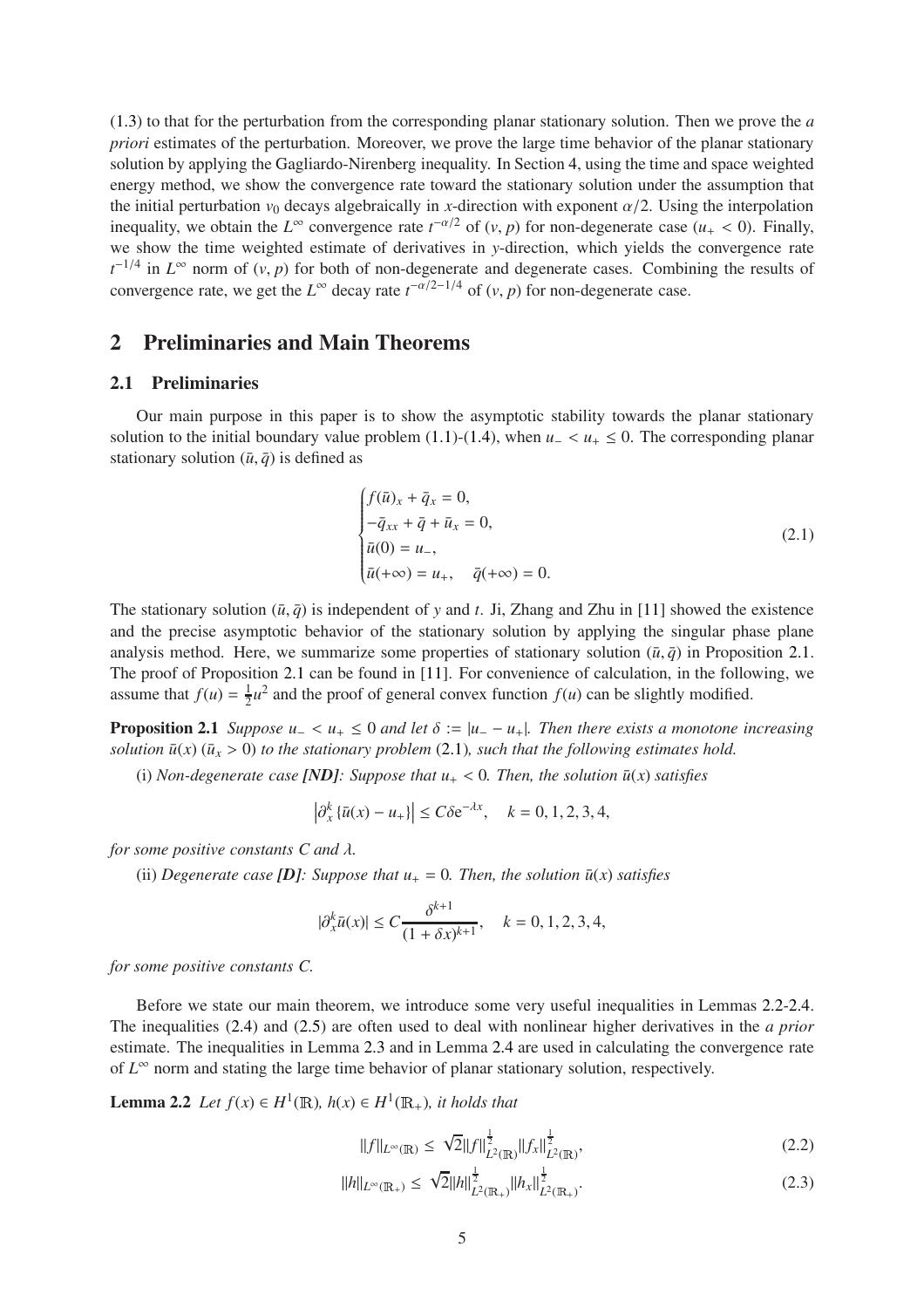(1.3) to that for the perturbation from the corresponding planar stationary solution. Then we prove the *a priori* estimates of the perturbation. Moreover, we prove the large time behavior of the planar stationary solution by applying the Gagliardo-Nirenberg inequality. In Section 4, using the time and space weighted energy method, we show the convergence rate toward the stationary solution under the assumption that the initial perturbation $v_0$ decays algebraically in $x$-direction with exponent $\alpha/2$. Using the interpolation inequality, we obtain the $L^\infty$ convergence rate $t^{-\alpha/2}$ of $(v, p)$ for non-degenerate case ($u_+ < 0$). Finally, we show the time weighted estimate of derivatives in $y$-direction, which yields the convergence rate $t^{-1/4}$ in $L^\infty$ norm of $(v, p)$ for both of non-degenerate and degenerate cases. Combining the results of convergence rate, we get the $L^\infty$ decay rate $t^{-\alpha/2-1/4}$ of $(v, p)$ for non-degenerate case.

## 2 Preliminaries and Main Theorems

### 2.1 Preliminaries

Our main purpose in this paper is to show the asymptotic stability towards the planar stationary solution to the initial boundary value problem (1.1)-(1.4), when $u_- < u_+ \leq 0$. The corresponding planar stationary solution $(\bar{u}, \bar{q})$ is defined as

$$
\begin{cases}
f(\bar{u})_x + \bar{q}_x = 0, \\
-\bar{q}_{xx} + \bar{q} + \bar{u}_x = 0, \\
\bar{u}(0) = u_-, \\
\bar{u}(+\infty) = u_+, \quad \bar{q}(+\infty) = 0.
\end{cases}
\tag{2.1}
$$

The stationary solution $(\bar{u}, \bar{q})$ is independent of $y$ and $t$. Ji, Zhang and Zhu in [11] showed the existence and the precise asymptotic behavior of the stationary solution by applying the singular phase plane analysis method. Here, we summarize some properties of stationary solution $(\bar{u}, \bar{q})$ in Proposition 2.1. The proof of Proposition 2.1 can be found in [11]. For convenience of calculation, in the following, we assume that $f(u) = \frac{1}{2}u^2$ and the proof of general convex function $f(u)$ can be slightly modified.

**Proposition 2.1** *Suppose $u_- < u_+ \leq 0$ and let $\delta := |u_- - u_+|$. Then there exists a monotone increasing solution $\bar{u}(x)$ ($\bar{u}_x > 0$) to the stationary problem* (2.1)*, such that the following estimates hold.*

(i) *Non-degenerate case **[ND]**: Suppose that $u_+ < 0$. Then, the solution $\bar{u}(x)$ satisfies*

$$
\left|\partial_x^k \{\bar{u}(x) - u_+\}\right| \leq C\delta \mathrm{e}^{-\lambda x}, \quad k = 0, 1, 2, 3, 4,
$$

*for some positive constants $C$ and $\lambda$.*

(ii) *Degenerate case **[D]**: Suppose that $u_+ = 0$. Then, the solution $\bar{u}(x)$ satisfies*

$$
|\partial_x^k \bar{u}(x)| \leq C \frac{\delta^{k+1}}{(1 + \delta x)^{k+1}}, \quad k = 0, 1, 2, 3, 4,
$$

*for some positive constants $C$.*

Before we state our main theorem, we introduce some very useful inequalities in Lemmas 2.2-2.4. The inequalities (2.4) and (2.5) are often used to deal with nonlinear higher derivatives in the *a prior* estimate. The inequalities in Lemma 2.3 and in Lemma 2.4 are used in calculating the convergence rate of $L^\infty$ norm and stating the large time behavior of planar stationary solution, respectively.

**Lemma 2.2** *Let $f(x) \in H^1(\mathbb{R})$, $h(x) \in H^1(\mathbb{R}_+)$, it holds that*

$$
\|f\|_{L^\infty(\mathbb{R})} \leq \sqrt{2}\|f\|_{L^2(\mathbb{R})}^{\frac{1}{2}}\|f_x\|_{L^2(\mathbb{R})}^{\frac{1}{2}},
\tag{2.2}
$$

$$
\|h\|_{L^\infty(\mathbb{R}_+)} \leq \sqrt{2}\|h\|_{L^2(\mathbb{R}_+)}^{\frac{1}{2}}\|h_x\|_{L^2(\mathbb{R}_+)}^{\frac{1}{2}}.
\tag{2.3}
$$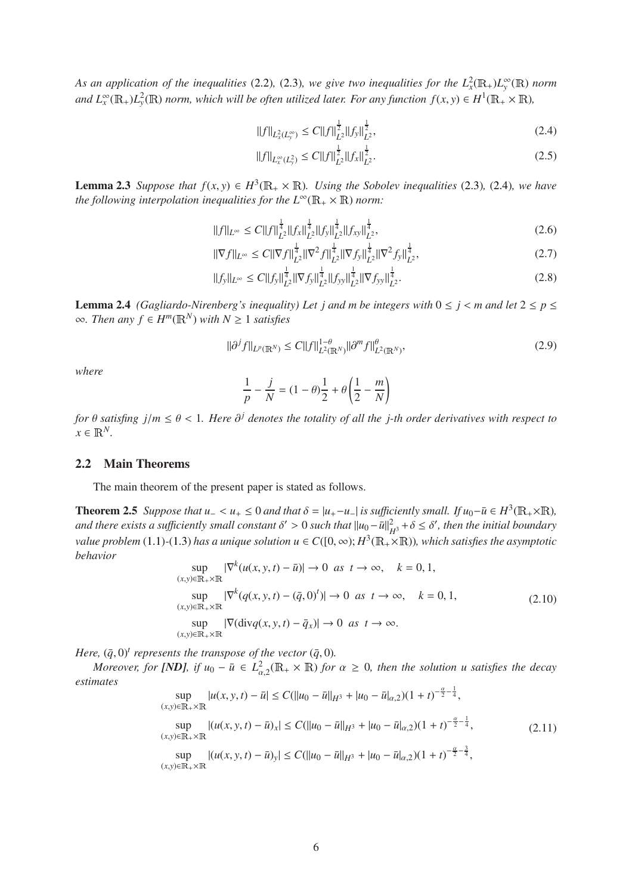*As an application of the inequalities* (2.2)*,* (2.3)*, we give two inequalities for the $L^2_x(\mathbb{R}_+)L^\infty_y(\mathbb{R})$ norm and $L^\infty_x(\mathbb{R}_+)L^2_y(\mathbb{R})$ norm, which will be often utilized later. For any function $f(x,y) \in H^1(\mathbb{R}_+ \times \mathbb{R})$,*

$$\|f\|_{L^2_x(L^\infty_y)} \le C\|f\|^{\frac{1}{2}}_{L^2}\|f_y\|^{\frac{1}{2}}_{L^2}, \tag{2.4}$$

$$\|f\|_{L^\infty_x(L^2_y)} \le C\|f\|^{\frac{1}{2}}_{L^2}\|f_x\|^{\frac{1}{2}}_{L^2}. \tag{2.5}$$

**Lemma 2.3** *Suppose that $f(x,y) \in H^3(\mathbb{R}_+ \times \mathbb{R})$. Using the Sobolev inequalities* (2.3)*,* (2.4)*, we have the following interpolation inequalities for the $L^\infty(\mathbb{R}_+ \times \mathbb{R})$ norm:*

$$\|f\|_{L^\infty} \le C\|f\|^{\frac{1}{4}}_{L^2}\|f_x\|^{\frac{1}{4}}_{L^2}\|f_y\|^{\frac{1}{4}}_{L^2}\|f_{xy}\|^{\frac{1}{4}}_{L^2}, \tag{2.6}$$

$$\|\nabla f\|_{L^\infty} \le C\|\nabla f\|^{\frac{1}{4}}_{L^2}\|\nabla^2 f\|^{\frac{1}{4}}_{L^2}\|\nabla f_y\|^{\frac{1}{4}}_{L^2}\|\nabla^2 f_y\|^{\frac{1}{4}}_{L^2}, \tag{2.7}$$

$$\|f_y\|_{L^\infty} \le C\|f_y\|^{\frac{1}{4}}_{L^2}\|\nabla f_y\|^{\frac{1}{4}}_{L^2}\|f_{yy}\|^{\frac{1}{4}}_{L^2}\|\nabla f_{yy}\|^{\frac{1}{4}}_{L^2}. \tag{2.8}$$

**Lemma 2.4** *(Gagliardo-Nirenberg's inequality) Let $j$ and $m$ be integers with $0 \le j < m$ and let $2 \le p \le \infty$. Then any $f \in H^m(\mathbb{R}^N)$ with $N \ge 1$ satisfies*

$$\|\partial^j f\|_{L^p(\mathbb{R}^N)} \le C\|f\|^{1-\theta}_{L^2(\mathbb{R}^N)}\|\partial^m f\|^{\theta}_{L^2(\mathbb{R}^N)}, \tag{2.9}$$

*where*

$$\frac{1}{p} - \frac{j}{N} = (1-\theta)\frac{1}{2} + \theta\left(\frac{1}{2} - \frac{m}{N}\right)$$

*for $\theta$ satisfing $j/m \le \theta < 1$. Here $\partial^j$ denotes the totality of all the $j$-th order derivatives with respect to $x \in \mathbb{R}^N$.*

## 2.2 Main Theorems

The main theorem of the present paper is stated as follows.

**Theorem 2.5** *Suppose that $u_- < u_+ \le 0$ and that $\delta = |u_+ - u_-|$ is sufficiently small. If $u_0 - \bar{u} \in H^3(\mathbb{R}_+ \times \mathbb{R})$, and there exists a sufficiently small constant $\delta' > 0$ such that $\|u_0 - \bar{u}\|^2_{H^3} + \delta \le \delta'$, then the initial boundary value problem* (1.1)-(1.3) *has a unique solution $u \in C([0,\infty); H^3(\mathbb{R}_+ \times \mathbb{R}))$, which satisfies the asymptotic behavior*

$$\begin{aligned}
&\sup_{(x,y)\in\mathbb{R}_+\times\mathbb{R}} |\nabla^k(u(x,y,t) - \bar{u})| \to 0 \;\; as \;\; t \to \infty, \quad k = 0, 1, \\
&\sup_{(x,y)\in\mathbb{R}_+\times\mathbb{R}} |\nabla^k(q(x,y,t) - (\bar{q},0)^t)| \to 0 \;\; as \;\; t \to \infty, \quad k = 0, 1, \\
&\sup_{(x,y)\in\mathbb{R}_+\times\mathbb{R}} |\nabla(\mathrm{div} q(x,y,t) - \bar{q}_x)| \to 0 \;\; as \;\; t \to \infty.
\end{aligned} \tag{2.10}$$

*Here, $(\bar{q}, 0)^t$ represents the transpose of the vector $(\bar{q}, 0)$.*

*Moreover, for **[ND]**, if $u_0 - \bar{u} \in L^2_{\alpha,2}(\mathbb{R}_+ \times \mathbb{R})$ for $\alpha \ge 0$, then the solution $u$ satisfies the decay estimates*

$$\begin{aligned}
&\sup_{(x,y)\in\mathbb{R}_+\times\mathbb{R}} |u(x,y,t) - \bar{u}| \le C(\|u_0 - \bar{u}\|_{H^3} + |u_0 - \bar{u}|_{\alpha,2})(1+t)^{-\frac{\alpha}{2}-\frac{1}{4}}, \\
&\sup_{(x,y)\in\mathbb{R}_+\times\mathbb{R}} |(u(x,y,t) - \bar{u})_x| \le C(\|u_0 - \bar{u}\|_{H^3} + |u_0 - \bar{u}|_{\alpha,2})(1+t)^{-\frac{\alpha}{2}-\frac{1}{4}}, \\
&\sup_{(x,y)\in\mathbb{R}_+\times\mathbb{R}} |(u(x,y,t) - \bar{u})_y| \le C(\|u_0 - \bar{u}\|_{H^3} + |u_0 - \bar{u}|_{\alpha,2})(1+t)^{-\frac{\alpha}{2}-\frac{3}{4}},
\end{aligned} \tag{2.11}$$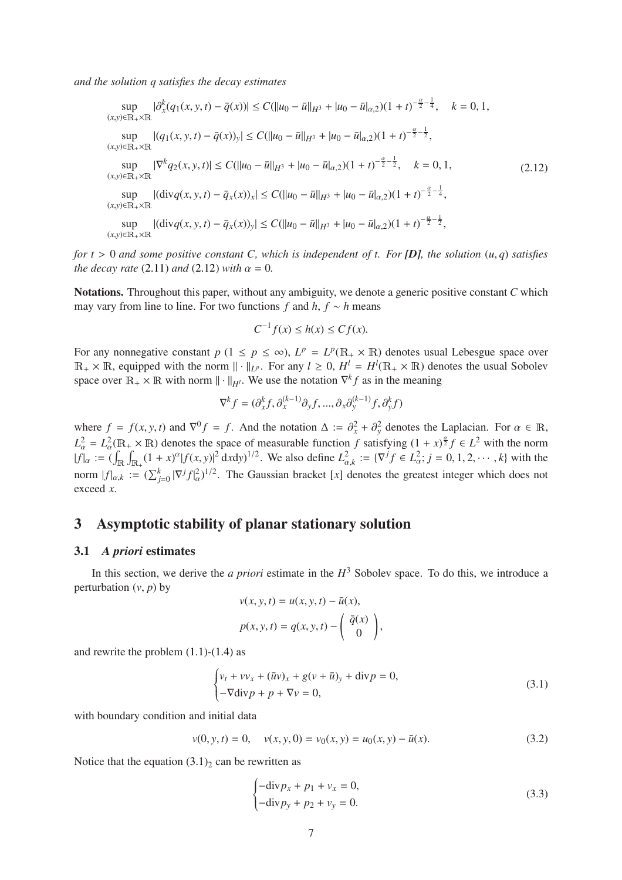*and the solution $q$ satisfies the decay estimates*

$$
\begin{aligned}
&\sup_{(x,y)\in\mathbb{R}_+\times\mathbb{R}} |\partial_x^k(q_1(x,y,t)-\bar{q}(x))| \le C(\|u_0-\bar{u}\|_{H^3}+|u_0-\bar{u}|_{\alpha,2})(1+t)^{-\frac{\alpha}{2}-\frac{1}{4}}, \quad k=0,1,\\
&\sup_{(x,y)\in\mathbb{R}_+\times\mathbb{R}} |(q_1(x,y,t)-\bar{q}(x))_y| \le C(\|u_0-\bar{u}\|_{H^3}+|u_0-\bar{u}|_{\alpha,2})(1+t)^{-\frac{\alpha}{2}-\frac{1}{2}},\\
&\sup_{(x,y)\in\mathbb{R}_+\times\mathbb{R}} |\nabla^k q_2(x,y,t)| \le C(\|u_0-\bar{u}\|_{H^3}+|u_0-\bar{u}|_{\alpha,2})(1+t)^{-\frac{\alpha}{2}-\frac{1}{2}}, \quad k=0,1,\\
&\sup_{(x,y)\in\mathbb{R}_+\times\mathbb{R}} |(\mathrm{div}q(x,y,t)-\bar{q}_x(x))_x| \le C(\|u_0-\bar{u}\|_{H^3}+|u_0-\bar{u}|_{\alpha,2})(1+t)^{-\frac{\alpha}{2}-\frac{1}{4}},\\
&\sup_{(x,y)\in\mathbb{R}_+\times\mathbb{R}} |(\mathrm{div}q(x,y,t)-\bar{q}_x(x))_y| \le C(\|u_0-\bar{u}\|_{H^3}+|u_0-\bar{u}|_{\alpha,2})(1+t)^{-\frac{\alpha}{2}-\frac{1}{2}},
\end{aligned}
\tag{2.12}
$$

*for $t>0$ and some positive constant $C$, which is independent of $t$. For **[D]**, the solution $(u,q)$ satisfies the decay rate* (2.11) *and* (2.12) *with $\alpha=0$.*

**Notations.** Throughout this paper, without any ambiguity, we denote a generic positive constant $C$ which may vary from line to line. For two functions $f$ and $h$, $f\sim h$ means

$$C^{-1}f(x)\le h(x)\le Cf(x).$$

For any nonnegative constant $p$ ($1\le p\le\infty$), $L^p=L^p(\mathbb{R}_+\times\mathbb{R})$ denotes usual Lebesgue space over $\mathbb{R}_+\times\mathbb{R}$, equipped with the norm $\|\cdot\|_{L^p}$. For any $l\ge 0$, $H^l=H^l(\mathbb{R}_+\times\mathbb{R})$ denotes the usual Sobolev space over $\mathbb{R}_+\times\mathbb{R}$ with norm $\|\cdot\|_{H^l}$. We use the notation $\nabla^k f$ as in the meaning

$$\nabla^k f=(\partial_x^k f,\partial_x^{(k-1)}\partial_y f,...,\partial_x\partial_y^{(k-1)}f,\partial_y^k f)$$

where $f=f(x,y,t)$ and $\nabla^0 f=f$. And the notation $\Delta:=\partial_x^2+\partial_y^2$ denotes the Laplacian. For $\alpha\in\mathbb{R}$, $L^2_\alpha=L^2_\alpha(\mathbb{R}_+\times\mathbb{R})$ denotes the space of measurable function $f$ satisfying $(1+x)^{\frac{\alpha}{2}}f\in L^2$ with the norm $|f|_\alpha:=(\int_{\mathbb{R}}\int_{\mathbb{R}_+}(1+x)^\alpha|f(x,y)|^2\,\mathrm{d}x\mathrm{d}y)^{1/2}$. We also define $L^2_{\alpha,k}:=\{\nabla^j f\in L^2_\alpha;\ j=0,1,2,\cdots,k\}$ with the norm $|f|_{\alpha,k}:=(\sum_{j=0}^k|\nabla^j f|_\alpha^2)^{1/2}$. The Gaussian bracket $[x]$ denotes the greatest integer which does not exceed $x$.

## 3 Asymptotic stability of planar stationary solution

### 3.1 *A priori* estimates

In this section, we derive the *a priori* estimate in the $H^3$ Sobolev space. To do this, we introduce a perturbation $(v,p)$ by

$$
\begin{aligned}
&v(x,y,t)=u(x,y,t)-\bar{u}(x),\\
&p(x,y,t)=q(x,y,t)-\begin{pmatrix}\bar{q}(x)\\0\end{pmatrix},
\end{aligned}
$$

and rewrite the problem (1.1)-(1.4) as

$$
\begin{cases}
v_t+vv_x+(\bar{u}v)_x+g(v+\bar{u})_y+\mathrm{div}p=0,\\
-\nabla\mathrm{div}p+p+\nabla v=0,
\end{cases}
\tag{3.1}
$$

with boundary condition and initial data

$$v(0,y,t)=0,\quad v(x,y,0)=v_0(x,y)=u_0(x,y)-\bar{u}(x). \tag{3.2}$$

Notice that the equation $(3.1)_2$ can be rewritten as

$$
\begin{cases}
-\mathrm{div}p_x+p_1+v_x=0,\\
-\mathrm{div}p_y+p_2+v_y=0.
\end{cases}
\tag{3.3}
$$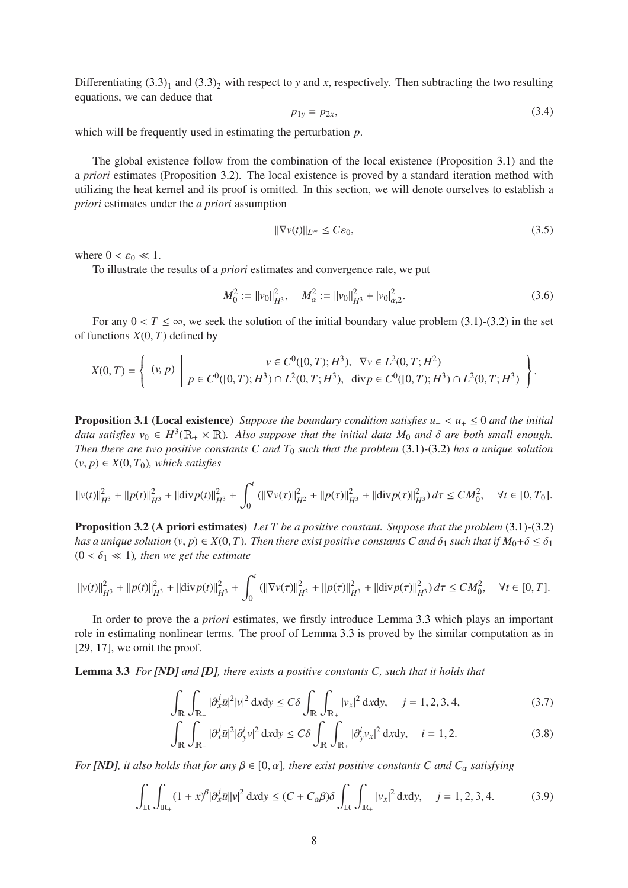Differentiating $(3.3)_1$ and $(3.3)_2$ with respect to $y$ and $x$, respectively. Then subtracting the two resulting equations, we can deduce that

$$p_{1y} = p_{2x}, \tag{3.4}$$

which will be frequently used in estimating the perturbation $p$.

The global existence follow from the combination of the local existence (Proposition 3.1) and the a *priori* estimates (Proposition 3.2). The local existence is proved by a standard iteration method with utilizing the heat kernel and its proof is omitted. In this section, we will denote ourselves to establish a *priori* estimates under the *a priori* assumption

$$\|\nabla v(t)\|_{L^\infty} \le C\varepsilon_0, \tag{3.5}$$

where $0 < \varepsilon_0 \ll 1$.

To illustrate the results of a *priori* estimates and convergence rate, we put

$$M_0^2 := \|v_0\|_{H^3}^2, \quad M_\alpha^2 := \|v_0\|_{H^3}^2 + |v_0|_{\alpha,2}^2. \tag{3.6}$$

For any $0 < T \le \infty$, we seek the solution of the initial boundary value problem (3.1)-(3.2) in the set of functions $X(0, T)$ defined by

$$X(0,T) = \left\{ (v,p) \;\middle|\; \begin{array}{c} v \in C^0([0,T); H^3), \;\; \nabla v \in L^2(0,T; H^2) \\ p \in C^0([0,T); H^3) \cap L^2(0,T; H^3), \;\; \mathrm{div} p \in C^0([0,T); H^3) \cap L^2(0,T; H^3) \end{array} \right\}.$$

**Proposition 3.1 (Local existence)** *Suppose the boundary condition satisfies $u_- < u_+ \le 0$ and the initial data satisfies $v_0 \in H^3(\mathbb{R}_+ \times \mathbb{R})$. Also suppose that the initial data $M_0$ and $\delta$ are both small enough. Then there are two positive constants $C$ and $T_0$ such that the problem* (3.1)-(3.2) *has a unique solution $(v, p) \in X(0, T_0)$, which satisfies*

$$\|v(t)\|_{H^3}^2 + \|p(t)\|_{H^3}^2 + \|\mathrm{div} p(t)\|_{H^3}^2 + \int_0^t (\|\nabla v(\tau)\|_{H^2}^2 + \|p(\tau)\|_{H^3}^2 + \|\mathrm{div} p(\tau)\|_{H^3}^2)\, d\tau \le CM_0^2, \quad \forall t \in [0, T_0].$$

**Proposition 3.2 (A priori estimates)** *Let $T$ be a positive constant. Suppose that the problem* (3.1)-(3.2) *has a unique solution $(v, p) \in X(0, T)$. Then there exist positive constants $C$ and $\delta_1$ such that if $M_0+\delta \le \delta_1$ $(0 < \delta_1 \ll 1)$, then we get the estimate*

$$\|v(t)\|_{H^3}^2 + \|p(t)\|_{H^3}^2 + \|\mathrm{div} p(t)\|_{H^3}^2 + \int_0^t (\|\nabla v(\tau)\|_{H^2}^2 + \|p(\tau)\|_{H^3}^2 + \|\mathrm{div} p(\tau)\|_{H^3}^2)\, d\tau \le CM_0^2, \quad \forall t \in [0, T].$$

In order to prove the a *priori* estimates, we firstly introduce Lemma 3.3 which plays an important role in estimating nonlinear terms. The proof of Lemma 3.3 is proved by the similar computation as in [29, 17], we omit the proof.

**Lemma 3.3** *For **[ND]** and **[D]**, there exists a positive constants $C$, such that it holds that*

$$\int_{\mathbb{R}} \int_{\mathbb{R}_+} |\partial_x^j \bar{u}|^2 |v|^2 \,\mathrm{d}x\mathrm{d}y \le C\delta \int_{\mathbb{R}} \int_{\mathbb{R}_+} |v_x|^2 \,\mathrm{d}x\mathrm{d}y, \quad j = 1, 2, 3, 4, \tag{3.7}$$

$$\int_{\mathbb{R}} \int_{\mathbb{R}_+} |\partial_x^j \bar{u}|^2 |\partial_y^i v|^2 \,\mathrm{d}x\mathrm{d}y \le C\delta \int_{\mathbb{R}} \int_{\mathbb{R}_+} |\partial_y^i v_x|^2 \,\mathrm{d}x\mathrm{d}y, \quad i = 1, 2. \tag{3.8}$$

*For **[ND]**, it also holds that for any $\beta \in [0, \alpha]$, there exist positive constants $C$ and $C_\alpha$ satisfying*

$$\int_{\mathbb{R}} \int_{\mathbb{R}_+} (1 + x)^\beta |\partial_x^j \bar{u}| |v|^2 \,\mathrm{d}x\mathrm{d}y \le (C + C_\alpha \beta)\delta \int_{\mathbb{R}} \int_{\mathbb{R}_+} |v_x|^2 \,\mathrm{d}x\mathrm{d}y, \quad j = 1, 2, 3, 4. \tag{3.9}$$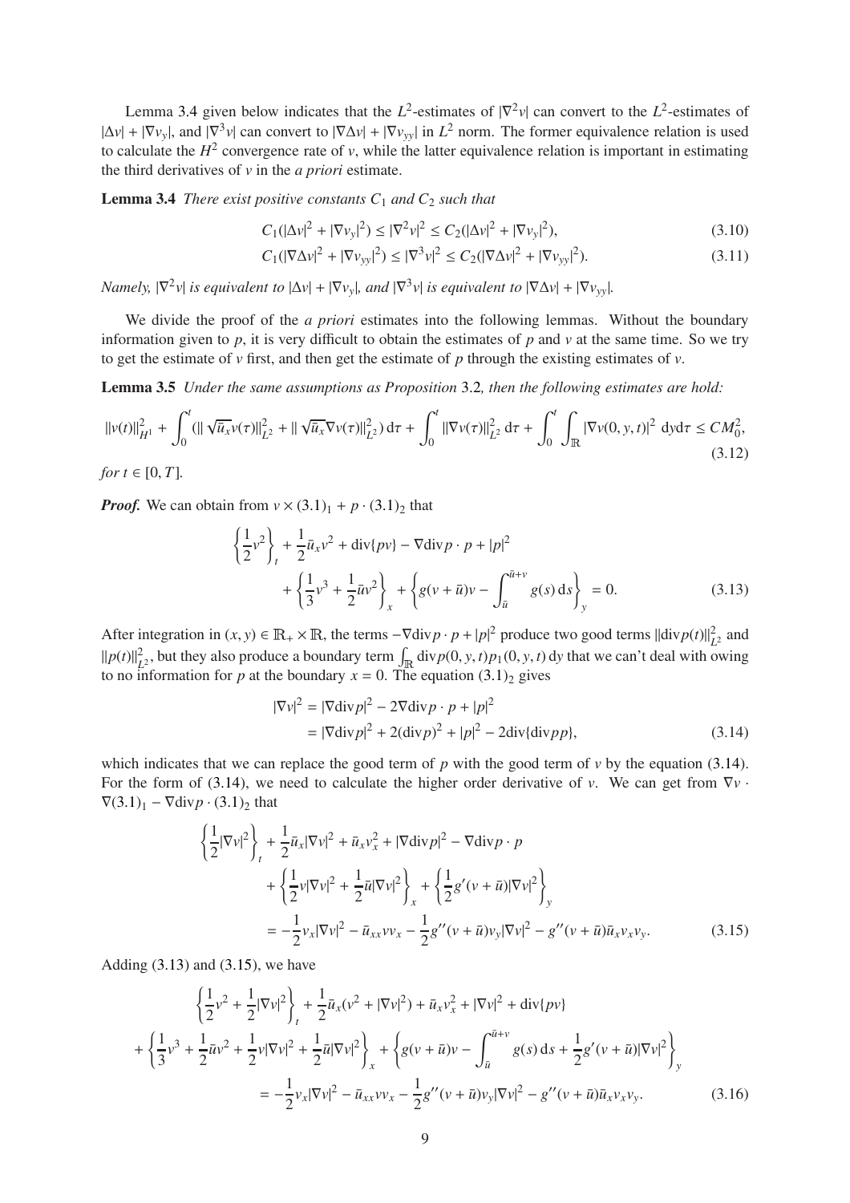Lemma 3.4 given below indicates that the $L^2$-estimates of $|\nabla^2 v|$ can convert to the $L^2$-estimates of $|\Delta v| + |\nabla v_y|$, and $|\nabla^3 v|$ can convert to $|\nabla \Delta v| + |\nabla v_{yy}|$ in $L^2$ norm. The former equivalence relation is used to calculate the $H^2$ convergence rate of $v$, while the latter equivalence relation is important in estimating the third derivatives of $v$ in the *a priori* estimate.

**Lemma 3.4** *There exist positive constants $C_1$ and $C_2$ such that*

$$C_1(|\Delta v|^2 + |\nabla v_y|^2) \leq |\nabla^2 v|^2 \leq C_2(|\Delta v|^2 + |\nabla v_y|^2), \tag{3.10}$$

$$C_1(|\nabla \Delta v|^2 + |\nabla v_{yy}|^2) \leq |\nabla^3 v|^2 \leq C_2(|\nabla \Delta v|^2 + |\nabla v_{yy}|^2). \tag{3.11}$$

*Namely, $|\nabla^2 v|$ is equivalent to $|\Delta v| + |\nabla v_y|$, and $|\nabla^3 v|$ is equivalent to $|\nabla \Delta v| + |\nabla v_{yy}|$.*

We divide the proof of the *a priori* estimates into the following lemmas. Without the boundary information given to $p$, it is very difficult to obtain the estimates of $p$ and $v$ at the same time. So we try to get the estimate of $v$ first, and then get the estimate of $p$ through the existing estimates of $v$.

**Lemma 3.5** *Under the same assumptions as Proposition* 3.2*, then the following estimates are hold:*

$$\|v(t)\|_{H^1}^2 + \int_0^t (\| \sqrt{\bar{u}_x} v(\tau)\|_{L^2}^2 + \| \sqrt{\bar{u}_x} \nabla v(\tau)\|_{L^2}^2)\, \mathrm{d}\tau + \int_0^t \|\nabla v(\tau)\|_{L^2}^2 \, \mathrm{d}\tau + \int_0^t \int_{\mathbb{R}} |\nabla v(0, y, t)|^2 \, \mathrm{d}y \mathrm{d}\tau \leq C M_0^2, \tag{3.12}$$

*for $t \in [0, T]$.*

***Proof.*** We can obtain from $v \times (3.1)_1 + p \cdot (3.1)_2$ that

$$\left\{\frac{1}{2} v^2\right\}_t + \frac{1}{2}\bar{u}_x v^2 + \operatorname{div}\{pv\} - \nabla \operatorname{div} p \cdot p + |p|^2 + \left\{\frac{1}{3} v^3 + \frac{1}{2}\bar{u} v^2\right\}_x + \left\{g(v + \bar{u})v - \int_{\bar{u}}^{\bar{u}+v} g(s)\,\mathrm{d}s\right\}_y = 0. \tag{3.13}$$

After integration in $(x, y) \in \mathbb{R}_+ \times \mathbb{R}$, the terms $-\nabla \operatorname{div} p \cdot p + |p|^2$ produce two good terms $\|\operatorname{div} p(t)\|_{L^2}^2$ and $\|p(t)\|_{L^2}^2$, but they also produce a boundary term $\int_{\mathbb{R}} \operatorname{div} p(0, y, t) p_1(0, y, t)\,\mathrm{d}y$ that we can't deal with owing to no information for $p$ at the boundary $x = 0$. The equation $(3.1)_2$ gives

$$\begin{aligned}
|\nabla v|^2 &= |\nabla \operatorname{div} p|^2 - 2\nabla \operatorname{div} p \cdot p + |p|^2 \\
&= |\nabla \operatorname{div} p|^2 + 2(\operatorname{div} p)^2 + |p|^2 - 2\operatorname{div}\{\operatorname{div} p p\},
\end{aligned} \tag{3.14}$$

which indicates that we can replace the good term of $p$ with the good term of $v$ by the equation (3.14). For the form of (3.14), we need to calculate the higher order derivative of $v$. We can get from $\nabla v \cdot \nabla (3.1)_1 - \nabla \operatorname{div} p \cdot (3.1)_2$ that

$$\begin{aligned}
&\left\{\frac{1}{2}|\nabla v|^2\right\}_t + \frac{1}{2}\bar{u}_x |\nabla v|^2 + \bar{u}_x v_x^2 + |\nabla \operatorname{div} p|^2 - \nabla \operatorname{div} p \cdot p \\
&\qquad + \left\{\frac{1}{2} v |\nabla v|^2 + \frac{1}{2}\bar{u}|\nabla v|^2\right\}_x + \left\{\frac{1}{2} g'(v + \bar{u})|\nabla v|^2\right\}_y \\
&= -\frac{1}{2} v_x |\nabla v|^2 - \bar{u}_{xx} v v_x - \frac{1}{2} g''(v + \bar{u}) v_y |\nabla v|^2 - g''(v + \bar{u})\bar{u}_x v_x v_y.
\end{aligned} \tag{3.15}$$

Adding (3.13) and (3.15), we have

$$\begin{aligned}
&\left\{\frac{1}{2} v^2 + \frac{1}{2}|\nabla v|^2\right\}_t + \frac{1}{2}\bar{u}_x (v^2 + |\nabla v|^2) + \bar{u}_x v_x^2 + |\nabla v|^2 + \operatorname{div}\{pv\} \\
&+ \left\{\frac{1}{3} v^3 + \frac{1}{2}\bar{u} v^2 + \frac{1}{2} v |\nabla v|^2 + \frac{1}{2}\bar{u}|\nabla v|^2\right\}_x + \left\{g(v + \bar{u})v - \int_{\bar{u}}^{\bar{u}+v} g(s)\,\mathrm{d}s + \frac{1}{2} g'(v + \bar{u})|\nabla v|^2\right\}_y \\
&= -\frac{1}{2} v_x |\nabla v|^2 - \bar{u}_{xx} v v_x - \frac{1}{2} g''(v + \bar{u}) v_y |\nabla v|^2 - g''(v + \bar{u})\bar{u}_x v_x v_y.
\end{aligned} \tag{3.16}$$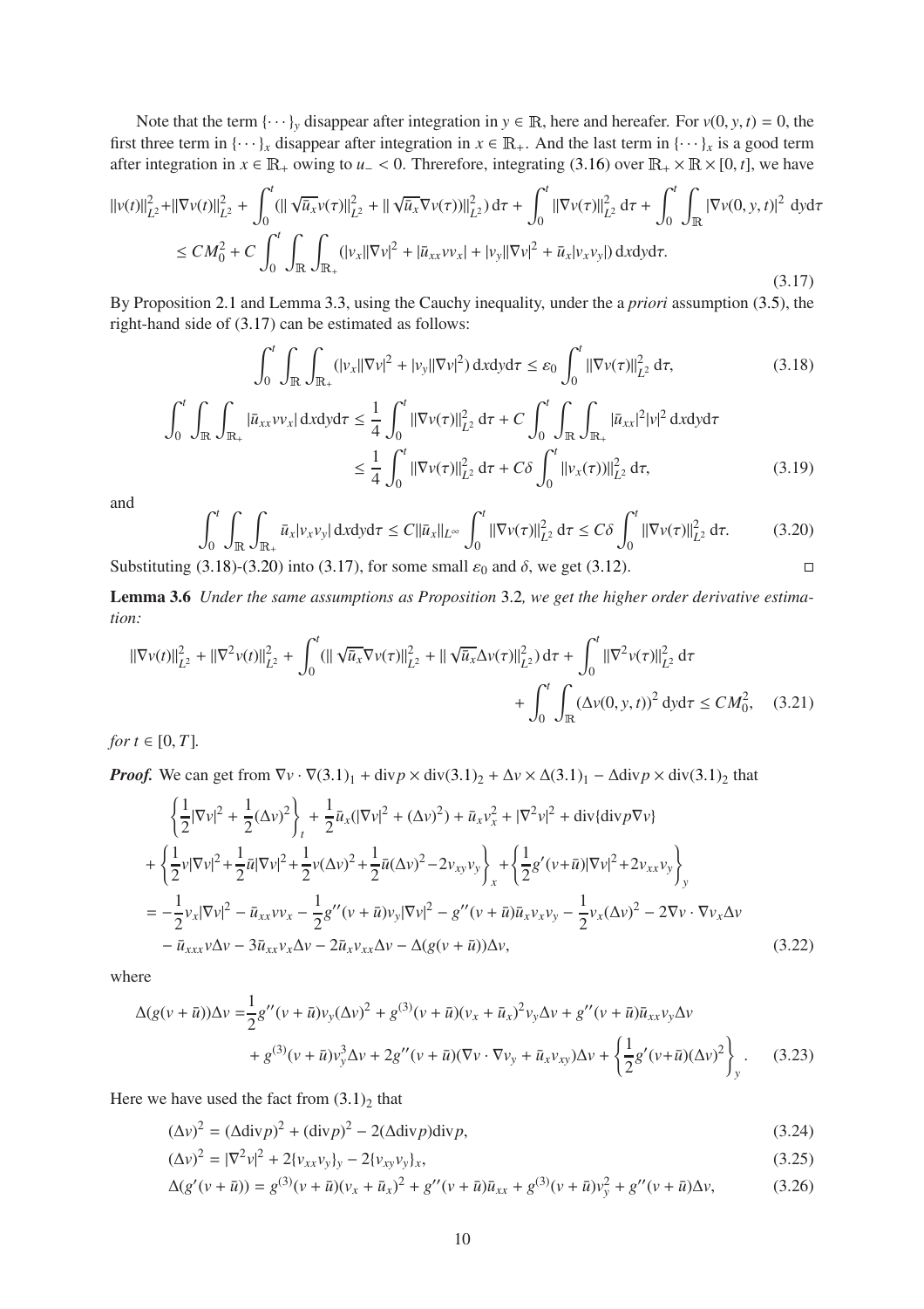Note that the term $\{\cdots\}_y$ disappear after integration in $y \in \mathbb{R}$, here and hereafer. For $v(0, y, t) = 0$, the first three term in $\{\cdots\}_x$ disappear after integration in $x \in \mathbb{R}_+$. And the last term in $\{\cdots\}_x$ is a good term after integration in $x \in \mathbb{R}_+$ owing to $u_- < 0$. Threrefore, integrating (3.16) over $\mathbb{R}_+ \times \mathbb{R} \times [0, t]$, we have

$$
\begin{aligned}
\|v(t)\|_{L^2}^2 + \|\nabla v(t)\|_{L^2}^2 + \int_0^t (\|\sqrt{\bar{u}_x} v(\tau)\|_{L^2}^2 + \|\sqrt{\bar{u}_x} \nabla v(\tau))\|_{L^2}^2)\, d\tau + \int_0^t \|\nabla v(\tau)\|_{L^2}^2\, d\tau + \int_0^t \int_{\mathbb{R}} |\nabla v(0, y, t)|^2\, dy d\tau \\
\leq CM_0^2 + C\int_0^t \int_{\mathbb{R}} \int_{\mathbb{R}_+} (|v_x||\nabla v|^2 + |\bar{u}_{xx} v v_x| + |v_y||\nabla v|^2 + \bar{u}_x |v_x v_y|)\, dx dy d\tau.
\end{aligned}
\tag{3.17}
$$

By Proposition 2.1 and Lemma 3.3, using the Cauchy inequality, under the a *priori* assumption (3.5), the right-hand side of (3.17) can be estimated as follows:

$$
\int_0^t \int_{\mathbb{R}} \int_{\mathbb{R}_+} (|v_x||\nabla v|^2 + |v_y||\nabla v|^2)\, dx dy d\tau \leq \varepsilon_0 \int_0^t \|\nabla v(\tau)\|_{L^2}^2\, d\tau, \tag{3.18}
$$

$$
\begin{aligned}
\int_0^t \int_{\mathbb{R}} \int_{\mathbb{R}_+} |\bar{u}_{xx} v v_x|\, dx dy d\tau &\leq \frac{1}{4}\int_0^t \|\nabla v(\tau)\|_{L^2}^2\, d\tau + C\int_0^t \int_{\mathbb{R}} \int_{\mathbb{R}_+} |\bar{u}_{xx}|^2 |v|^2\, dx dy d\tau \\
&\leq \frac{1}{4}\int_0^t \|\nabla v(\tau)\|_{L^2}^2\, d\tau + C\delta \int_0^t \|v_x(\tau))\|_{L^2}^2\, d\tau,
\end{aligned}
\tag{3.19}
$$

and

$$
\int_0^t \int_{\mathbb{R}} \int_{\mathbb{R}_+} \bar{u}_x |v_x v_y|\, dx dy d\tau \leq C\|\bar{u}_x\|_{L^\infty} \int_0^t \|\nabla v(\tau)\|_{L^2}^2\, d\tau \leq C\delta \int_0^t \|\nabla v(\tau)\|_{L^2}^2\, d\tau. \tag{3.20}
$$

Substituting (3.18)-(3.20) into (3.17), for some small $\varepsilon_0$ and $\delta$, we get (3.12). $\square$

**Lemma 3.6** *Under the same assumptions as Proposition* 3.2*, we get the higher order derivative estimation:*

$$
\begin{aligned}
\|\nabla v(t)\|_{L^2}^2 + \|\nabla^2 v(t)\|_{L^2}^2 + \int_0^t (\|\sqrt{\bar{u}_x} \nabla v(\tau)\|_{L^2}^2 + \|\sqrt{\bar{u}_x} \Delta v(\tau)\|_{L^2}^2)\, d\tau + \int_0^t \|\nabla^2 v(\tau)\|_{L^2}^2\, d\tau \\
+ \int_0^t \int_{\mathbb{R}} (\Delta v(0, y, t))^2\, dy d\tau \leq CM_0^2,
\end{aligned}
\tag{3.21}
$$

*for* $t \in [0, T]$.

***Proof.*** We can get from $\nabla v \cdot \nabla(3.1)_1 + \mathrm{div} p \times \mathrm{div}(3.1)_2 + \Delta v \times \Delta(3.1)_1 - \Delta \mathrm{div} p \times \mathrm{div}(3.1)_2$ that

$$
\begin{aligned}
&\left\{\frac{1}{2}|\nabla v|^2 + \frac{1}{2}(\Delta v)^2\right\}_t + \frac{1}{2}\bar{u}_x(|\nabla v|^2 + (\Delta v)^2) + \bar{u}_x v_x^2 + |\nabla^2 v|^2 + \mathrm{div}\{\mathrm{div} p \nabla v\} \\
&+ \left\{\frac{1}{2}v|\nabla v|^2 + \frac{1}{2}\bar{u}|\nabla v|^2 + \frac{1}{2}v(\Delta v)^2 + \frac{1}{2}\bar{u}(\Delta v)^2 - 2v_{xy}v_y\right\}_x + \left\{\frac{1}{2}g'(v+\bar{u})|\nabla v|^2 + 2v_{xx}v_y\right\}_y \\
&= -\frac{1}{2}v_x|\nabla v|^2 - \bar{u}_{xx} v v_x - \frac{1}{2}g''(v+\bar{u})v_y|\nabla v|^2 - g''(v+\bar{u})\bar{u}_x v_x v_y - \frac{1}{2}v_x(\Delta v)^2 - 2\nabla v \cdot \nabla v_x \Delta v \\
&\quad - \bar{u}_{xxx} v \Delta v - 3\bar{u}_{xx} v_x \Delta v - 2\bar{u}_x v_{xx} \Delta v - \Delta(g(v+\bar{u}))\Delta v,
\end{aligned}
\tag{3.22}
$$

where

$$
\begin{aligned}
\Delta(g(v+\bar{u}))\Delta v = &\frac{1}{2}g''(v+\bar{u})v_y(\Delta v)^2 + g^{(3)}(v+\bar{u})(v_x+\bar{u}_x)^2 v_y \Delta v + g''(v+\bar{u})\bar{u}_{xx} v_y \Delta v \\
&+ g^{(3)}(v+\bar{u})v_y^3 \Delta v + 2g''(v+\bar{u})(\nabla v \cdot \nabla v_y + \bar{u}_x v_{xy})\Delta v + \left\{\frac{1}{2}g'(v+\bar{u})(\Delta v)^2\right\}_y.
\end{aligned}
\tag{3.23}
$$

Here we have used the fact from $(3.1)_2$ that

$$
(\Delta v)^2 = (\Delta \mathrm{div} p)^2 + (\mathrm{div} p)^2 - 2(\Delta \mathrm{div} p)\mathrm{div} p, \tag{3.24}
$$

$$
(\Delta v)^2 = |\nabla^2 v|^2 + 2\{v_{xx}v_y\}_y - 2\{v_{xy}v_y\}_x, \tag{3.25}
$$

$$
\Delta(g'(v+\bar{u})) = g^{(3)}(v+\bar{u})(v_x+\bar{u}_x)^2 + g''(v+\bar{u})\bar{u}_{xx} + g^{(3)}(v+\bar{u})v_y^2 + g''(v+\bar{u})\Delta v, \tag{3.26}
$$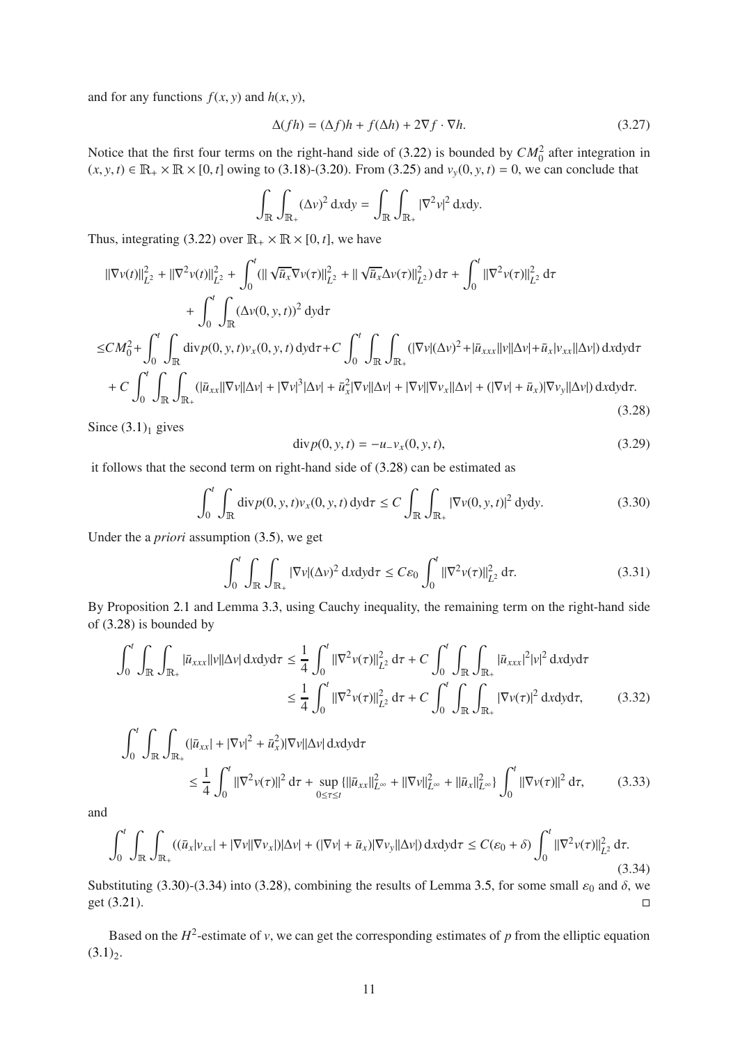and for any functions $f(x,y)$ and $h(x,y)$,

$$\Delta(fh) = (\Delta f)h + f(\Delta h) + 2\nabla f \cdot \nabla h. \tag{3.27}$$

Notice that the first four terms on the right-hand side of (3.22) is bounded by $CM_0^2$ after integration in $(x,y,t) \in \mathbb{R}_+ \times \mathbb{R} \times [0,t]$ owing to (3.18)-(3.20). From (3.25) and $v_y(0,y,t) = 0$, we can conclude that

$$\int_{\mathbb{R}} \int_{\mathbb{R}_+} (\Delta v)^2 \,\mathrm{d}x\mathrm{d}y = \int_{\mathbb{R}} \int_{\mathbb{R}_+} |\nabla^2 v|^2 \,\mathrm{d}x\mathrm{d}y.$$

Thus, integrating (3.22) over $\mathbb{R}_+ \times \mathbb{R} \times [0,t]$, we have

$$\begin{aligned}
&\|\nabla v(t)\|_{L^2}^2 + \|\nabla^2 v(t)\|_{L^2}^2 + \int_0^t (\|\sqrt{\bar{u}_x}\nabla v(\tau)\|_{L^2}^2 + \|\sqrt{\bar{u}_x}\Delta v(\tau)\|_{L^2}^2)\,\mathrm{d}\tau + \int_0^t \|\nabla^2 v(\tau)\|_{L^2}^2 \,\mathrm{d}\tau \\
&\quad + \int_0^t \int_{\mathbb{R}} (\Delta v(0,y,t))^2 \,\mathrm{d}y\mathrm{d}\tau \\
\leq & CM_0^2 + \int_0^t \int_{\mathbb{R}} \mathrm{div}\, p(0,y,t) v_x(0,y,t)\,\mathrm{d}y\mathrm{d}\tau + C\int_0^t \int_{\mathbb{R}} \int_{\mathbb{R}_+} (|\nabla v|(\Delta v)^2 + |\bar{u}_{xxx}||v||\Delta v| + \bar{u}_x |v_{xx}||\Delta v|)\,\mathrm{d}x\mathrm{d}y\mathrm{d}\tau \\
&+ C\int_0^t \int_{\mathbb{R}} \int_{\mathbb{R}_+} (|\bar{u}_{xx}||\nabla v||\Delta v| + |\nabla v|^3 |\Delta v| + \bar{u}_x^2 |\nabla v||\Delta v| + |\nabla v||\nabla v_x||\Delta v| + (|\nabla v| + \bar{u}_x)|\nabla v_y||\Delta v|)\,\mathrm{d}x\mathrm{d}y\mathrm{d}\tau.
\end{aligned} \tag{3.28}$$

Since $(3.1)_1$ gives

$$\mathrm{div}\, p(0,y,t) = -u_- v_x(0,y,t), \tag{3.29}$$

it follows that the second term on right-hand side of (3.28) can be estimated as

$$\int_0^t \int_{\mathbb{R}} \mathrm{div}\, p(0,y,t) v_x(0,y,t)\,\mathrm{d}y\mathrm{d}\tau \leq C\int_{\mathbb{R}} \int_{\mathbb{R}_+} |\nabla v(0,y,t)|^2 \,\mathrm{d}y\mathrm{d}y. \tag{3.30}$$

Under the *a priori* assumption (3.5), we get

$$\int_0^t \int_{\mathbb{R}} \int_{\mathbb{R}_+} |\nabla v|(\Delta v)^2 \,\mathrm{d}x\mathrm{d}y\mathrm{d}\tau \leq C\varepsilon_0 \int_0^t \|\nabla^2 v(\tau)\|_{L^2}^2 \,\mathrm{d}\tau. \tag{3.31}$$

By Proposition 2.1 and Lemma 3.3, using Cauchy inequality, the remaining term on the right-hand side of (3.28) is bounded by

$$\begin{aligned}
\int_0^t \int_{\mathbb{R}} \int_{\mathbb{R}_+} |\bar{u}_{xxx}||v||\Delta v|\,\mathrm{d}x\mathrm{d}y\mathrm{d}\tau &\leq \frac{1}{4}\int_0^t \|\nabla^2 v(\tau)\|_{L^2}^2 \,\mathrm{d}\tau + C\int_0^t \int_{\mathbb{R}} \int_{\mathbb{R}_+} |\bar{u}_{xxx}|^2 |v|^2 \,\mathrm{d}x\mathrm{d}y\mathrm{d}\tau \\
&\leq \frac{1}{4}\int_0^t \|\nabla^2 v(\tau)\|_{L^2}^2 \,\mathrm{d}\tau + C\int_0^t \int_{\mathbb{R}} \int_{\mathbb{R}_+} |\nabla v(\tau)|^2 \,\mathrm{d}x\mathrm{d}y\mathrm{d}\tau,
\end{aligned} \tag{3.32}$$

$$\begin{aligned}
&\int_0^t \int_{\mathbb{R}} \int_{\mathbb{R}_+} (|\bar{u}_{xx}| + |\nabla v|^2 + \bar{u}_x^2)|\nabla v||\Delta v|\,\mathrm{d}x\mathrm{d}y\mathrm{d}\tau \\
&\quad \leq \frac{1}{4}\int_0^t \|\nabla^2 v(\tau)\|^2 \,\mathrm{d}\tau + \sup_{0\leq\tau\leq t}\{\|\bar{u}_{xx}\|_{L^\infty}^2 + \|\nabla v\|_{L^\infty}^2 + \|\bar{u}_x\|_{L^\infty}^2\} \int_0^t \|\nabla v(\tau)\|^2 \,\mathrm{d}\tau,
\end{aligned} \tag{3.33}$$

and

$$\int_0^t \int_{\mathbb{R}} \int_{\mathbb{R}_+} ((\bar{u}_x |v_{xx}| + |\nabla v||\nabla v_x|)|\Delta v| + (|\nabla v| + \bar{u}_x)|\nabla v_y||\Delta v|)\,\mathrm{d}x\mathrm{d}y\mathrm{d}\tau \leq C(\varepsilon_0 + \delta)\int_0^t \|\nabla^2 v(\tau)\|_{L^2}^2 \,\mathrm{d}\tau. \tag{3.34}$$

Substituting (3.30)-(3.34) into (3.28), combining the results of Lemma 3.5, for some small $\varepsilon_0$ and $\delta$, we get (3.21). $\square$

Based on the $H^2$-estimate of $v$, we can get the corresponding estimates of $p$ from the elliptic equation $(3.1)_2$.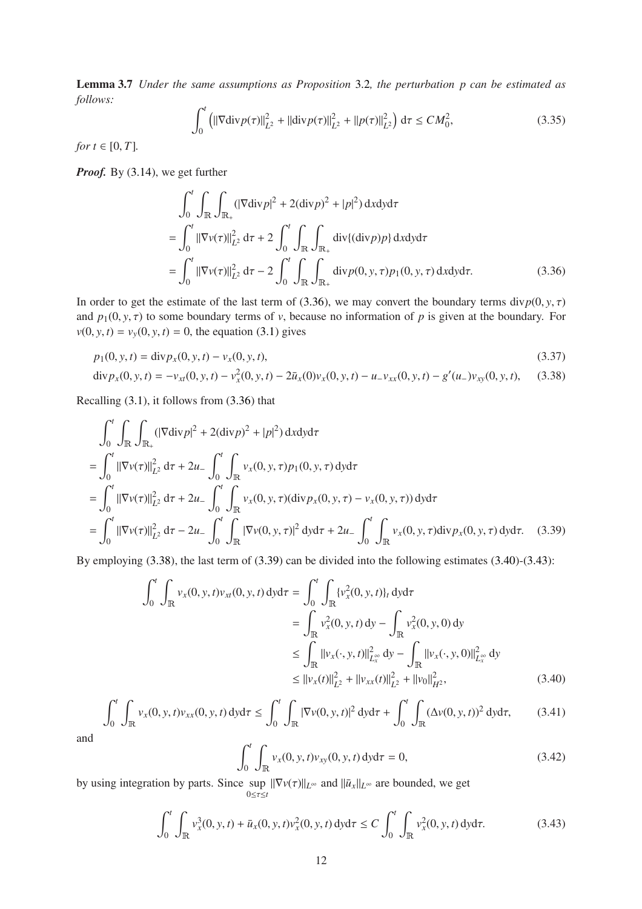**Lemma 3.7** *Under the same assumptions as Proposition* 3.2*, the perturbation* $p$ *can be estimated as follows:*

$$
\int_0^t \left( \|\nabla \mathrm{div} p(\tau)\|_{L^2}^2 + \|\mathrm{div} p(\tau)\|_{L^2}^2 + \|p(\tau)\|_{L^2}^2 \right) \mathrm{d}\tau \le C M_0^2, \tag{3.35}
$$

*for* $t \in [0, T]$.

***Proof.*** By (3.14), we get further

$$
\begin{aligned}
&\int_0^t \int_{\mathbb{R}} \int_{\mathbb{R}_+} (|\nabla \mathrm{div} p|^2 + 2(\mathrm{div} p)^2 + |p|^2)\, \mathrm{d}x\mathrm{d}y\mathrm{d}\tau \\
&= \int_0^t \|\nabla v(\tau)\|_{L^2}^2 \,\mathrm{d}\tau + 2\int_0^t \int_{\mathbb{R}} \int_{\mathbb{R}_+} \mathrm{div}\{(\mathrm{div} p) p\}\, \mathrm{d}x\mathrm{d}y\mathrm{d}\tau \\
&= \int_0^t \|\nabla v(\tau)\|_{L^2}^2 \,\mathrm{d}\tau - 2\int_0^t \int_{\mathbb{R}} \int_{\mathbb{R}_+} \mathrm{div} p(0, y, \tau) p_1(0, y, \tau)\, \mathrm{d}x\mathrm{d}y\mathrm{d}\tau.
\end{aligned} \tag{3.36}
$$

In order to get the estimate of the last term of (3.36), we may convert the boundary terms $\mathrm{div} p(0, y, \tau)$ and $p_1(0, y, \tau)$ to some boundary terms of $v$, because no information of $p$ is given at the boundary. For $v(0, y, t) = v_y(0, y, t) = 0$, the equation (3.1) gives

$$
p_1(0, y, t) = \mathrm{div} p_x(0, y, t) - v_x(0, y, t), \tag{3.37}
$$

$$
\mathrm{div} p_x(0, y, t) = -v_{xt}(0, y, t) - v_x^2(0, y, t) - 2\bar{u}_x(0) v_x(0, y, t) - u_- v_{xx}(0, y, t) - g'(u_-) v_{xy}(0, y, t), \tag{3.38}
$$

Recalling (3.1), it follows from (3.36) that

$$
\begin{aligned}
&\int_0^t \int_{\mathbb{R}} \int_{\mathbb{R}_+} (|\nabla \mathrm{div} p|^2 + 2(\mathrm{div} p)^2 + |p|^2)\, \mathrm{d}x\mathrm{d}y\mathrm{d}\tau \\
&= \int_0^t \|\nabla v(\tau)\|_{L^2}^2 \,\mathrm{d}\tau + 2u_- \int_0^t \int_{\mathbb{R}} v_x(0, y, \tau) p_1(0, y, \tau)\, \mathrm{d}y\mathrm{d}\tau \\
&= \int_0^t \|\nabla v(\tau)\|_{L^2}^2 \,\mathrm{d}\tau + 2u_- \int_0^t \int_{\mathbb{R}} v_x(0, y, \tau)(\mathrm{div} p_x(0, y, \tau) - v_x(0, y, \tau))\, \mathrm{d}y\mathrm{d}\tau \\
&= \int_0^t \|\nabla v(\tau)\|_{L^2}^2 \,\mathrm{d}\tau - 2u_- \int_0^t \int_{\mathbb{R}} |\nabla v(0, y, \tau)|^2 \,\mathrm{d}y\mathrm{d}\tau + 2u_- \int_0^t \int_{\mathbb{R}} v_x(0, y, \tau) \mathrm{div} p_x(0, y, \tau)\, \mathrm{d}y\mathrm{d}\tau.
\end{aligned} \tag{3.39}
$$

By employing (3.38), the last term of (3.39) can be divided into the following estimates (3.40)-(3.43):

$$
\begin{aligned}
\int_0^t \int_{\mathbb{R}} v_x(0, y, t) v_{xt}(0, y, t)\, \mathrm{d}y\mathrm{d}\tau &= \int_0^t \int_{\mathbb{R}} \{v_x^2(0, y, t)\}_t \,\mathrm{d}y\mathrm{d}\tau \\
&= \int_{\mathbb{R}} v_x^2(0, y, t)\, \mathrm{d}y - \int_{\mathbb{R}} v_x^2(0, y, 0)\, \mathrm{d}y \\
&\le \int_{\mathbb{R}} \|v_x(\cdot, y, t)\|_{L_x^\infty}^2 \,\mathrm{d}y - \int_{\mathbb{R}} \|v_x(\cdot, y, 0)\|_{L_x^\infty}^2 \,\mathrm{d}y \\
&\le \|v_x(t)\|_{L^2}^2 + \|v_{xx}(t)\|_{L^2}^2 + \|v_0\|_{H^2}^2,
\end{aligned} \tag{3.40}
$$

$$
\int_0^t \int_{\mathbb{R}} v_x(0, y, t) v_{xx}(0, y, t)\, \mathrm{d}y\mathrm{d}\tau \le \int_0^t \int_{\mathbb{R}} |\nabla v(0, y, t)|^2 \,\mathrm{d}y\mathrm{d}\tau + \int_0^t \int_{\mathbb{R}} (\Delta v(0, y, t))^2 \,\mathrm{d}y\mathrm{d}\tau, \tag{3.41}
$$

and

$$
\int_0^t \int_{\mathbb{R}} v_x(0, y, t) v_{xy}(0, y, t)\, \mathrm{d}y\mathrm{d}\tau = 0, \tag{3.42}
$$

by using integration by parts. Since $\sup\limits_{0 \le \tau \le t} \|\nabla v(\tau)\|_{L^\infty}$ and $\|\bar{u}_x\|_{L^\infty}$ are bounded, we get

$$
\int_0^t \int_{\mathbb{R}} v_x^3(0, y, t) + \bar{u}_x(0, y, t) v_x^2(0, y, t)\, \mathrm{d}y\mathrm{d}\tau \le C \int_0^t \int_{\mathbb{R}} v_x^2(0, y, t)\, \mathrm{d}y\mathrm{d}\tau. \tag{3.43}
$$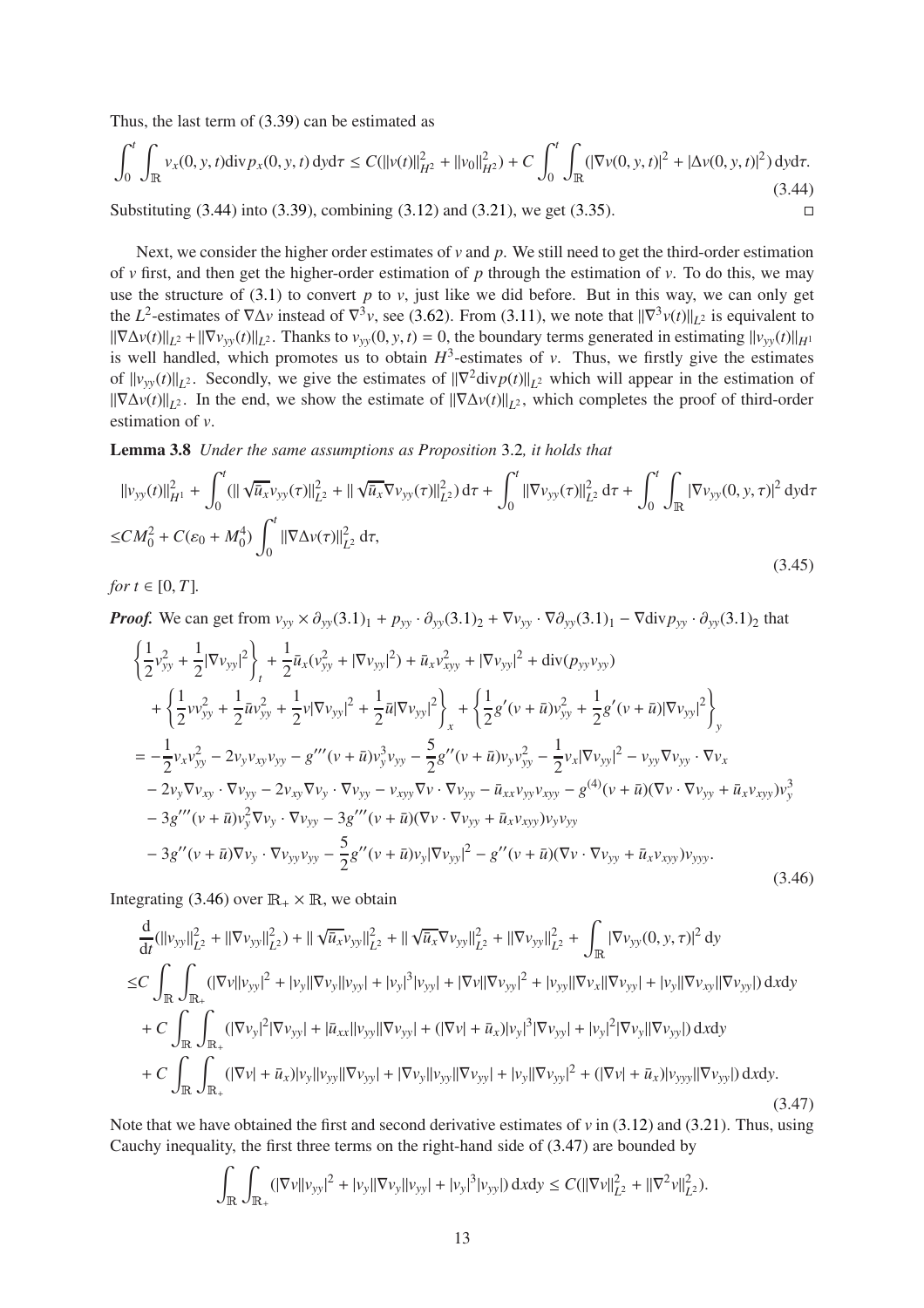Thus, the last term of (3.39) can be estimated as

$$
\int_0^t \int_{\mathbb{R}} v_x(0,y,t)\mathrm{div}\, p_x(0,y,t)\,\mathrm{d}y\mathrm{d}\tau \le C(\|v(t)\|_{H^2}^2 + \|v_0\|_{H^2}^2) + C\int_0^t \int_{\mathbb{R}} (|\nabla v(0,y,t)|^2 + |\Delta v(0,y,t)|^2)\,\mathrm{d}y\mathrm{d}\tau. \tag{3.44}
$$

Substituting (3.44) into (3.39), combining (3.12) and (3.21), we get (3.35). □

Next, we consider the higher order estimates of $v$ and $p$. We still need to get the third-order estimation of $v$ first, and then get the higher-order estimation of $p$ through the estimation of $v$. To do this, we may use the structure of (3.1) to convert $p$ to $v$, just like we did before. But in this way, we can only get the $L^2$-estimates of $\nabla\Delta v$ instead of $\nabla^3 v$, see (3.62). From (3.11), we note that $\|\nabla^3 v(t)\|_{L^2}$ is equivalent to $\|\nabla\Delta v(t)\|_{L^2} + \|\nabla v_{yy}(t)\|_{L^2}$. Thanks to $v_{yy}(0,y,t) = 0$, the boundary terms generated in estimating $\|v_{yy}(t)\|_{H^1}$ is well handled, which promotes us to obtain $H^3$-estimates of $v$. Thus, we firstly give the estimates of $\|v_{yy}(t)\|_{L^2}$. Secondly, we give the estimates of $\|\nabla^2 \mathrm{div}\, p(t)\|_{L^2}$ which will appear in the estimation of $\|\nabla\Delta v(t)\|_{L^2}$. In the end, we show the estimate of $\|\nabla\Delta v(t)\|_{L^2}$, which completes the proof of third-order estimation of $v$.

**Lemma 3.8** *Under the same assumptions as Proposition* 3.2*, it holds that*

$$
\begin{aligned}
&\|v_{yy}(t)\|_{H^1}^2 + \int_0^t (\|\sqrt{\bar u_x} v_{yy}(\tau)\|_{L^2}^2 + \|\sqrt{\bar u_x}\nabla v_{yy}(\tau)\|_{L^2}^2)\,\mathrm{d}\tau + \int_0^t \|\nabla v_{yy}(\tau)\|_{L^2}^2\,\mathrm{d}\tau + \int_0^t\int_{\mathbb{R}} |\nabla v_{yy}(0,y,\tau)|^2\,\mathrm{d}y\mathrm{d}\tau \\
\le & CM_0^2 + C(\varepsilon_0 + M_0^4)\int_0^t \|\nabla\Delta v(\tau)\|_{L^2}^2\,\mathrm{d}\tau,
\end{aligned} \tag{3.45}
$$

*for* $t\in[0,T]$.

***Proof.*** We can get from $v_{yy}\times\partial_{yy}(3.1)_1 + p_{yy}\cdot\partial_{yy}(3.1)_2 + \nabla v_{yy}\cdot\nabla\partial_{yy}(3.1)_1 - \nabla\mathrm{div}\, p_{yy}\cdot\partial_{yy}(3.1)_2$ that

$$
\begin{aligned}
&\left\{\frac12 v_{yy}^2 + \frac12|\nabla v_{yy}|^2\right\}_t + \frac12\bar u_x(v_{yy}^2 + |\nabla v_{yy}|^2) + \bar u_x v_{xyy}^2 + |\nabla v_{yy}|^2 + \mathrm{div}(p_{yy}v_{yy}) \\
&\quad + \left\{\frac12 v v_{yy}^2 + \frac12\bar u v_{yy}^2 + \frac12 v|\nabla v_{yy}|^2 + \frac12\bar u|\nabla v_{yy}|^2\right\}_x + \left\{\frac12 g'(v+\bar u)v_{yy}^2 + \frac12 g'(v+\bar u)|\nabla v_{yy}|^2\right\}_y \\
=& -\frac12 v_x v_{yy}^2 - 2v_y v_{xy}v_{yy} - g'''(v+\bar u)v_y^3 v_{yy} - \frac52 g''(v+\bar u)v_y v_{yy}^2 - \frac12 v_x|\nabla v_{yy}|^2 - v_{yy}\nabla v_{yy}\cdot\nabla v_x \\
&- 2v_y\nabla v_{xy}\cdot\nabla v_{yy} - 2v_{xy}\nabla v_y\cdot\nabla v_{yy} - v_{xyy}\nabla v\cdot\nabla v_{yy} - \bar u_{xx}v_{yy}v_{xyy} - g^{(4)}(v+\bar u)(\nabla v\cdot\nabla v_{yy} + \bar u_x v_{xyy})v_y^3 \\
&- 3g'''(v+\bar u)v_y^2\nabla v_y\cdot\nabla v_{yy} - 3g'''(v+\bar u)(\nabla v\cdot\nabla v_{yy} + \bar u_x v_{xyy})v_y v_{yy} \\
&- 3g''(v+\bar u)\nabla v_y\cdot\nabla v_{yy}v_{yy} - \frac52 g''(v+\bar u)v_y|\nabla v_{yy}|^2 - g''(v+\bar u)(\nabla v\cdot\nabla v_{yy} + \bar u_x v_{xyy})v_{yyy}.
\end{aligned} \tag{3.46}
$$

Integrating (3.46) over $\mathbb{R}_+\times\mathbb{R}$, we obtain

$$
\begin{aligned}
&\frac{\mathrm{d}}{\mathrm{d}t}(\|v_{yy}\|_{L^2}^2 + \|\nabla v_{yy}\|_{L^2}^2) + \|\sqrt{\bar u_x}v_{yy}\|_{L^2}^2 + \|\sqrt{\bar u_x}\nabla v_{yy}\|_{L^2}^2 + \|\nabla v_{yy}\|_{L^2}^2 + \int_{\mathbb{R}}|\nabla v_{yy}(0,y,\tau)|^2\,\mathrm{d}y \\
\le & C\int_{\mathbb{R}}\int_{\mathbb{R}_+}(|\nabla v||v_{yy}|^2 + |v_y||\nabla v_y||v_{yy}| + |v_y|^3|v_{yy}| + |\nabla v||\nabla v_{yy}|^2 + |v_{yy}||\nabla v_x||\nabla v_{yy}| + |v_y||\nabla v_{xy}||\nabla v_{yy}|)\,\mathrm{d}x\mathrm{d}y \\
&+ C\int_{\mathbb{R}}\int_{\mathbb{R}_+}(|\nabla v_y|^2|\nabla v_{yy}| + |\bar u_{xx}||v_{yy}||\nabla v_{yy}| + (|\nabla v| + \bar u_x)|v_y|^3|\nabla v_{yy}| + |v_y|^2|\nabla v_y||\nabla v_{yy}|)\,\mathrm{d}x\mathrm{d}y \\
&+ C\int_{\mathbb{R}}\int_{\mathbb{R}_+}((|\nabla v| + \bar u_x)|v_y||v_{yy}||\nabla v_{yy}| + |\nabla v_y||v_{yy}||\nabla v_{yy}| + |v_y||\nabla v_{yy}|^2 + (|\nabla v| + \bar u_x)|v_{yyy}||\nabla v_{yy}|)\,\mathrm{d}x\mathrm{d}y.
\end{aligned} \tag{3.47}
$$

Note that we have obtained the first and second derivative estimates of $v$ in (3.12) and (3.21). Thus, using Cauchy inequality, the first three terms on the right-hand side of (3.47) are bounded by

$$
\int_{\mathbb{R}}\int_{\mathbb{R}_+}(|\nabla v||v_{yy}|^2 + |v_y||\nabla v_y||v_{yy}| + |v_y|^3|v_{yy}|)\,\mathrm{d}x\mathrm{d}y \le C(\|\nabla v\|_{L^2}^2 + \|\nabla^2 v\|_{L^2}^2).
$$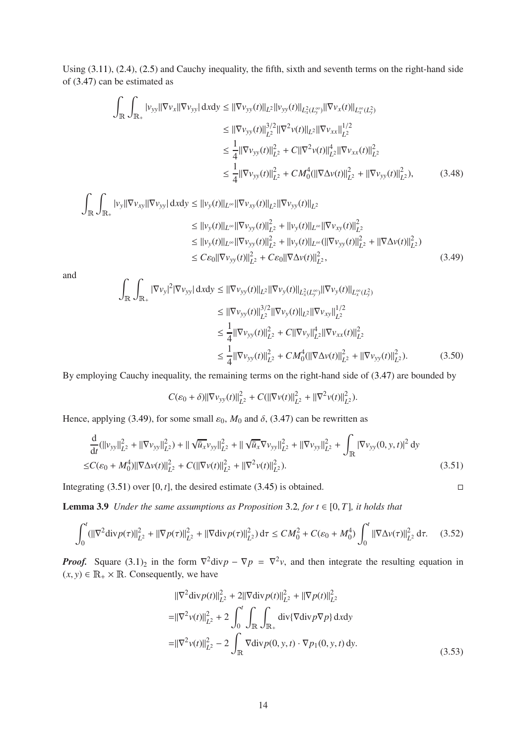Using (3.11), (2.4), (2.5) and Cauchy inequality, the fifth, sixth and seventh terms on the right-hand side of (3.47) can be estimated as

$$
\begin{aligned}
\int_{\mathbb{R}}\int_{\mathbb{R}_+} |v_{yy}||\nabla v_x||\nabla v_{yy}|\,\mathrm{d}x\mathrm{d}y &\le \|\nabla v_{yy}(t)\|_{L^2}\|v_{yy}(t)\|_{L^2_x(L^\infty_y)}\|\nabla v_x(t)\|_{L^\infty_x(L^2_y)} \\
&\le \|\nabla v_{yy}(t)\|_{L^2}^{3/2}\|\nabla^2 v(t)\|_{L^2}\|\nabla v_{xx}\|_{L^2}^{1/2} \\
&\le \frac{1}{4}\|\nabla v_{yy}(t)\|_{L^2}^2 + C\|\nabla^2 v(t)\|_{L^2}^4\|\nabla v_{xx}(t)\|_{L^2}^2 \\
&\le \frac{1}{4}\|\nabla v_{yy}(t)\|_{L^2}^2 + CM_0^4(\|\nabla\Delta v(t)\|_{L^2}^2 + \|\nabla v_{yy}(t)\|_{L^2}^2), \qquad (3.48)
\end{aligned}
$$

$$
\begin{aligned}
\int_{\mathbb{R}}\int_{\mathbb{R}_+} |v_y||\nabla v_{xy}||\nabla v_{yy}|\,\mathrm{d}x\mathrm{d}y &\le \|v_y(t)\|_{L^\infty}\|\nabla v_{xy}(t)\|_{L^2}\|\nabla v_{yy}(t)\|_{L^2} \\
&\le \|v_y(t)\|_{L^\infty}\|\nabla v_{yy}(t)\|_{L^2}^2 + \|v_y(t)\|_{L^\infty}\|\nabla v_{xy}(t)\|_{L^2}^2 \\
&\le \|v_y(t)\|_{L^\infty}\|\nabla v_{yy}(t)\|_{L^2}^2 + \|v_y(t)\|_{L^\infty}(\|\nabla v_{yy}(t)\|_{L^2}^2 + \|\nabla\Delta v(t)\|_{L^2}^2) \\
&\le C\varepsilon_0\|\nabla v_{yy}(t)\|_{L^2}^2 + C\varepsilon_0\|\nabla\Delta v(t)\|_{L^2}^2, \qquad (3.49)
\end{aligned}
$$

and

$$
\begin{aligned}
\int_{\mathbb{R}}\int_{\mathbb{R}_+} |\nabla v_y|^2|\nabla v_{yy}|\,\mathrm{d}x\mathrm{d}y &\le \|\nabla v_{yy}(t)\|_{L^2}\|\nabla v_y(t)\|_{L^2_x(L^\infty_y)}\|\nabla v_y(t)\|_{L^\infty_x(L^2_y)} \\
&\le \|\nabla v_{yy}(t)\|_{L^2}^{3/2}\|\nabla v_y(t)\|_{L^2}\|\nabla v_{xy}\|_{L^2}^{1/2} \\
&\le \frac{1}{4}\|\nabla v_{yy}(t)\|_{L^2}^2 + C\|\nabla v_y\|_{L^2}^4\|\nabla v_{xx}(t)\|_{L^2}^2 \\
&\le \frac{1}{4}\|\nabla v_{yy}(t)\|_{L^2}^2 + CM_0^4(\|\nabla\Delta v(t)\|_{L^2}^2 + \|\nabla v_{yy}(t)\|_{L^2}^2). \qquad (3.50)
\end{aligned}
$$

By employing Cauchy inequality, the remaining terms on the right-hand side of (3.47) are bounded by

$$
C(\varepsilon_0+\delta)\|\nabla v_{yy}(t)\|_{L^2}^2 + C(\|\nabla v(t)\|_{L^2}^2 + \|\nabla^2 v(t)\|_{L^2}^2).
$$

Hence, applying (3.49), for some small $\varepsilon_0$, $M_0$ and $\delta$, (3.47) can be rewritten as

$$
\begin{aligned}
&\frac{\mathrm{d}}{\mathrm{d}t}(\|v_{yy}\|_{L^2}^2 + \|\nabla v_{yy}\|_{L^2}^2) + \|\sqrt{\bar{u}_x}v_{yy}\|_{L^2}^2 + \|\sqrt{\bar{u}_x}\nabla v_{yy}\|_{L^2}^2 + \|\nabla v_{yy}\|_{L^2}^2 + \int_{\mathbb{R}}|\nabla v_{yy}(0,y,t)|^2\,\mathrm{d}y \\
\le& C(\varepsilon_0 + M_0^4)\|\nabla\Delta v(t)\|_{L^2}^2 + C(\|\nabla v(t)\|_{L^2}^2 + \|\nabla^2 v(t)\|_{L^2}^2). \qquad (3.51)
\end{aligned}
$$

Integrating (3.51) over $[0,t]$, the desired estimate (3.45) is obtained. □

**Lemma 3.9** *Under the same assumptions as Proposition* 3.2*, for $t\in[0,T]$, it holds that*

$$
\int_0^t(\|\nabla^2\mathrm{div}p(\tau)\|_{L^2}^2 + \|\nabla p(\tau)\|_{L^2}^2 + \|\nabla\mathrm{div}p(\tau)\|_{L^2}^2)\,\mathrm{d}\tau \le CM_0^2 + C(\varepsilon_0+M_0^4)\int_0^t\|\nabla\Delta v(\tau)\|_{L^2}^2\,\mathrm{d}\tau. \qquad (3.52)
$$

***Proof.*** Square $(3.1)_2$ in the form $\nabla^2\mathrm{div}p - \nabla p = \nabla^2 v$, and then integrate the resulting equation in $(x,y)\in\mathbb{R}_+\times\mathbb{R}$. Consequently, we have

$$
\begin{aligned}
&\|\nabla^2\mathrm{div}p(t)\|_{L^2}^2 + 2\|\nabla\mathrm{div}p(t)\|_{L^2}^2 + \|\nabla p(t)\|_{L^2}^2 \\
=&\|\nabla^2 v(t)\|_{L^2}^2 + 2\int_0^t\int_{\mathbb{R}}\int_{\mathbb{R}_+}\mathrm{div}\{\nabla\mathrm{div}p\nabla p\}\,\mathrm{d}x\mathrm{d}y \\
=&\|\nabla^2 v(t)\|_{L^2}^2 - 2\int_{\mathbb{R}}\nabla\mathrm{div}p(0,y,t)\cdot\nabla p_1(0,y,t)\,\mathrm{d}y. \qquad (3.53)
\end{aligned}
$$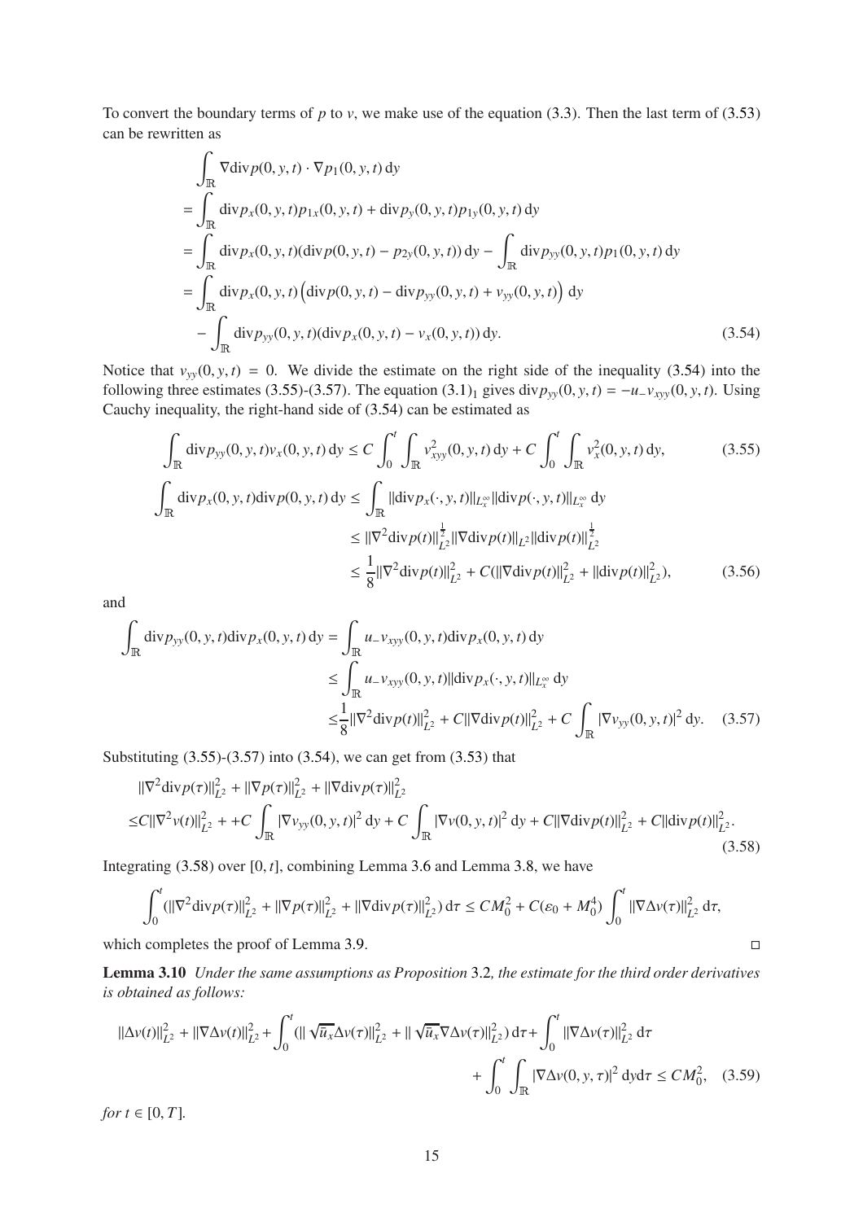To convert the boundary terms of $p$ to $v$, we make use of the equation (3.3). Then the last term of (3.53) can be rewritten as

$$
\begin{aligned}
&\int_{\mathbb{R}} \nabla \mathrm{div} p(0,y,t) \cdot \nabla p_1(0,y,t)\,\mathrm{d}y \\
=& \int_{\mathbb{R}} \mathrm{div} p_x(0,y,t) p_{1x}(0,y,t) + \mathrm{div} p_y(0,y,t) p_{1y}(0,y,t)\,\mathrm{d}y \\
=& \int_{\mathbb{R}} \mathrm{div} p_x(0,y,t)(\mathrm{div} p(0,y,t) - p_{2y}(0,y,t))\,\mathrm{d}y - \int_{\mathbb{R}} \mathrm{div} p_{yy}(0,y,t) p_1(0,y,t)\,\mathrm{d}y \\
=& \int_{\mathbb{R}} \mathrm{div} p_x(0,y,t)\left(\mathrm{div} p(0,y,t) - \mathrm{div} p_{yy}(0,y,t) + v_{yy}(0,y,t)\right)\,\mathrm{d}y \\
&- \int_{\mathbb{R}} \mathrm{div} p_{yy}(0,y,t)(\mathrm{div} p_x(0,y,t) - v_x(0,y,t))\,\mathrm{d}y. \qquad (3.54)
\end{aligned}
$$

Notice that $v_{yy}(0,y,t) = 0$. We divide the estimate on the right side of the inequality (3.54) into the following three estimates (3.55)-(3.57). The equation $(3.1)_1$ gives $\mathrm{div} p_{yy}(0,y,t) = -u_- v_{xyy}(0,y,t)$. Using Cauchy inequality, the right-hand side of (3.54) can be estimated as

$$
\int_{\mathbb{R}} \mathrm{div} p_{yy}(0,y,t) v_x(0,y,t)\,\mathrm{d}y \le C\int_0^t \int_{\mathbb{R}} v_{xyy}^2(0,y,t)\,\mathrm{d}y + C\int_0^t \int_{\mathbb{R}} v_x^2(0,y,t)\,\mathrm{d}y, \qquad (3.55)
$$

$$
\begin{aligned}
\int_{\mathbb{R}} \mathrm{div} p_x(0,y,t) \mathrm{div} p(0,y,t)\,\mathrm{d}y &\le \int_{\mathbb{R}} \|\mathrm{div} p_x(\cdot,y,t)\|_{L_x^\infty} \|\mathrm{div} p(\cdot,y,t)\|_{L_x^\infty}\,\mathrm{d}y \\
&\le \|\nabla^2 \mathrm{div} p(t)\|_{L^2}^{\frac{1}{2}} \|\nabla \mathrm{div} p(t)\|_{L^2} \|\mathrm{div} p(t)\|_{L^2}^{\frac{1}{2}} \\
&\le \frac{1}{8}\|\nabla^2 \mathrm{div} p(t)\|_{L^2}^2 + C(\|\nabla \mathrm{div} p(t)\|_{L^2}^2 + \|\mathrm{div} p(t)\|_{L^2}^2), \qquad (3.56)
\end{aligned}
$$

and

$$
\begin{aligned}
\int_{\mathbb{R}} \mathrm{div} p_{yy}(0,y,t) \mathrm{div} p_x(0,y,t)\,\mathrm{d}y &= \int_{\mathbb{R}} u_- v_{xyy}(0,y,t) \mathrm{div} p_x(0,y,t)\,\mathrm{d}y \\
&\le \int_{\mathbb{R}} u_- v_{xyy}(0,y,t) \|\mathrm{div} p_x(\cdot,y,t)\|_{L_x^\infty}\,\mathrm{d}y \\
&\le \frac{1}{8}\|\nabla^2 \mathrm{div} p(t)\|_{L^2}^2 + C\|\nabla \mathrm{div} p(t)\|_{L^2}^2 + C\int_{\mathbb{R}} |\nabla v_{yy}(0,y,t)|^2\,\mathrm{d}y. \qquad (3.57)
\end{aligned}
$$

Substituting (3.55)-(3.57) into (3.54), we can get from (3.53) that

$$
\begin{aligned}
&\|\nabla^2 \mathrm{div} p(\tau)\|_{L^2}^2 + \|\nabla p(\tau)\|_{L^2}^2 + \|\nabla \mathrm{div} p(\tau)\|_{L^2}^2 \\
\le& C\|\nabla^2 v(t)\|_{L^2}^2 + +C\int_{\mathbb{R}} |\nabla v_{yy}(0,y,t)|^2\,\mathrm{d}y + C\int_{\mathbb{R}} |\nabla v(0,y,t)|^2\,\mathrm{d}y + C\|\nabla \mathrm{div} p(t)\|_{L^2}^2 + C\|\mathrm{div} p(t)\|_{L^2}^2. \qquad (3.58)
\end{aligned}
$$

Integrating (3.58) over $[0,t]$, combining Lemma 3.6 and Lemma 3.8, we have

$$
\int_0^t (\|\nabla^2 \mathrm{div} p(\tau)\|_{L^2}^2 + \|\nabla p(\tau)\|_{L^2}^2 + \|\nabla \mathrm{div} p(\tau)\|_{L^2}^2)\,\mathrm{d}\tau \le CM_0^2 + C(\varepsilon_0 + M_0^4)\int_0^t \|\nabla \Delta v(\tau)\|_{L^2}^2\,\mathrm{d}\tau,
$$

which completes the proof of Lemma 3.9. □

**Lemma 3.10** *Under the same assumptions as Proposition* 3.2*, the estimate for the third order derivatives is obtained as follows:*

$$
\begin{aligned}
\|\Delta v(t)\|_{L^2}^2 + \|\nabla \Delta v(t)\|_{L^2}^2 + \int_0^t (\|\sqrt{\bar{u}_x}\Delta v(\tau)\|_{L^2}^2 + \|\sqrt{\bar{u}_x}\nabla \Delta v(\tau)\|_{L^2}^2)\,\mathrm{d}\tau + \int_0^t \|\nabla \Delta v(\tau)\|_{L^2}^2\,\mathrm{d}\tau \\
+ \int_0^t \int_{\mathbb{R}} |\nabla \Delta v(0,y,\tau)|^2\,\mathrm{d}y\mathrm{d}\tau \le CM_0^2, \qquad (3.59)
\end{aligned}
$$

*for* $t \in [0,T]$.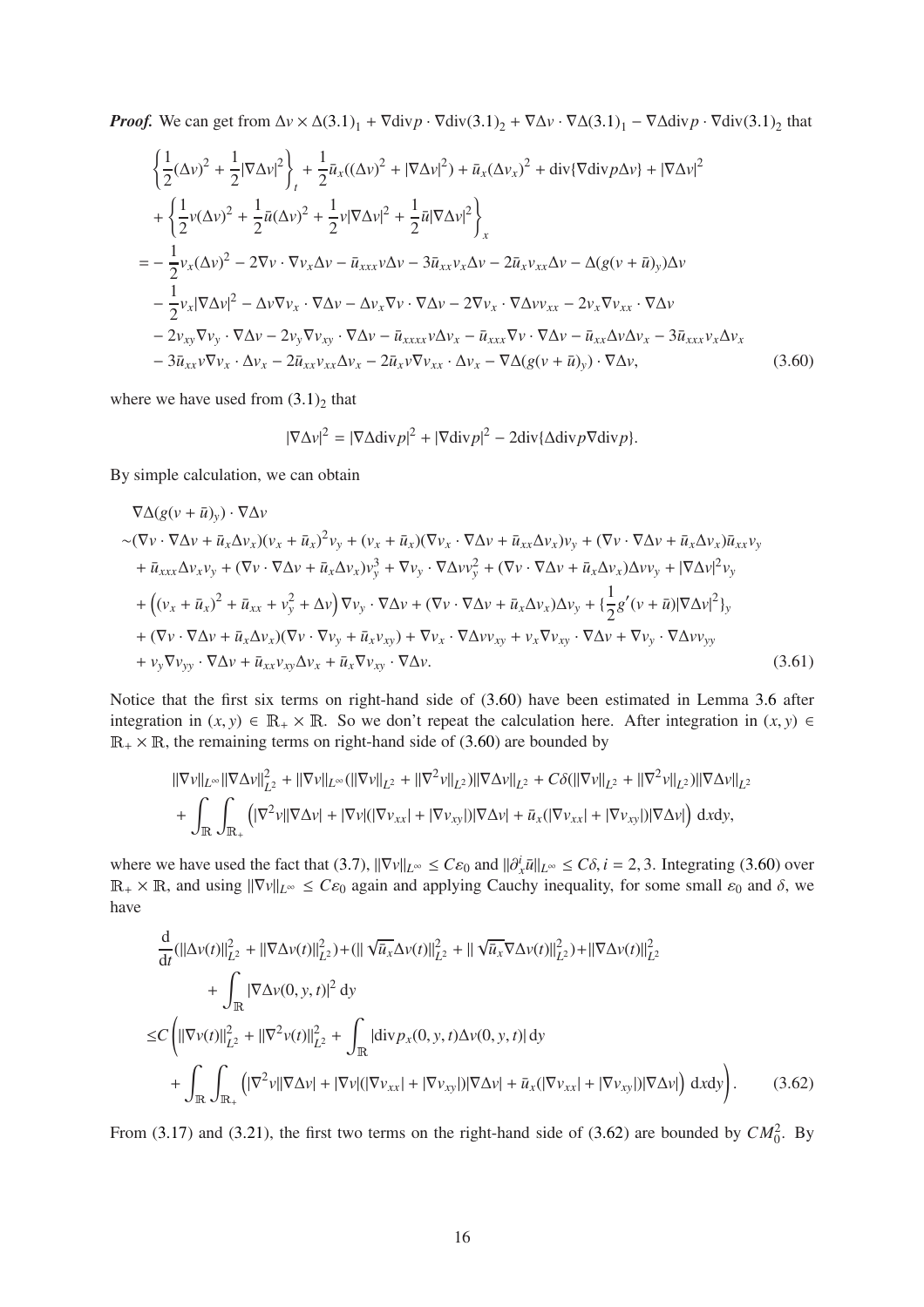***Proof.*** We can get from $\Delta v \times \Delta(3.1)_1 + \nabla \text{div} p \cdot \nabla \text{div}(3.1)_2 + \nabla \Delta v \cdot \nabla \Delta (3.1)_1 - \nabla \Delta \text{div} p \cdot \nabla \text{div}(3.1)_2$ that

$$
\begin{aligned}
&\left\{ \frac{1}{2}(\Delta v)^2 + \frac{1}{2}|\nabla \Delta v|^2 \right\}_t + \frac{1}{2}\bar{u}_x((\Delta v)^2 + |\nabla \Delta v|^2) + \bar{u}_x(\Delta v_x)^2 + \text{div}\{\nabla \text{div} p \Delta v\} + |\nabla \Delta v|^2 \\
&+ \left\{ \frac{1}{2}v(\Delta v)^2 + \frac{1}{2}\bar{u}(\Delta v)^2 + \frac{1}{2}v|\nabla \Delta v|^2 + \frac{1}{2}\bar{u}|\nabla \Delta v|^2 \right\}_x \\
=& -\frac{1}{2}v_x(\Delta v)^2 - 2\nabla v \cdot \nabla v_x \Delta v - \bar{u}_{xxx} v \Delta v - 3\bar{u}_{xx} v_x \Delta v - 2\bar{u}_x v_{xx} \Delta v - \Delta(g(v+\bar{u})_y)\Delta v \\
&- \frac{1}{2}v_x|\nabla \Delta v|^2 - \Delta v \nabla v_x \cdot \nabla \Delta v - \Delta v_x \nabla v \cdot \nabla \Delta v - 2\nabla v_x \cdot \nabla \Delta v v_{xx} - 2v_x \nabla v_{xx} \cdot \nabla \Delta v \\
&- 2v_{xy} \nabla v_y \cdot \nabla \Delta v - 2v_y \nabla v_{xy} \cdot \nabla \Delta v - \bar{u}_{xxxx} v \Delta v_x - \bar{u}_{xxx} \nabla v \cdot \nabla \Delta v - \bar{u}_{xx} \Delta v \Delta v_x - 3\bar{u}_{xxx} v_x \Delta v_x \\
&- 3\bar{u}_{xx} v \nabla v_x \cdot \Delta v_x - 2\bar{u}_{xx} v_{xx} \Delta v_x - 2\bar{u}_x v \nabla v_{xx} \cdot \Delta v_x - \nabla \Delta (g(v+\bar{u})_y) \cdot \nabla \Delta v,
\end{aligned} \tag{3.60}
$$

where we have used from $(3.1)_2$ that

$$
|\nabla \Delta v|^2 = |\nabla \Delta \text{div} p|^2 + |\nabla \text{div} p|^2 - 2\text{div}\{\Delta \text{div} p \nabla \text{div} p\}.
$$

By simple calculation, we can obtain

$$
\begin{aligned}
&\nabla \Delta(g(v+\bar{u})_y) \cdot \nabla \Delta v \\
\sim& (\nabla v \cdot \nabla \Delta v + \bar{u}_x \Delta v_x)(v_x + \bar{u}_x)^2 v_y + (v_x + \bar{u}_x)(\nabla v_x \cdot \nabla \Delta v + \bar{u}_{xx} \Delta v_x) v_y + (\nabla v \cdot \nabla \Delta v + \bar{u}_x \Delta v_x)\bar{u}_{xx} v_y \\
&+ \bar{u}_{xxx} \Delta v_x v_y + (\nabla v \cdot \nabla \Delta v + \bar{u}_x \Delta v_x) v_y^3 + \nabla v_y \cdot \nabla \Delta v v_y^2 + (\nabla v \cdot \nabla \Delta v + \bar{u}_x \Delta v_x)\Delta v v_y + |\nabla \Delta v|^2 v_y \\
&+ \left( (v_x + \bar{u}_x)^2 + \bar{u}_{xx} + v_y^2 + \Delta v \right) \nabla v_y \cdot \nabla \Delta v + (\nabla v \cdot \nabla \Delta v + \bar{u}_x \Delta v_x)\Delta v_y + \{\frac{1}{2}g'(v+\bar{u})|\nabla \Delta v|^2\}_y \\
&+ (\nabla v \cdot \nabla \Delta v + \bar{u}_x \Delta v_x)(\nabla v \cdot \nabla v_y + \bar{u}_x v_{xy}) + \nabla v_x \cdot \nabla \Delta v v_{xy} + v_x \nabla v_{xy} \cdot \nabla \Delta v + \nabla v_y \cdot \nabla \Delta v v_{yy} \\
&+ v_y \nabla v_{yy} \cdot \nabla \Delta v + \bar{u}_{xx} v_{xy} \Delta v_x + \bar{u}_x \nabla v_{xy} \cdot \nabla \Delta v.
\end{aligned} \tag{3.61}
$$

Notice that the first six terms on right-hand side of (3.60) have been estimated in Lemma 3.6 after integration in $(x, y) \in \mathbb{R}_+ \times \mathbb{R}$. So we don't repeat the calculation here. After integration in $(x, y) \in \mathbb{R}_+ \times \mathbb{R}$, the remaining terms on right-hand side of (3.60) are bounded by

$$
\begin{aligned}
&\|\nabla v\|_{L^\infty} \|\nabla \Delta v\|_{L^2}^2 + \|\nabla v\|_{L^\infty}(\|\nabla v\|_{L^2} + \|\nabla^2 v\|_{L^2})\|\nabla \Delta v\|_{L^2} + C\delta(\|\nabla v\|_{L^2} + \|\nabla^2 v\|_{L^2})\|\nabla \Delta v\|_{L^2} \\
&+ \int_{\mathbb{R}} \int_{\mathbb{R}_+} \left( |\nabla^2 v||\nabla \Delta v| + |\nabla v|(|\nabla v_{xx}| + |\nabla v_{xy}|)|\nabla \Delta v| + \bar{u}_x(|\nabla v_{xx}| + |\nabla v_{xy}|)|\nabla \Delta v| \right) \mathrm{d}x\mathrm{d}y,
\end{aligned}
$$

where we have used the fact that (3.7), $\|\nabla v\|_{L^\infty} \le C\varepsilon_0$ and $\|\partial_x^i \bar{u}\|_{L^\infty} \le C\delta, i = 2, 3$. Integrating (3.60) over $\mathbb{R}_+ \times \mathbb{R}$, and using $\|\nabla v\|_{L^\infty} \le C\varepsilon_0$ again and applying Cauchy inequality, for some small $\varepsilon_0$ and $\delta$, we have

$$
\begin{aligned}
&\frac{\mathrm{d}}{\mathrm{d}t}(\|\Delta v(t)\|_{L^2}^2 + \|\nabla \Delta v(t)\|_{L^2}^2) + (\|\sqrt{\bar{u}_x} \Delta v(t)\|_{L^2}^2 + \|\sqrt{\bar{u}_x} \nabla \Delta v(t)\|_{L^2}^2) + \|\nabla \Delta v(t)\|_{L^2}^2 \\
&\qquad + \int_{\mathbb{R}} |\nabla \Delta v(0, y, t)|^2 \, \mathrm{d}y \\
\le& C \Bigg( \|\nabla v(t)\|_{L^2}^2 + \|\nabla^2 v(t)\|_{L^2}^2 + \int_{\mathbb{R}} |\text{div} p_x(0, y, t) \Delta v(0, y, t)| \, \mathrm{d}y \\
&+ \int_{\mathbb{R}} \int_{\mathbb{R}_+} \left( |\nabla^2 v||\nabla \Delta v| + |\nabla v|(|\nabla v_{xx}| + |\nabla v_{xy}|)|\nabla \Delta v| + \bar{u}_x(|\nabla v_{xx}| + |\nabla v_{xy}|)|\nabla \Delta v| \right) \mathrm{d}x\mathrm{d}y \Bigg).
\end{aligned} \tag{3.62}
$$

From (3.17) and (3.21), the first two terms on the right-hand side of (3.62) are bounded by $CM_0^2$. By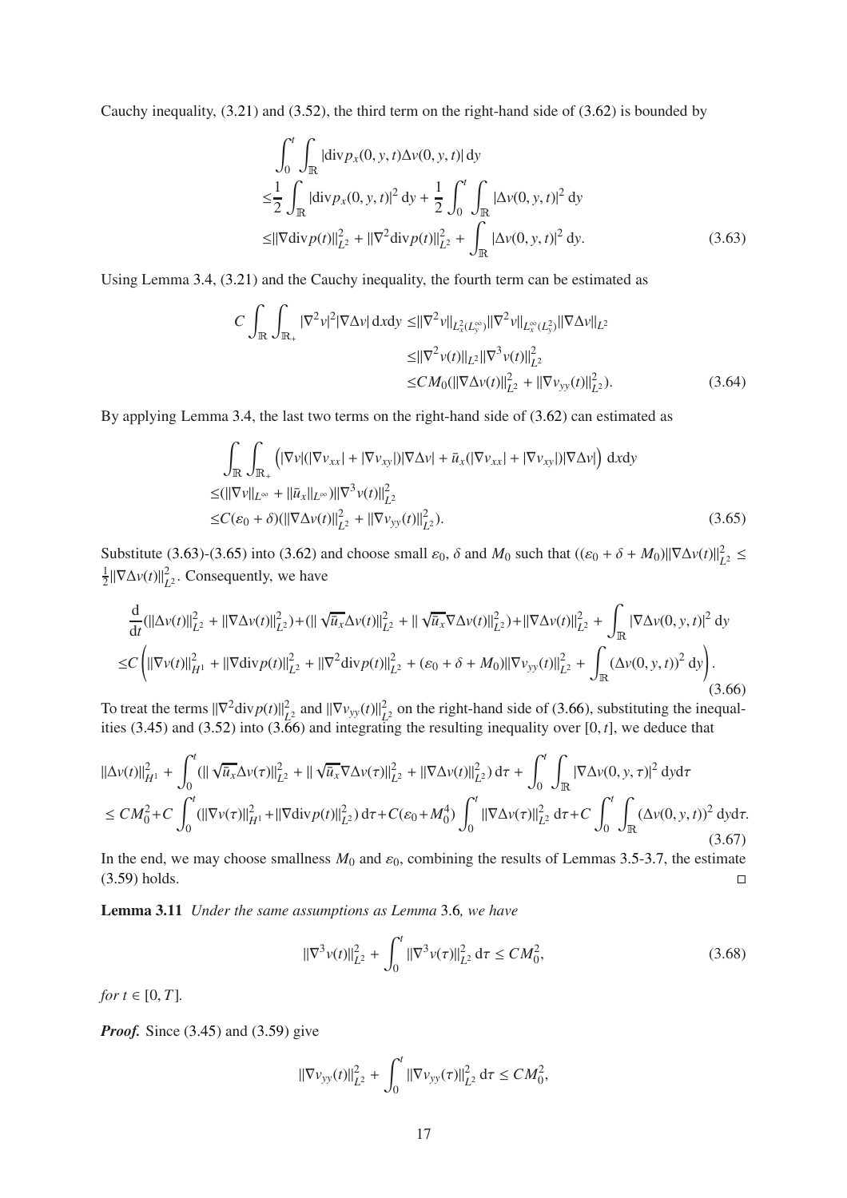Cauchy inequality, (3.21) and (3.52), the third term on the right-hand side of (3.62) is bounded by

$$
\begin{aligned}
&\int_0^t \int_{\mathbb{R}} |\mathrm{div} p_x(0,y,t)\Delta v(0,y,t)|\,\mathrm{d}y \\
\leq& \frac{1}{2}\int_{\mathbb{R}} |\mathrm{div} p_x(0,y,t)|^2\,\mathrm{d}y + \frac{1}{2}\int_0^t \int_{\mathbb{R}} |\Delta v(0,y,t)|^2\,\mathrm{d}y \\
\leq& \|\nabla \mathrm{div} p(t)\|_{L^2}^2 + \|\nabla^2 \mathrm{div} p(t)\|_{L^2}^2 + \int_{\mathbb{R}} |\Delta v(0,y,t)|^2\,\mathrm{d}y.
\end{aligned}
\tag{3.63}
$$

Using Lemma 3.4, (3.21) and the Cauchy inequality, the fourth term can be estimated as

$$
\begin{aligned}
C\int_{\mathbb{R}}\int_{\mathbb{R}_+} |\nabla^2 v|^2 |\nabla \Delta v|\,\mathrm{d}x\mathrm{d}y \leq& \|\nabla^2 v\|_{L^2_x(L^\infty_y)} \|\nabla^2 v\|_{L^\infty_x(L^2_y)} \|\nabla \Delta v\|_{L^2} \\
\leq& \|\nabla^2 v(t)\|_{L^2} \|\nabla^3 v(t)\|_{L^2}^2 \\
\leq& CM_0(\|\nabla \Delta v(t)\|_{L^2}^2 + \|\nabla v_{yy}(t)\|_{L^2}^2).
\end{aligned}
\tag{3.64}
$$

By applying Lemma 3.4, the last two terms on the right-hand side of (3.62) can estimated as

$$
\begin{aligned}
&\int_{\mathbb{R}}\int_{\mathbb{R}_+} \Big(|\nabla v|(|\nabla v_{xx}| + |\nabla v_{xy}|)|\nabla \Delta v| + \bar{u}_x(|\nabla v_{xx}| + |\nabla v_{xy}|)|\nabla \Delta v|\Big)\,\mathrm{d}x\mathrm{d}y \\
\leq& (\|\nabla v\|_{L^\infty} + \|\bar{u}_x\|_{L^\infty})\|\nabla^3 v(t)\|_{L^2}^2 \\
\leq& C(\varepsilon_0 + \delta)(\|\nabla \Delta v(t)\|_{L^2}^2 + \|\nabla v_{yy}(t)\|_{L^2}^2).
\end{aligned}
\tag{3.65}
$$

Substitute (3.63)-(3.65) into (3.62) and choose small $\varepsilon_0$, $\delta$ and $M_0$ such that $((\varepsilon_0 + \delta + M_0)\|\nabla \Delta v(t)\|_{L^2}^2 \leq \frac{1}{2}\|\nabla \Delta v(t)\|_{L^2}^2$. Consequently, we have

$$
\begin{aligned}
&\frac{\mathrm{d}}{\mathrm{d}t}(\|\Delta v(t)\|_{L^2}^2 + \|\nabla \Delta v(t)\|_{L^2}^2) + (\|\sqrt{\bar{u}_x}\Delta v(t)\|_{L^2}^2 + \|\sqrt{\bar{u}_x}\nabla \Delta v(t)\|_{L^2}^2) + \|\nabla \Delta v(t)\|_{L^2}^2 + \int_{\mathbb{R}} |\nabla \Delta v(0,y,t)|^2\,\mathrm{d}y \\
\leq& C\left(\|\nabla v(t)\|_{H^1}^2 + \|\nabla \mathrm{div} p(t)\|_{L^2}^2 + \|\nabla^2 \mathrm{div} p(t)\|_{L^2}^2 + (\varepsilon_0 + \delta + M_0)\|\nabla v_{yy}(t)\|_{L^2}^2 + \int_{\mathbb{R}} (\Delta v(0,y,t))^2\,\mathrm{d}y\right).
\end{aligned}
\tag{3.66}
$$

To treat the terms $\|\nabla^2 \mathrm{div} p(t)\|_{L^2}^2$ and $\|\nabla v_{yy}(t)\|_{L^2}^2$ on the right-hand side of (3.66), substituting the inequalities (3.45) and (3.52) into (3.66) and integrating the resulting inequality over $[0,t]$, we deduce that

$$
\begin{aligned}
&\|\Delta v(t)\|_{H^1}^2 + \int_0^t (\|\sqrt{\bar{u}_x}\Delta v(\tau)\|_{L^2}^2 + \|\sqrt{\bar{u}_x}\nabla \Delta v(\tau)\|_{L^2}^2 + \|\nabla \Delta v(t)\|_{L^2}^2)\,\mathrm{d}\tau + \int_0^t \int_{\mathbb{R}} |\nabla \Delta v(0,y,\tau)|^2\,\mathrm{d}y\mathrm{d}\tau \\
\leq& CM_0^2 + C\int_0^t (\|\nabla v(\tau)\|_{H^1}^2 + \|\nabla \mathrm{div} p(t)\|_{L^2}^2)\,\mathrm{d}\tau + C(\varepsilon_0 + M_0^4)\int_0^t \|\nabla \Delta v(\tau)\|_{L^2}^2\,\mathrm{d}\tau + C\int_0^t \int_{\mathbb{R}} (\Delta v(0,y,t))^2\,\mathrm{d}y\mathrm{d}\tau.
\end{aligned}
\tag{3.67}
$$

In the end, we may choose smallness $M_0$ and $\varepsilon_0$, combining the results of Lemmas 3.5-3.7, the estimate (3.59) holds. $\square$

**Lemma 3.11** *Under the same assumptions as Lemma* 3.6*, we have*

$$
\|\nabla^3 v(t)\|_{L^2}^2 + \int_0^t \|\nabla^3 v(\tau)\|_{L^2}^2\,\mathrm{d}\tau \leq CM_0^2,
\tag{3.68}
$$

*for* $t \in [0,T]$.

***Proof.*** Since (3.45) and (3.59) give

$$
\|\nabla v_{yy}(t)\|_{L^2}^2 + \int_0^t \|\nabla v_{yy}(\tau)\|_{L^2}^2\,\mathrm{d}\tau \leq CM_0^2,
$$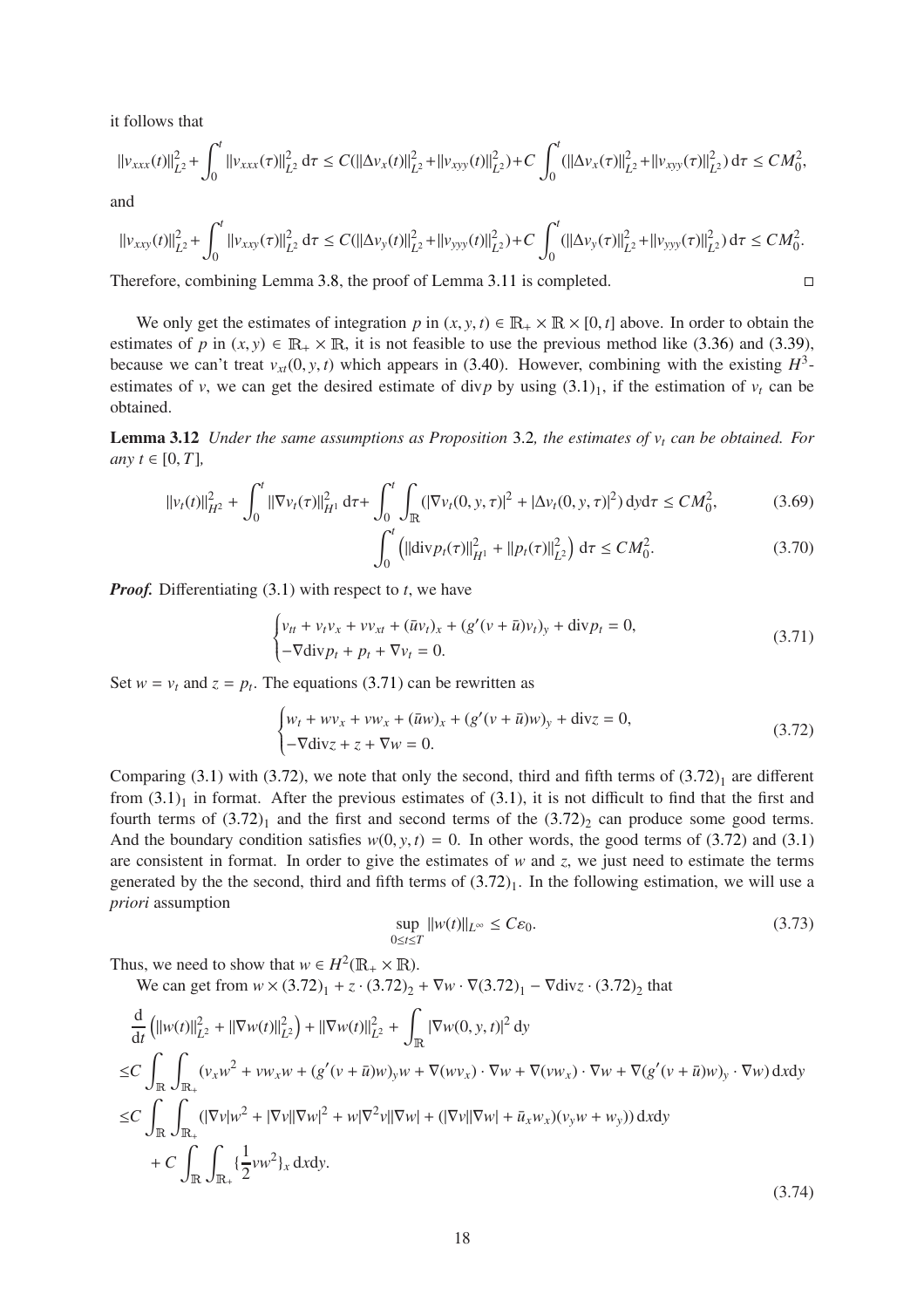it follows that

$$\|v_{xxx}(t)\|_{L^2}^2+\int_0^t \|v_{xxx}(\tau)\|_{L^2}^2\,\mathrm{d}\tau \leq C(\|\Delta v_x(t)\|_{L^2}^2+\|v_{xyy}(t)\|_{L^2}^2)+C\int_0^t(\|\Delta v_x(\tau)\|_{L^2}^2+\|v_{xyy}(\tau)\|_{L^2}^2)\,\mathrm{d}\tau \leq CM_0^2,$$

and

$$\|v_{xxy}(t)\|_{L^2}^2+\int_0^t \|v_{xxy}(\tau)\|_{L^2}^2\,\mathrm{d}\tau \leq C(\|\Delta v_y(t)\|_{L^2}^2+\|v_{yyy}(t)\|_{L^2}^2)+C\int_0^t(\|\Delta v_y(\tau)\|_{L^2}^2+\|v_{yyy}(\tau)\|_{L^2}^2)\,\mathrm{d}\tau \leq CM_0^2.$$

Therefore, combining Lemma 3.8, the proof of Lemma 3.11 is completed. □

We only get the estimates of integration $p$ in $(x, y, t) \in \mathbb{R}_+ \times \mathbb{R} \times [0, t]$ above. In order to obtain the estimates of $p$ in $(x, y) \in \mathbb{R}_+ \times \mathbb{R}$, it is not feasible to use the previous method like (3.36) and (3.39), because we can't treat $v_{xt}(0, y, t)$ which appears in (3.40). However, combining with the existing $H^3$-estimates of $v$, we can get the desired estimate of $\mathrm{div}p$ by using $(3.1)_1$, if the estimation of $v_t$ can be obtained.

**Lemma 3.12** *Under the same assumptions as Proposition* 3.2*, the estimates of $v_t$ can be obtained. For any $t \in [0, T]$,*

$$\|v_t(t)\|_{H^2}^2 + \int_0^t \|\nabla v_t(\tau)\|_{H^1}^2\,\mathrm{d}\tau + \int_0^t\int_{\mathbb{R}}(|\nabla v_t(0,y,\tau)|^2+|\Delta v_t(0,y,\tau)|^2)\,\mathrm{d}y\mathrm{d}\tau \leq CM_0^2, \tag{3.69}$$

$$\int_0^t \left(\|\mathrm{div}p_t(\tau)\|_{H^1}^2 + \|p_t(\tau)\|_{L^2}^2\right)\mathrm{d}\tau \leq CM_0^2. \tag{3.70}$$

***Proof.*** Differentiating (3.1) with respect to $t$, we have

$$\begin{cases} v_{tt} + v_t v_x + v v_{xt} + (\bar{u}v_t)_x + (g'(v+\bar{u})v_t)_y + \mathrm{div}p_t = 0, \\ -\nabla\mathrm{div}p_t + p_t + \nabla v_t = 0. \end{cases} \tag{3.71}$$

Set $w = v_t$ and $z = p_t$. The equations (3.71) can be rewritten as

$$\begin{cases} w_t + w v_x + v w_x + (\bar{u}w)_x + (g'(v+\bar{u})w)_y + \mathrm{div}z = 0, \\ -\nabla\mathrm{div}z + z + \nabla w = 0. \end{cases} \tag{3.72}$$

Comparing (3.1) with (3.72), we note that only the second, third and fifth terms of $(3.72)_1$ are different from $(3.1)_1$ in format. After the previous estimates of (3.1), it is not difficult to find that the first and fourth terms of $(3.72)_1$ and the first and second terms of the $(3.72)_2$ can produce some good terms. And the boundary condition satisfies $w(0, y, t) = 0$. In other words, the good terms of (3.72) and (3.1) are consistent in format. In order to give the estimates of $w$ and $z$, we just need to estimate the terms generated by the the second, third and fifth terms of $(3.72)_1$. In the following estimation, we will use a *priori* assumption

$$\sup_{0\leq t\leq T}\|w(t)\|_{L^\infty} \leq C\varepsilon_0. \tag{3.73}$$

Thus, we need to show that $w \in H^2(\mathbb{R}_+ \times \mathbb{R})$.

We can get from $w \times (3.72)_1 + z \cdot (3.72)_2 + \nabla w \cdot \nabla (3.72)_1 - \nabla\mathrm{div}z \cdot (3.72)_2$ that

$$\begin{aligned}
&\frac{\mathrm{d}}{\mathrm{d}t}\left(\|w(t)\|_{L^2}^2 + \|\nabla w(t)\|_{L^2}^2\right) + \|\nabla w(t)\|_{L^2}^2 + \int_{\mathbb{R}}|\nabla w(0,y,t)|^2\,\mathrm{d}y \\
\leq& C\int_{\mathbb{R}}\int_{\mathbb{R}_+}(v_x w^2 + v w_x w + (g'(v+\bar{u})w)_y w + \nabla(w v_x)\cdot\nabla w + \nabla(v w_x)\cdot\nabla w + \nabla(g'(v+\bar{u})w)_y\cdot\nabla w)\,\mathrm{d}x\mathrm{d}y \\
\leq& C\int_{\mathbb{R}}\int_{\mathbb{R}_+}(|\nabla v|w^2 + |\nabla v||\nabla w|^2 + w|\nabla^2 v||\nabla w| + (|\nabla v||\nabla w| + \bar{u}_x w_x)(v_y w + w_y))\,\mathrm{d}x\mathrm{d}y \\
&+ C\int_{\mathbb{R}}\int_{\mathbb{R}_+}\{\frac{1}{2}v w^2\}_x\,\mathrm{d}x\mathrm{d}y.
\end{aligned} \tag{3.74}$$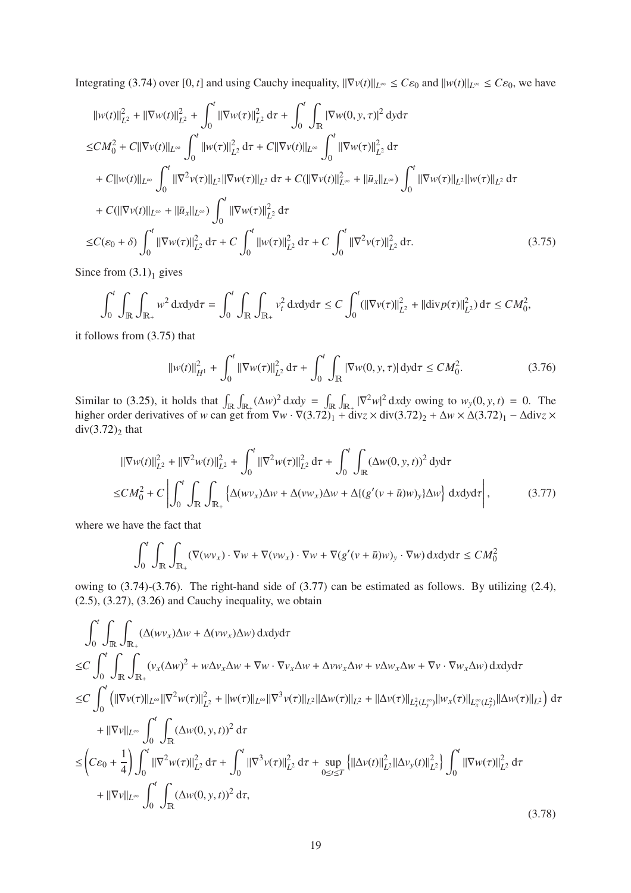Integrating (3.74) over $[0,t]$ and using Cauchy inequality, $\|\nabla v(t)\|_{L^\infty} \le C\varepsilon_0$ and $\|w(t)\|_{L^\infty} \le C\varepsilon_0$, we have

$$
\begin{aligned}
&\|w(t)\|_{L^2}^2 + \|\nabla w(t)\|_{L^2}^2 + \int_0^t \|\nabla w(\tau)\|_{L^2}^2 \,\mathrm{d}\tau + \int_0^t \int_{\mathbb{R}} |\nabla w(0,y,\tau)|^2 \,\mathrm{d}y\mathrm{d}\tau \\
\le& CM_0^2 + C\|\nabla v(t)\|_{L^\infty} \int_0^t \|w(\tau)\|_{L^2}^2 \,\mathrm{d}\tau + C\|\nabla v(t)\|_{L^\infty} \int_0^t \|\nabla w(\tau)\|_{L^2}^2 \,\mathrm{d}\tau \\
&+ C\|w(t)\|_{L^\infty} \int_0^t \|\nabla^2 v(\tau)\|_{L^2} \|\nabla w(\tau)\|_{L^2} \,\mathrm{d}\tau + C(\|\nabla v(t)\|_{L^\infty}^2 + \|\bar{u}_x\|_{L^\infty}) \int_0^t \|\nabla w(\tau)\|_{L^2} \|w(\tau)\|_{L^2} \,\mathrm{d}\tau \\
&+ C(\|\nabla v(t)\|_{L^\infty} + \|\bar{u}_x\|_{L^\infty}) \int_0^t \|\nabla w(\tau)\|_{L^2}^2 \,\mathrm{d}\tau \\
\le& C(\varepsilon_0 + \delta) \int_0^t \|\nabla w(\tau)\|_{L^2}^2 \,\mathrm{d}\tau + C \int_0^t \|w(\tau)\|_{L^2}^2 \,\mathrm{d}\tau + C \int_0^t \|\nabla^2 v(\tau)\|_{L^2}^2 \,\mathrm{d}\tau. \qquad (3.75)
\end{aligned}
$$

Since from $(3.1)_1$ gives

$$
\int_0^t \int_{\mathbb{R}} \int_{\mathbb{R}_+} w^2 \,\mathrm{d}x\mathrm{d}y\mathrm{d}\tau = \int_0^t \int_{\mathbb{R}} \int_{\mathbb{R}_+} v_t^2 \,\mathrm{d}x\mathrm{d}y\mathrm{d}\tau \le C \int_0^t (\|\nabla v(\tau)\|_{L^2}^2 + \|\mathrm{div} p(\tau)\|_{L^2}^2) \,\mathrm{d}\tau \le CM_0^2,
$$

it follows from (3.75) that

$$
\|w(t)\|_{H^1}^2 + \int_0^t \|\nabla w(\tau)\|_{L^2}^2 \,\mathrm{d}\tau + \int_0^t \int_{\mathbb{R}} |\nabla w(0,y,\tau)| \,\mathrm{d}y\mathrm{d}\tau \le CM_0^2. \qquad (3.76)
$$

Similar to (3.25), it holds that $\int_{\mathbb{R}} \int_{\mathbb{R}_+} (\Delta w)^2 \,\mathrm{d}x\mathrm{d}y = \int_{\mathbb{R}} \int_{\mathbb{R}_+} |\nabla^2 w|^2 \,\mathrm{d}x\mathrm{d}y$ owing to $w_y(0,y,t) = 0$. The higher order derivatives of $w$ can get from $\nabla w \cdot \nabla(3.72)_1 + \mathrm{div} z \times \mathrm{div}(3.72)_2 + \Delta w \times \Delta(3.72)_1 - \Delta \mathrm{div} z \times \mathrm{div}(3.72)_2$ that

$$
\begin{aligned}
&\|\nabla w(t)\|_{L^2}^2 + \|\nabla^2 w(t)\|_{L^2}^2 + \int_0^t \|\nabla^2 w(\tau)\|_{L^2}^2 \,\mathrm{d}\tau + \int_0^t \int_{\mathbb{R}} (\Delta w(0,y,t))^2 \,\mathrm{d}y\mathrm{d}\tau \\
\le& CM_0^2 + C \left| \int_0^t \int_{\mathbb{R}} \int_{\mathbb{R}_+} \left\{ \Delta(wv_x)\Delta w + \Delta(vw_x)\Delta w + \Delta\{(g'(v+\bar{u})w)_y\}\Delta w \right\} \mathrm{d}x\mathrm{d}y\mathrm{d}\tau \right|, \qquad (3.77)
\end{aligned}
$$

where we have the fact that

$$
\int_0^t \int_{\mathbb{R}} \int_{\mathbb{R}_+} (\nabla(wv_x) \cdot \nabla w + \nabla(vw_x) \cdot \nabla w + \nabla(g'(v+\bar{u})w)_y \cdot \nabla w) \,\mathrm{d}x\mathrm{d}y\mathrm{d}\tau \le CM_0^2
$$

owing to (3.74)-(3.76). The right-hand side of (3.77) can be estimated as follows. By utilizing (2.4), (2.5), (3.27), (3.26) and Cauchy inequality, we obtain

$$
\begin{aligned}
&\int_0^t \int_{\mathbb{R}} \int_{\mathbb{R}_+} (\Delta(wv_x)\Delta w + \Delta(vw_x)\Delta w) \,\mathrm{d}x\mathrm{d}y\mathrm{d}\tau \\
\le& C \int_0^t \int_{\mathbb{R}} \int_{\mathbb{R}_+} (v_x(\Delta w)^2 + w\Delta v_x \Delta w + \nabla w \cdot \nabla v_x \Delta w + \Delta v w_x \Delta w + v\Delta w_x \Delta w + \nabla v \cdot \nabla w_x \Delta w) \,\mathrm{d}x\mathrm{d}y\mathrm{d}\tau \\
\le& C \int_0^t \left( \|\nabla v(\tau)\|_{L^\infty} \|\nabla^2 w(\tau)\|_{L^2}^2 + \|w(\tau)\|_{L^\infty} \|\nabla^3 v(\tau)\|_{L^2} \|\Delta w(\tau)\|_{L^2} + \|\Delta v(\tau)\|_{L_x^2(L_y^\infty)} \|w_x(\tau)\|_{L_x^\infty(L_y^2)} \|\Delta w(\tau)\|_{L^2} \right) \mathrm{d}\tau \\
&+ \|\nabla v\|_{L^\infty} \int_0^t \int_{\mathbb{R}} (\Delta w(0,y,t))^2 \,\mathrm{d}\tau \\
\le& \left( C\varepsilon_0 + \frac{1}{4} \right) \int_0^t \|\nabla^2 w(\tau)\|_{L^2}^2 \,\mathrm{d}\tau + \int_0^t \|\nabla^3 v(\tau)\|_{L^2}^2 \,\mathrm{d}\tau + \sup_{0\le t\le T} \left\{ \|\Delta v(t)\|_{L^2}^2 \|\Delta v_y(t)\|_{L^2}^2 \right\} \int_0^t \|\nabla w(\tau)\|_{L^2}^2 \,\mathrm{d}\tau \\
&+ \|\nabla v\|_{L^\infty} \int_0^t \int_{\mathbb{R}} (\Delta w(0,y,t))^2 \,\mathrm{d}\tau, \qquad (3.78)
\end{aligned}
$$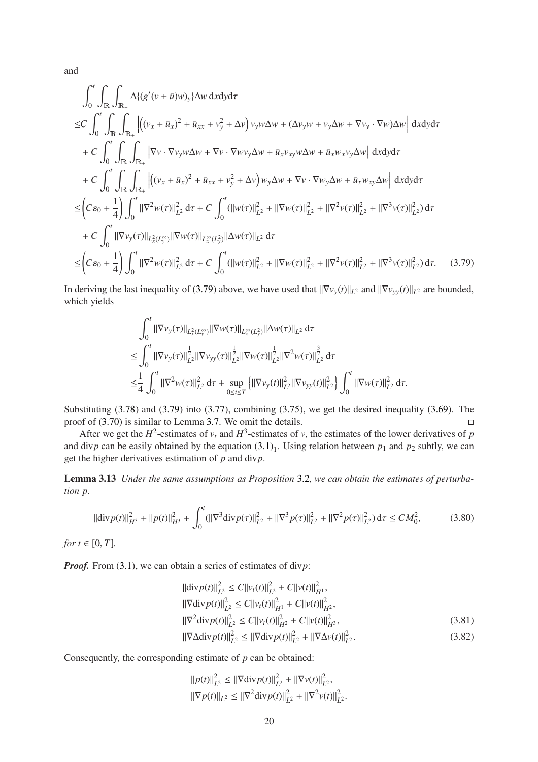and

$$
\begin{aligned}
&\int_0^t \int_{\mathbb{R}} \int_{\mathbb{R}_+} \Delta\{(g'(v+\bar{u})w)_y\}\Delta w \,\mathrm{d}x\mathrm{d}y\mathrm{d}\tau \\
\le & C \int_0^t \int_{\mathbb{R}} \int_{\mathbb{R}_+} \left| \left( (v_x+\bar{u}_x)^2 + \bar{u}_{xx} + v_y^2 + \Delta v \right) v_y w \Delta w + (\Delta v_y w + v_y \Delta w + \nabla v_y \cdot \nabla w)\Delta w \right| \mathrm{d}x\mathrm{d}y\mathrm{d}\tau \\
& + C \int_0^t \int_{\mathbb{R}} \int_{\mathbb{R}_+} \left| \nabla v \cdot \nabla v_y w \Delta w + \nabla v \cdot \nabla w v_y \Delta w + \bar{u}_x v_{xy} w \Delta w + \bar{u}_x w_x v_y \Delta w \right| \mathrm{d}x\mathrm{d}y\mathrm{d}\tau \\
& + C \int_0^t \int_{\mathbb{R}} \int_{\mathbb{R}_+} \left| \left( (v_x+\bar{u}_x)^2 + \bar{u}_{xx} + v_y^2 + \Delta v \right) w_y \Delta w + \nabla v \cdot \nabla w_y \Delta w + \bar{u}_x w_{xy} \Delta w \right| \mathrm{d}x\mathrm{d}y\mathrm{d}\tau \\
\le & \left( C\varepsilon_0 + \frac{1}{4} \right) \int_0^t \|\nabla^2 w(\tau)\|_{L^2}^2 \,\mathrm{d}\tau + C \int_0^t (\|w(\tau)\|_{L^2}^2 + \|\nabla w(\tau)\|_{L^2}^2 + \|\nabla^2 v(\tau)\|_{L^2}^2 + \|\nabla^3 v(\tau)\|_{L^2}^2)\,\mathrm{d}\tau \\
& + C \int_0^t \|\nabla v_y(\tau)\|_{L_x^2(L_y^\infty)} \|\nabla w(\tau)\|_{L_x^\infty(L_y^2)} \|\Delta w(\tau)\|_{L^2} \,\mathrm{d}\tau \\
\le & \left( C\varepsilon_0 + \frac{1}{4} \right) \int_0^t \|\nabla^2 w(\tau)\|_{L^2}^2 \,\mathrm{d}\tau + C \int_0^t (\|w(\tau)\|_{L^2}^2 + \|\nabla w(\tau)\|_{L^2}^2 + \|\nabla^2 v(\tau)\|_{L^2}^2 + \|\nabla^3 v(\tau)\|_{L^2}^2)\,\mathrm{d}\tau. \qquad (3.79)
\end{aligned}
$$

In deriving the last inequality of (3.79) above, we have used that $\|\nabla v_y(t)\|_{L^2}$ and $\|\nabla v_{yy}(t)\|_{L^2}$ are bounded, which yields

$$
\begin{aligned}
&\int_0^t \|\nabla v_y(\tau)\|_{L_x^2(L_y^\infty)} \|\nabla w(\tau)\|_{L_x^\infty(L_y^2)} \|\Delta w(\tau)\|_{L^2} \,\mathrm{d}\tau \\
\le & \int_0^t \|\nabla v_y(\tau)\|_{L^2}^{\frac{1}{2}} \|\nabla v_{yy}(\tau)\|_{L^2}^{\frac{1}{2}} \|\nabla w(\tau)\|_{L^2}^{\frac{1}{2}} \|\nabla^2 w(\tau)\|_{L^2}^{\frac{3}{2}} \,\mathrm{d}\tau \\
\le & \frac{1}{4} \int_0^t \|\nabla^2 w(\tau)\|_{L^2}^2 \,\mathrm{d}\tau + \sup_{0\le t\le T} \left\{ \|\nabla v_y(t)\|_{L^2}^2 \|\nabla v_{yy}(t)\|_{L^2}^2 \right\} \int_0^t \|\nabla w(\tau)\|_{L^2}^2 \,\mathrm{d}\tau.
\end{aligned}
$$

Substituting (3.78) and (3.79) into (3.77), combining (3.75), we get the desired inequality (3.69). The proof of (3.70) is similar to Lemma 3.7. We omit the details. □

After we get the $H^2$-estimates of $v_t$ and $H^3$-estimates of $v$, the estimates of the lower derivatives of $p$ and $\mathrm{div}p$ can be easily obtained by the equation $(3.1)_1$. Using relation between $p_1$ and $p_2$ subtly, we can get the higher derivatives estimation of $p$ and $\mathrm{div}p$.

**Lemma 3.13** *Under the same assumptions as Proposition* 3.2*, we can obtain the estimates of perturbation p.*

$$
\|\mathrm{div}p(t)\|_{H^3}^2 + \|p(t)\|_{H^3}^2 + \int_0^t (\|\nabla^3 \mathrm{div}p(\tau)\|_{L^2}^2 + \|\nabla^3 p(\tau)\|_{L^2}^2 + \|\nabla^2 p(\tau)\|_{L^2}^2)\,\mathrm{d}\tau \le CM_0^2, \qquad (3.80)
$$

*for* $t \in [0, T]$.

***Proof.*** From (3.1), we can obtain a series of estimates of $\mathrm{div}p$:

$$
\begin{aligned}
&\|\mathrm{div}p(t)\|_{L^2}^2 \le C\|v_t(t)\|_{L^2}^2 + C\|v(t)\|_{H^1}^2, \\
&\|\nabla \mathrm{div}p(t)\|_{L^2}^2 \le C\|v_t(t)\|_{H^1}^2 + C\|v(t)\|_{H^2}^2, \\
&\|\nabla^2 \mathrm{div}p(t)\|_{L^2}^2 \le C\|v_t(t)\|_{H^2}^2 + C\|v(t)\|_{H^3}^2, \qquad (3.81) \\
&\|\nabla \Delta \mathrm{div}p(t)\|_{L^2}^2 \le \|\nabla \mathrm{div}p(t)\|_{L^2}^2 + \|\nabla \Delta v(t)\|_{L^2}^2. \qquad (3.82)
\end{aligned}
$$

Consequently, the corresponding estimate of $p$ can be obtained:

$$
\begin{aligned}
&\|p(t)\|_{L^2}^2 \le \|\nabla \mathrm{div}p(t)\|_{L^2}^2 + \|\nabla v(t)\|_{L^2}^2, \\
&\|\nabla p(t)\|_{L^2} \le \|\nabla^2 \mathrm{div}p(t)\|_{L^2}^2 + \|\nabla^2 v(t)\|_{L^2}^2.
\end{aligned}
$$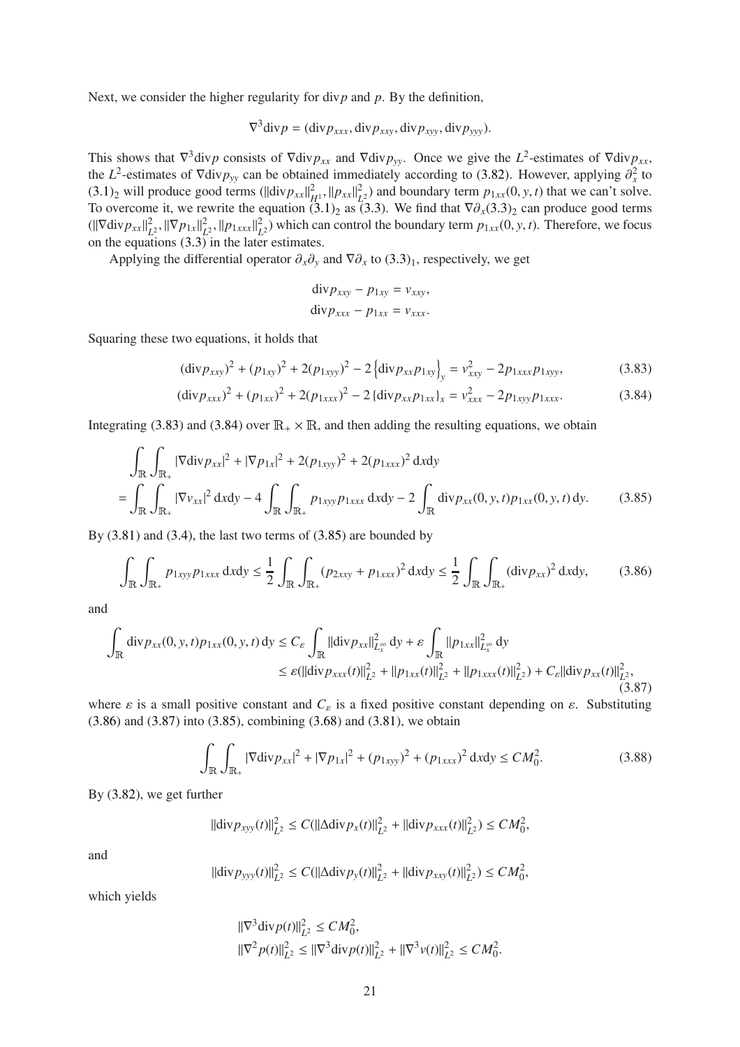Next, we consider the higher regularity for $\mathrm{div} p$ and $p$. By the definition,

$$\nabla^3 \mathrm{div} p = (\mathrm{div} p_{xxx}, \mathrm{div} p_{xxy}, \mathrm{div} p_{xyy}, \mathrm{div} p_{yyy}).$$

This shows that $\nabla^3 \mathrm{div} p$ consists of $\nabla \mathrm{div} p_{xx}$ and $\nabla \mathrm{div} p_{yy}$. Once we give the $L^2$-estimates of $\nabla \mathrm{div} p_{xx}$, the $L^2$-estimates of $\nabla \mathrm{div} p_{yy}$ can be obtained immediately according to (3.82). However, applying $\partial_x^2$ to $(3.1)_2$ will produce good terms ($\|\mathrm{div} p_{xx}\|_{H^1}^2, \|p_{xx}\|_{L^2}^2$) and boundary term $p_{1xx}(0, y, t)$ that we can't solve. To overcome it, we rewrite the equation $(3.1)_2$ as (3.3). We find that $\nabla \partial_x (3.3)_2$ can produce good terms ($\|\nabla \mathrm{div} p_{xx}\|_{L^2}^2, \|\nabla p_{1x}\|_{L^2}^2, \|p_{1xxx}\|_{L^2}^2$) which can control the boundary term $p_{1xx}(0, y, t)$. Therefore, we focus on the equations (3.3) in the later estimates.

Applying the differential operator $\partial_x \partial_y$ and $\nabla \partial_x$ to $(3.3)_1$, respectively, we get

$$\mathrm{div} p_{xxy} - p_{1xy} = v_{xxy},$$
$$\mathrm{div} p_{xxx} - p_{1xx} = v_{xxx}.$$

Squaring these two equations, it holds that

$$(\mathrm{div} p_{xxy})^2 + (p_{1xy})^2 + 2(p_{1xyy})^2 - 2\left\{\mathrm{div} p_{xx} p_{1xy}\right\}_y = v_{xxy}^2 - 2p_{1xxx} p_{1xyy}, \tag{3.83}$$

$$(\mathrm{div} p_{xxx})^2 + (p_{1xx})^2 + 2(p_{1xxx})^2 - 2\left\{\mathrm{div} p_{xx} p_{1xx}\right\}_x = v_{xxx}^2 - 2p_{1xyy} p_{1xxx}. \tag{3.84}$$

Integrating (3.83) and (3.84) over $\mathbb{R}_+ \times \mathbb{R}$, and then adding the resulting equations, we obtain

$$\begin{aligned}
&\int_{\mathbb{R}} \int_{\mathbb{R}_+} |\nabla \mathrm{div} p_{xx}|^2 + |\nabla p_{1x}|^2 + 2(p_{1xyy})^2 + 2(p_{1xxx})^2 \,\mathrm{d}x\mathrm{d}y \\
= &\int_{\mathbb{R}} \int_{\mathbb{R}_+} |\nabla v_{xx}|^2 \,\mathrm{d}x\mathrm{d}y - 4\int_{\mathbb{R}} \int_{\mathbb{R}_+} p_{1xyy} p_{1xxx} \,\mathrm{d}x\mathrm{d}y - 2\int_{\mathbb{R}} \mathrm{div} p_{xx}(0, y, t) p_{1xx}(0, y, t) \,\mathrm{d}y.
\end{aligned} \tag{3.85}$$

By (3.81) and (3.4), the last two terms of (3.85) are bounded by

$$\int_{\mathbb{R}} \int_{\mathbb{R}_+} p_{1xyy} p_{1xxx} \,\mathrm{d}x\mathrm{d}y \le \frac{1}{2} \int_{\mathbb{R}} \int_{\mathbb{R}_+} (p_{2xxy} + p_{1xxx})^2 \,\mathrm{d}x\mathrm{d}y \le \frac{1}{2} \int_{\mathbb{R}} \int_{\mathbb{R}_+} (\mathrm{div} p_{xx})^2 \,\mathrm{d}x\mathrm{d}y, \tag{3.86}$$

and

$$\begin{aligned}
\int_{\mathbb{R}} \mathrm{div} p_{xx}(0, y, t) p_{1xx}(0, y, t) \,\mathrm{d}y &\le C_\varepsilon \int_{\mathbb{R}} \|\mathrm{div} p_{xx}\|_{L_x^\infty}^2 \,\mathrm{d}y + \varepsilon \int_{\mathbb{R}} \|p_{1xx}\|_{L_x^\infty}^2 \,\mathrm{d}y \\
&\le \varepsilon(\|\mathrm{div} p_{xxx}(t)\|_{L^2}^2 + \|p_{1xx}(t)\|_{L^2}^2 + \|p_{1xxx}(t)\|_{L^2}^2) + C_\varepsilon \|\mathrm{div} p_{xx}(t)\|_{L^2}^2,
\end{aligned} \tag{3.87}$$

where $\varepsilon$ is a small positive constant and $C_\varepsilon$ is a fixed positive constant depending on $\varepsilon$. Substituting (3.86) and (3.87) into (3.85), combining (3.68) and (3.81), we obtain

$$\int_{\mathbb{R}} \int_{\mathbb{R}_+} |\nabla \mathrm{div} p_{xx}|^2 + |\nabla p_{1x}|^2 + (p_{1xyy})^2 + (p_{1xxx})^2 \,\mathrm{d}x\mathrm{d}y \le CM_0^2. \tag{3.88}$$

By (3.82), we get further

$$\|\mathrm{div} p_{xyy}(t)\|_{L^2}^2 \le C(\|\Delta \mathrm{div} p_x(t)\|_{L^2}^2 + \|\mathrm{div} p_{xxx}(t)\|_{L^2}^2) \le CM_0^2,$$

and

$$\|\mathrm{div} p_{yyy}(t)\|_{L^2}^2 \le C(\|\Delta \mathrm{div} p_y(t)\|_{L^2}^2 + \|\mathrm{div} p_{xxy}(t)\|_{L^2}^2) \le CM_0^2,$$

which yields

$$\begin{aligned}
&\|\nabla^3 \mathrm{div} p(t)\|_{L^2}^2 \le CM_0^2, \\
&\|\nabla^2 p(t)\|_{L^2}^2 \le \|\nabla^3 \mathrm{div} p(t)\|_{L^2}^2 + \|\nabla^3 v(t)\|_{L^2}^2 \le CM_0^2.
\end{aligned}$$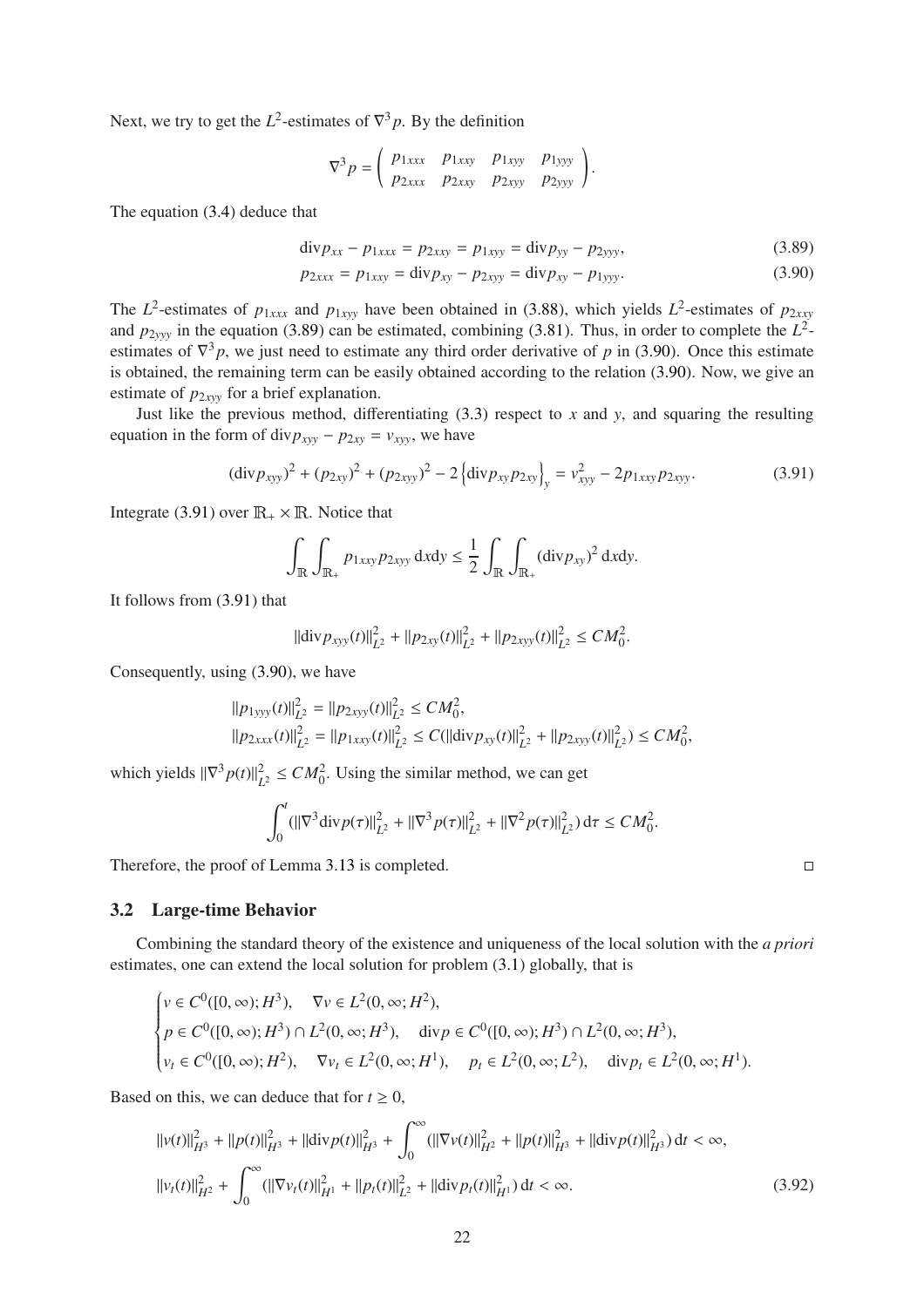Next, we try to get the $L^2$-estimates of $\nabla^3 p$. By the definition

$$
\nabla^3 p = \begin{pmatrix} p_{1xxx} & p_{1xxy} & p_{1xyy} & p_{1yyy} \\ p_{2xxx} & p_{2xxy} & p_{2xyy} & p_{2yyy} \end{pmatrix}.
$$

The equation (3.4) deduce that

$$
\mathrm{div} p_{xx} - p_{1xxx} = p_{2xxy} = p_{1xyy} = \mathrm{div} p_{yy} - p_{2yyy}, \tag{3.89}
$$

$$
p_{2xxx} = p_{1xxy} = \mathrm{div} p_{xy} - p_{2xyy} = \mathrm{div} p_{xy} - p_{1yyy}. \tag{3.90}
$$

The $L^2$-estimates of $p_{1xxx}$ and $p_{1xyy}$ have been obtained in (3.88), which yields $L^2$-estimates of $p_{2xxy}$ and $p_{2yyy}$ in the equation (3.89) can be estimated, combining (3.81). Thus, in order to complete the $L^2$-estimates of $\nabla^3 p$, we just need to estimate any third order derivative of $p$ in (3.90). Once this estimate is obtained, the remaining term can be easily obtained according to the relation (3.90). Now, we give an estimate of $p_{2xyy}$ for a brief explanation.

Just like the previous method, differentiating (3.3) respect to $x$ and $y$, and squaring the resulting equation in the form of $\mathrm{div} p_{xyy} - p_{2xy} = v_{xyy}$, we have

$$
(\mathrm{div} p_{xyy})^2 + (p_{2xy})^2 + (p_{2xyy})^2 - 2\left\{\mathrm{div} p_{xy} p_{2xy}\right\}_y = v_{xyy}^2 - 2p_{1xxy} p_{2xyy}. \tag{3.91}
$$

Integrate (3.91) over $\mathbb{R}_+ \times \mathbb{R}$. Notice that

$$
\int_{\mathbb{R}} \int_{\mathbb{R}_+} p_{1xxy} p_{2xyy} \,\mathrm{d}x\mathrm{d}y \leq \frac{1}{2} \int_{\mathbb{R}} \int_{\mathbb{R}_+} (\mathrm{div} p_{xy})^2 \,\mathrm{d}x\mathrm{d}y.
$$

It follows from (3.91) that

$$
\|\mathrm{div} p_{xyy}(t)\|_{L^2}^2 + \|p_{2xy}(t)\|_{L^2}^2 + \|p_{2xyy}(t)\|_{L^2}^2 \leq CM_0^2.
$$

Consequently, using (3.90), we have

$$
\begin{aligned}
&\|p_{1yyy}(t)\|_{L^2}^2 = \|p_{2xyy}(t)\|_{L^2}^2 \leq CM_0^2, \\
&\|p_{2xxx}(t)\|_{L^2}^2 = \|p_{1xxy}(t)\|_{L^2}^2 \leq C(\|\mathrm{div} p_{xy}(t)\|_{L^2}^2 + \|p_{2xyy}(t)\|_{L^2}^2) \leq CM_0^2,
\end{aligned}
$$

which yields $\|\nabla^3 p(t)\|_{L^2}^2 \leq CM_0^2$. Using the similar method, we can get

$$
\int_0^t (\|\nabla^3 \mathrm{div} p(\tau)\|_{L^2}^2 + \|\nabla^3 p(\tau)\|_{L^2}^2 + \|\nabla^2 p(\tau)\|_{L^2}^2) \,\mathrm{d}\tau \leq CM_0^2.
$$

Therefore, the proof of Lemma 3.13 is completed. □

### 3.2 Large-time Behavior

Combining the standard theory of the existence and uniqueness of the local solution with the *a priori* estimates, one can extend the local solution for problem (3.1) globally, that is

$$
\begin{cases}
v \in C^0([0,\infty); H^3), \quad \nabla v \in L^2(0,\infty; H^2), \\
p \in C^0([0,\infty); H^3) \cap L^2(0,\infty; H^3), \quad \mathrm{div} p \in C^0([0,\infty); H^3) \cap L^2(0,\infty; H^3), \\
v_t \in C^0([0,\infty); H^2), \quad \nabla v_t \in L^2(0,\infty; H^1), \quad p_t \in L^2(0,\infty; L^2), \quad \mathrm{div} p_t \in L^2(0,\infty; H^1).
\end{cases}
$$

Based on this, we can deduce that for $t \geq 0$,

$$
\begin{aligned}
&\|v(t)\|_{H^3}^2 + \|p(t)\|_{H^3}^2 + \|\mathrm{div} p(t)\|_{H^3}^2 + \int_0^\infty (\|\nabla v(t)\|_{H^2}^2 + \|p(t)\|_{H^3}^2 + \|\mathrm{div} p(t)\|_{H^3}^2) \,\mathrm{d}t < \infty, \\
&\|v_t(t)\|_{H^2}^2 + \int_0^\infty (\|\nabla v_t(t)\|_{H^1}^2 + \|p_t(t)\|_{L^2}^2 + \|\mathrm{div} p_t(t)\|_{H^1}^2) \,\mathrm{d}t < \infty.
\end{aligned} \tag{3.92}
$$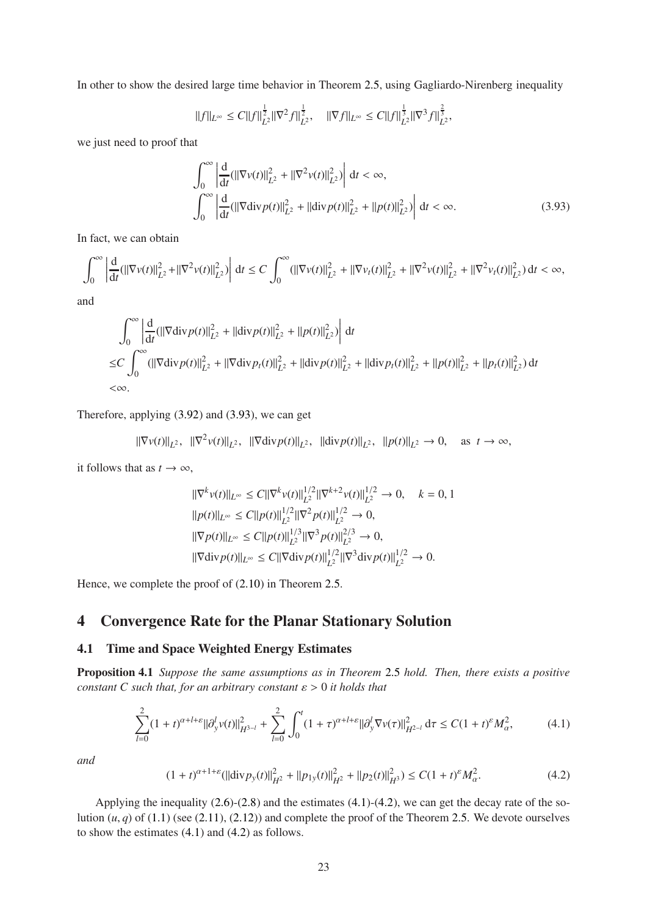In other to show the desired large time behavior in Theorem 2.5, using Gagliardo-Nirenberg inequality

$$
\|f\|_{L^\infty} \le C\|f\|_{L^2}^{\frac{1}{2}}\|\nabla^2 f\|_{L^2}^{\frac{1}{2}}, \quad \|\nabla f\|_{L^\infty} \le C\|f\|_{L^2}^{\frac{1}{3}}\|\nabla^3 f\|_{L^2}^{\frac{2}{3}},
$$

we just need to proof that

$$
\begin{aligned}
&\int_0^\infty \left| \frac{\mathrm{d}}{\mathrm{d}t}(\|\nabla v(t)\|_{L^2}^2 + \|\nabla^2 v(t)\|_{L^2}^2) \right| \mathrm{d}t < \infty, \\
&\int_0^\infty \left| \frac{\mathrm{d}}{\mathrm{d}t}(\|\nabla \mathrm{div} p(t)\|_{L^2}^2 + \|\mathrm{div} p(t)\|_{L^2}^2 + \|p(t)\|_{L^2}^2) \right| \mathrm{d}t < \infty.
\end{aligned} \tag{3.93}
$$

In fact, we can obtain

$$
\int_0^\infty \left| \frac{\mathrm{d}}{\mathrm{d}t}(\|\nabla v(t)\|_{L^2}^2 + \|\nabla^2 v(t)\|_{L^2}^2) \right| \mathrm{d}t \le C \int_0^\infty (\|\nabla v(t)\|_{L^2}^2 + \|\nabla v_t(t)\|_{L^2}^2 + \|\nabla^2 v(t)\|_{L^2}^2 + \|\nabla^2 v_t(t)\|_{L^2}^2)\,\mathrm{d}t < \infty,
$$

and

$$
\begin{aligned}
&\int_0^\infty \left| \frac{\mathrm{d}}{\mathrm{d}t}(\|\nabla \mathrm{div} p(t)\|_{L^2}^2 + \|\mathrm{div} p(t)\|_{L^2}^2 + \|p(t)\|_{L^2}^2) \right| \mathrm{d}t \\
\le& C \int_0^\infty (\|\nabla \mathrm{div} p(t)\|_{L^2}^2 + \|\nabla \mathrm{div} p_t(t)\|_{L^2}^2 + \|\mathrm{div} p(t)\|_{L^2}^2 + \|\mathrm{div} p_t(t)\|_{L^2}^2 + \|p(t)\|_{L^2}^2 + \|p_t(t)\|_{L^2}^2)\,\mathrm{d}t \\
<& \infty.
\end{aligned}
$$

Therefore, applying (3.92) and (3.93), we can get

$$
\|\nabla v(t)\|_{L^2}, \ \|\nabla^2 v(t)\|_{L^2}, \ \|\nabla \mathrm{div} p(t)\|_{L^2}, \ \|\mathrm{div} p(t)\|_{L^2}, \ \|p(t)\|_{L^2} \to 0, \quad \text{as } t \to \infty,
$$

it follows that as $t \to \infty$,

$$
\begin{aligned}
&\|\nabla^k v(t)\|_{L^\infty} \le C\|\nabla^k v(t)\|_{L^2}^{1/2}\|\nabla^{k+2} v(t)\|_{L^2}^{1/2} \to 0, \quad k = 0, 1 \\
&\|p(t)\|_{L^\infty} \le C\|p(t)\|_{L^2}^{1/2}\|\nabla^2 p(t)\|_{L^2}^{1/2} \to 0, \\
&\|\nabla p(t)\|_{L^\infty} \le C\|p(t)\|_{L^2}^{1/3}\|\nabla^3 p(t)\|_{L^2}^{2/3} \to 0, \\
&\|\nabla \mathrm{div} p(t)\|_{L^\infty} \le C\|\nabla \mathrm{div} p(t)\|_{L^2}^{1/2}\|\nabla^3 \mathrm{div} p(t)\|_{L^2}^{1/2} \to 0.
\end{aligned}
$$

Hence, we complete the proof of (2.10) in Theorem 2.5.

# 4 Convergence Rate for the Planar Stationary Solution

## 4.1 Time and Space Weighted Energy Estimates

**Proposition 4.1** *Suppose the same assumptions as in Theorem* 2.5 *hold. Then, there exists a positive constant $C$ such that, for an arbitrary constant $\varepsilon > 0$ it holds that*

$$
\sum_{l=0}^{2}(1+t)^{\alpha+l+\varepsilon}\|\partial_y^l v(t)\|_{H^{3-l}}^2 + \sum_{l=0}^{2}\int_0^t (1+\tau)^{\alpha+l+\varepsilon}\|\partial_y^l \nabla v(\tau)\|_{H^{2-l}}^2\,\mathrm{d}\tau \le C(1+t)^{\varepsilon}M_\alpha^2, \tag{4.1}
$$

*and*

$$
(1+t)^{\alpha+1+\varepsilon}(\|\mathrm{div} p_y(t)\|_{H^2}^2 + \|p_{1y}(t)\|_{H^2}^2 + \|p_2(t)\|_{H^3}^2) \le C(1+t)^{\varepsilon}M_\alpha^2. \tag{4.2}
$$

Applying the inequality (2.6)-(2.8) and the estimates (4.1)-(4.2), we can get the decay rate of the solution $(u, q)$ of (1.1) (see (2.11), (2.12)) and complete the proof of the Theorem 2.5. We devote ourselves to show the estimates (4.1) and (4.2) as follows.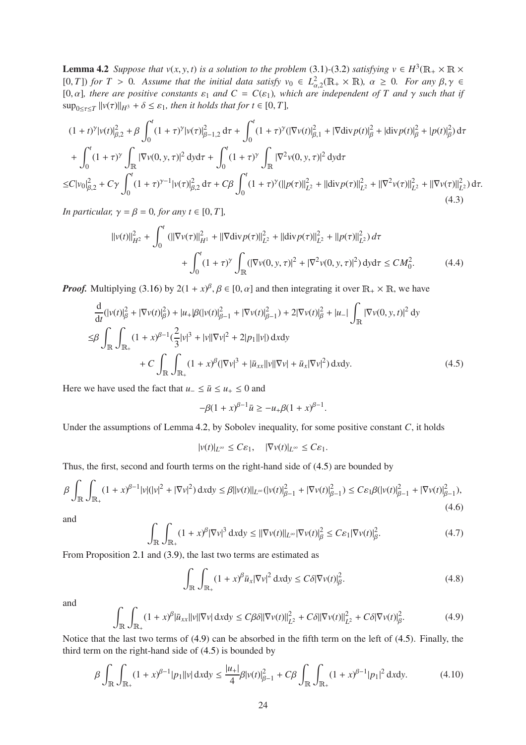**Lemma 4.2** *Suppose that $v(x,y,t)$ is a solution to the problem* (3.1)-(3.2) *satisfying $v \in H^3(\mathbb{R}_+ \times \mathbb{R} \times [0,T])$ for $T > 0$. Assume that the initial data satisfy $v_0 \in L^2_{\alpha,2}(\mathbb{R}_+ \times \mathbb{R})$, $\alpha \geq 0$. For any $\beta, \gamma \in [0,\alpha]$, there are positive constants $\varepsilon_1$ and $C = C(\varepsilon_1)$, which are independent of $T$ and $\gamma$ such that if $\sup_{0\leq\tau\leq T}\|v(\tau)\|_{H^3} + \delta \leq \varepsilon_1$, then it holds that for $t \in [0,T]$,*

$$
\begin{aligned}
&(1+t)^\gamma |v(t)|^2_{\beta,2} + \beta\int_0^t (1+\tau)^\gamma |v(\tau)|^2_{\beta-1,2}\,\mathrm{d}\tau + \int_0^t (1+\tau)^\gamma (|\nabla v(t)|^2_{\beta,1} + |\nabla \mathrm{div} p(t)|^2_\beta + |\mathrm{div} p(t)|^2_\beta + |p(t)|^2_\beta)\,\mathrm{d}\tau \\
&+ \int_0^t (1+\tau)^\gamma \int_{\mathbb{R}} |\nabla v(0,y,\tau)|^2\,\mathrm{d}y\mathrm{d}\tau + \int_0^t (1+\tau)^\gamma \int_{\mathbb{R}} |\nabla^2 v(0,y,\tau)|^2\,\mathrm{d}y\mathrm{d}\tau \\
\leq& C|v_0|^2_{\beta,2} + C\gamma\int_0^t (1+\tau)^{\gamma-1}|v(\tau)|^2_{\beta,2}\,\mathrm{d}\tau + C\beta\int_0^t (1+\tau)^\gamma (\|p(\tau)\|^2_{L^2} + \|\mathrm{div} p(\tau)\|^2_{L^2} + \|\nabla^2 v(\tau)\|^2_{L^2} + \|\nabla v(\tau)\|^2_{L^2})\,\mathrm{d}\tau.
\end{aligned}
\tag{4.3}
$$

*In particular, $\gamma = \beta = 0$, for any $t \in [0,T]$,*

$$
\begin{aligned}
\|v(t)\|^2_{H^2} &+ \int_0^t (\|\nabla v(\tau)\|^2_{H^1} + \|\nabla \mathrm{div} p(\tau)\|^2_{L^2} + \|\mathrm{div} p(\tau)\|^2_{L^2} + \|p(\tau)\|^2_{L^2})\,d\tau \\
&+ \int_0^t (1+\tau)^\gamma \int_{\mathbb{R}} (|\nabla v(0,y,\tau)|^2 + |\nabla^2 v(0,y,\tau)|^2)\,\mathrm{d}y\mathrm{d}\tau \leq CM_0^2.
\end{aligned}
\tag{4.4}
$$

***Proof.*** Multiplying (3.16) by $2(1+x)^\beta$, $\beta \in [0,\alpha]$ and then integrating it over $\mathbb{R}_+ \times \mathbb{R}$, we have

$$
\begin{aligned}
&\frac{\mathrm{d}}{\mathrm{d}t}(|v(t)|^2_\beta + |\nabla v(t)|^2_\beta) + |u_+|\beta(|v(t)|^2_{\beta-1} + |\nabla v(t)|^2_{\beta-1}) + 2|\nabla v(t)|^2_\beta + |u_-|\int_{\mathbb{R}} |\nabla v(0,y,t)|^2\,\mathrm{d}y \\
\leq& \beta\int_{\mathbb{R}}\int_{\mathbb{R}_+} (1+x)^{\beta-1}(\frac{2}{3}|v|^3 + |v||\nabla v|^2 + 2|p_1||v|)\,\mathrm{d}x\mathrm{d}y \\
&\quad + C\int_{\mathbb{R}}\int_{\mathbb{R}_+} (1+x)^\beta (|\nabla v|^3 + |\bar{u}_{xx}||v||\nabla v| + \bar{u}_x|\nabla v|^2)\,\mathrm{d}x\mathrm{d}y.
\end{aligned}
\tag{4.5}
$$

Here we have used the fact that $u_- \leq \bar{u} \leq u_+ \leq 0$ and

$$
-\beta(1+x)^{\beta-1}\bar{u} \geq -u_+\beta(1+x)^{\beta-1}.
$$

Under the assumptions of Lemma 4.2, by Sobolev inequality, for some positive constant $C$, it holds

$$
|v(t)|_{L^\infty} \leq C\varepsilon_1, \quad |\nabla v(t)|_{L^\infty} \leq C\varepsilon_1.
$$

Thus, the first, second and fourth terms on the right-hand side of (4.5) are bounded by

$$
\beta\int_{\mathbb{R}}\int_{\mathbb{R}_+} (1+x)^{\beta-1}|v|(|v|^2 + |\nabla v|^2)\,\mathrm{d}x\mathrm{d}y \leq \beta\|v(t)\|_{L^\infty}(|v(t)|^2_{\beta-1} + |\nabla v(t)|^2_{\beta-1}) \leq C\varepsilon_1\beta(|v(t)|^2_{\beta-1} + |\nabla v(t)|^2_{\beta-1}),
\tag{4.6}
$$

and

$$
\int_{\mathbb{R}}\int_{\mathbb{R}_+} (1+x)^\beta |\nabla v|^3\,\mathrm{d}x\mathrm{d}y \leq \|\nabla v(t)\|_{L^\infty}|\nabla v(t)|^2_\beta \leq C\varepsilon_1|\nabla v(t)|^2_\beta.
\tag{4.7}
$$

From Proposition 2.1 and (3.9), the last two terms are estimated as

$$
\int_{\mathbb{R}}\int_{\mathbb{R}_+} (1+x)^\beta \bar{u}_x|\nabla v|^2\,\mathrm{d}x\mathrm{d}y \leq C\delta|\nabla v(t)|^2_\beta.
\tag{4.8}
$$

and

$$
\int_{\mathbb{R}}\int_{\mathbb{R}_+} (1+x)^\beta |\bar{u}_{xx}||v||\nabla v|\,\mathrm{d}x\mathrm{d}y \leq C\beta\delta\|\nabla v(t)\|^2_{L^2} + C\delta\|\nabla v(t)\|^2_{L^2} + C\delta|\nabla v(t)|^2_\beta.
\tag{4.9}
$$

Notice that the last two terms of (4.9) can be absorbed in the fifth term on the left of (4.5). Finally, the third term on the right-hand side of (4.5) is bounded by

$$
\beta\int_{\mathbb{R}}\int_{\mathbb{R}_+} (1+x)^{\beta-1}|p_1||v|\,\mathrm{d}x\mathrm{d}y \leq \frac{|u_+|}{4}\beta|v(t)|^2_{\beta-1} + C\beta\int_{\mathbb{R}}\int_{\mathbb{R}_+} (1+x)^{\beta-1}|p_1|^2\,\mathrm{d}x\mathrm{d}y.
\tag{4.10}
$$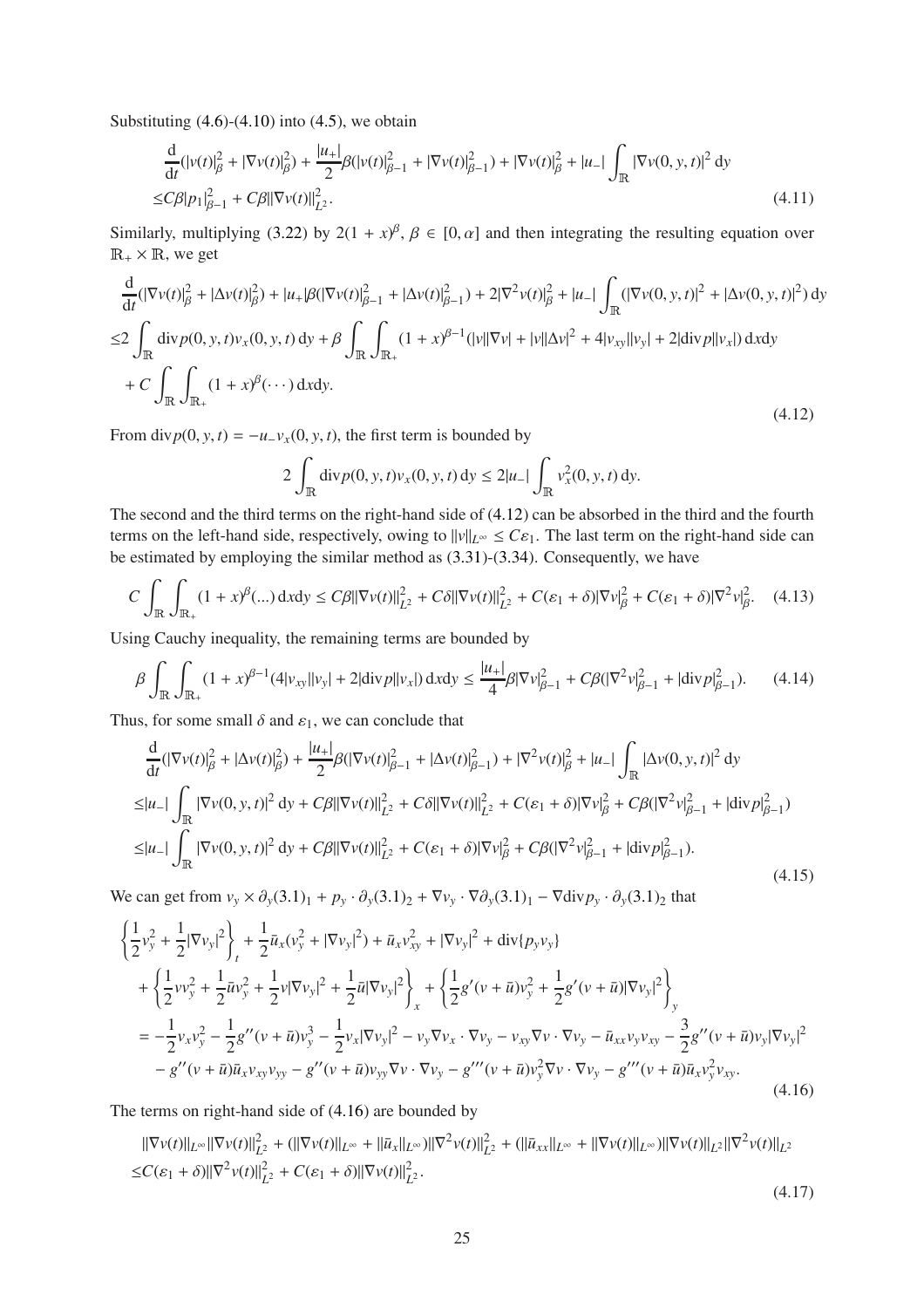Substituting (4.6)-(4.10) into (4.5), we obtain

$$
\begin{aligned}
&\frac{\mathrm{d}}{\mathrm{d}t}(|v(t)|_\beta^2 + |\nabla v(t)|_\beta^2) + \frac{|u_+|}{2}\beta(|v(t)|_{\beta-1}^2 + |\nabla v(t)|_{\beta-1}^2) + |\nabla v(t)|_\beta^2 + |u_-|\int_{\mathbb{R}} |\nabla v(0,y,t)|^2\,\mathrm{d}y \\
\leq& C\beta|p_1|_{\beta-1}^2 + C\beta\|\nabla v(t)\|_{L^2}^2.
\end{aligned} \tag{4.11}
$$

Similarly, multiplying (3.22) by $2(1+x)^\beta$, $\beta \in [0,\alpha]$ and then integrating the resulting equation over $\mathbb{R}_+ \times \mathbb{R}$, we get

$$
\begin{aligned}
&\frac{\mathrm{d}}{\mathrm{d}t}(|\nabla v(t)|_\beta^2 + |\Delta v(t)|_\beta^2) + |u_+|\beta(|\nabla v(t)|_{\beta-1}^2 + |\Delta v(t)|_{\beta-1}^2) + 2|\nabla^2 v(t)|_\beta^2 + |u_-|\int_{\mathbb{R}}(|\nabla v(0,y,t)|^2 + |\Delta v(0,y,t)|^2)\,\mathrm{d}y \\
\leq& 2\int_{\mathbb{R}} \mathrm{div}\,p(0,y,t)v_x(0,y,t)\,\mathrm{d}y + \beta\int_{\mathbb{R}}\int_{\mathbb{R}_+}(1+x)^{\beta-1}(|v||\nabla v| + |v||\Delta v|^2 + 4|v_{xy}||v_y| + 2|\mathrm{div}\,p||v_x|)\,\mathrm{d}x\mathrm{d}y \\
&+ C\int_{\mathbb{R}}\int_{\mathbb{R}_+}(1+x)^\beta(\cdots)\,\mathrm{d}x\mathrm{d}y.
\end{aligned} \tag{4.12}
$$

From $\mathrm{div}\,p(0,y,t) = -u_-v_x(0,y,t)$, the first term is bounded by

$$
2\int_{\mathbb{R}} \mathrm{div}\,p(0,y,t)v_x(0,y,t)\,\mathrm{d}y \leq 2|u_-|\int_{\mathbb{R}} v_x^2(0,y,t)\,\mathrm{d}y.
$$

The second and the third terms on the right-hand side of (4.12) can be absorbed in the third and the fourth terms on the left-hand side, respectively, owing to $\|v\|_{L^\infty} \leq C\varepsilon_1$. The last term on the right-hand side can be estimated by employing the similar method as (3.31)-(3.34). Consequently, we have

$$
C\int_{\mathbb{R}}\int_{\mathbb{R}_+}(1+x)^\beta(...)\,\mathrm{d}x\mathrm{d}y \leq C\beta\|\nabla v(t)\|_{L^2}^2 + C\delta\|\nabla v(t)\|_{L^2}^2 + C(\varepsilon_1+\delta)|\nabla v|_\beta^2 + C(\varepsilon_1+\delta)|\nabla^2 v|_\beta^2. \tag{4.13}
$$

Using Cauchy inequality, the remaining terms are bounded by

$$
\beta\int_{\mathbb{R}}\int_{\mathbb{R}_+}(1+x)^{\beta-1}(4|v_{xy}||v_y| + 2|\mathrm{div}\,p||v_x|)\,\mathrm{d}x\mathrm{d}y \leq \frac{|u_+|}{4}\beta|\nabla v|_{\beta-1}^2 + C\beta(|\nabla^2 v|_{\beta-1}^2 + |\mathrm{div}\,p|_{\beta-1}^2). \tag{4.14}
$$

Thus, for some small $\delta$ and $\varepsilon_1$, we can conclude that

$$
\begin{aligned}
&\frac{\mathrm{d}}{\mathrm{d}t}(|\nabla v(t)|_\beta^2 + |\Delta v(t)|_\beta^2) + \frac{|u_+|}{2}\beta(|\nabla v(t)|_{\beta-1}^2 + |\Delta v(t)|_{\beta-1}^2) + |\nabla^2 v(t)|_\beta^2 + |u_-|\int_{\mathbb{R}}|\Delta v(0,y,t)|^2\,\mathrm{d}y \\
\leq& |u_-|\int_{\mathbb{R}}|\nabla v(0,y,t)|^2\,\mathrm{d}y + C\beta\|\nabla v(t)\|_{L^2}^2 + C\delta\|\nabla v(t)\|_{L^2}^2 + C(\varepsilon_1+\delta)|\nabla v|_\beta^2 + C\beta(|\nabla^2 v|_{\beta-1}^2 + |\mathrm{div}\,p|_{\beta-1}^2) \\
\leq& |u_-|\int_{\mathbb{R}}|\nabla v(0,y,t)|^2\,\mathrm{d}y + C\beta\|\nabla v(t)\|_{L^2}^2 + C(\varepsilon_1+\delta)|\nabla v|_\beta^2 + C\beta(|\nabla^2 v|_{\beta-1}^2 + |\mathrm{div}\,p|_{\beta-1}^2).
\end{aligned} \tag{4.15}
$$

We can get from $v_y \times \partial_y(3.1)_1 + p_y \cdot \partial_y(3.1)_2 + \nabla v_y \cdot \nabla\partial_y(3.1)_1 - \nabla\mathrm{div}\,p_y \cdot \partial_y(3.1)_2$ that

$$
\begin{aligned}
&\left\{\frac{1}{2}v_y^2 + \frac{1}{2}|\nabla v_y|^2\right\}_t + \frac{1}{2}\bar{u}_x(v_y^2 + |\nabla v_y|^2) + \bar{u}_x v_{xy}^2 + |\nabla v_y|^2 + \mathrm{div}\{p_y v_y\} \\
&+ \left\{\frac{1}{2}vv_y^2 + \frac{1}{2}\bar{u}v_y^2 + \frac{1}{2}v|\nabla v_y|^2 + \frac{1}{2}\bar{u}|\nabla v_y|^2\right\}_x + \left\{\frac{1}{2}g'(v+\bar{u})v_y^2 + \frac{1}{2}g'(v+\bar{u})|\nabla v_y|^2\right\}_y \\
=& -\frac{1}{2}v_x v_y^2 - \frac{1}{2}g''(v+\bar{u})v_y^3 - \frac{1}{2}v_x|\nabla v_y|^2 - v_y\nabla v_x\cdot\nabla v_y - v_{xy}\nabla v\cdot\nabla v_y - \bar{u}_{xx}v_y v_{xy} - \frac{3}{2}g''(v+\bar{u})v_y|\nabla v_y|^2 \\
&- g''(v+\bar{u})\bar{u}_x v_{xy}v_{yy} - g''(v+\bar{u})v_{yy}\nabla v\cdot\nabla v_y - g'''(v+\bar{u})v_y^2\nabla v\cdot\nabla v_y - g'''(v+\bar{u})\bar{u}_x v_y^2 v_{xy}.
\end{aligned} \tag{4.16}
$$

The terms on right-hand side of (4.16) are bounded by

$$
\begin{aligned}
&\|\nabla v(t)\|_{L^\infty}\|\nabla v(t)\|_{L^2}^2 + (\|\nabla v(t)\|_{L^\infty} + \|\bar{u}_x\|_{L^\infty})\|\nabla^2 v(t)\|_{L^2}^2 + (\|\bar{u}_{xx}\|_{L^\infty} + \|\nabla v(t)\|_{L^\infty})\|\nabla v(t)\|_{L^2}\|\nabla^2 v(t)\|_{L^2} \\
\leq& C(\varepsilon_1+\delta)\|\nabla^2 v(t)\|_{L^2}^2 + C(\varepsilon_1+\delta)\|\nabla v(t)\|_{L^2}^2.
\end{aligned} \tag{4.17}
$$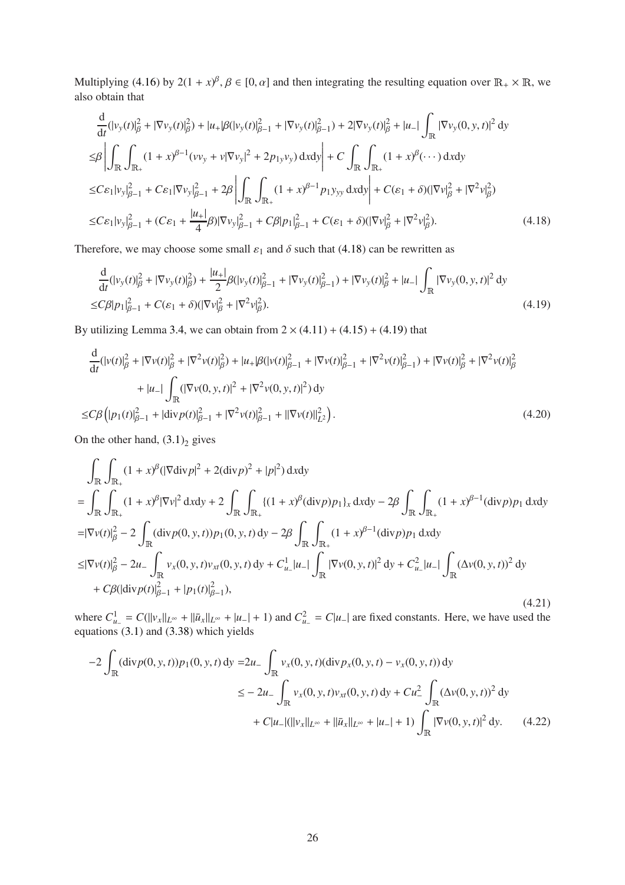Multiplying (4.16) by $2(1+x)^\beta$, $\beta \in [0,\alpha]$ and then integrating the resulting equation over $\mathbb{R}_+ \times \mathbb{R}$, we also obtain that

$$
\begin{aligned}
&\frac{\mathrm{d}}{\mathrm{d}t}(|v_y(t)|_\beta^2 + |\nabla v_y(t)|_\beta^2) + |u_+|\beta(|v_y(t)|_{\beta-1}^2 + |\nabla v_y(t)|_{\beta-1}^2) + 2|\nabla v_y(t)|_\beta^2 + |u_-|\int_{\mathbb{R}} |\nabla v_y(0,y,t)|^2 \,\mathrm{d}y \\
\leq& \beta \left| \int_{\mathbb{R}} \int_{\mathbb{R}_+} (1+x)^{\beta-1}(v v_y + v|\nabla v_y|^2 + 2p_{1y}v_y)\,\mathrm{d}x\mathrm{d}y \right| + C\int_{\mathbb{R}} \int_{\mathbb{R}_+} (1+x)^\beta(\cdots)\,\mathrm{d}x\mathrm{d}y \\
\leq& C\varepsilon_1 |v_y|_{\beta-1}^2 + C\varepsilon_1 |\nabla v_y|_{\beta-1}^2 + 2\beta \left| \int_{\mathbb{R}} \int_{\mathbb{R}_+} (1+x)^{\beta-1} p_1 y_{yy}\,\mathrm{d}x\mathrm{d}y \right| + C(\varepsilon_1+\delta)(|\nabla v|_\beta^2 + |\nabla^2 v|_\beta^2) \\
\leq& C\varepsilon_1 |v_y|_{\beta-1}^2 + (C\varepsilon_1 + \frac{|u_+|}{4}\beta)|\nabla v_y|_{\beta-1}^2 + C\beta|p_1|_{\beta-1}^2 + C(\varepsilon_1+\delta)(|\nabla v|_\beta^2 + |\nabla^2 v|_\beta^2).
\end{aligned} \tag{4.18}
$$

Therefore, we may choose some small $\varepsilon_1$ and $\delta$ such that (4.18) can be rewritten as

$$
\begin{aligned}
&\frac{\mathrm{d}}{\mathrm{d}t}(|v_y(t)|_\beta^2 + |\nabla v_y(t)|_\beta^2) + \frac{|u_+|}{2}\beta(|v_y(t)|_{\beta-1}^2 + |\nabla v_y(t)|_{\beta-1}^2) + |\nabla v_y(t)|_\beta^2 + |u_-|\int_{\mathbb{R}} |\nabla v_y(0,y,t)|^2 \,\mathrm{d}y \\
\leq& C\beta|p_1|_{\beta-1}^2 + C(\varepsilon_1+\delta)(|\nabla v|_\beta^2 + |\nabla^2 v|_\beta^2).
\end{aligned} \tag{4.19}
$$

By utilizing Lemma 3.4, we can obtain from $2\times(4.11) + (4.15) + (4.19)$ that

$$
\begin{aligned}
&\frac{\mathrm{d}}{\mathrm{d}t}(|v(t)|_\beta^2 + |\nabla v(t)|_\beta^2 + |\nabla^2 v(t)|_\beta^2) + |u_+|\beta(|v(t)|_{\beta-1}^2 + |\nabla v(t)|_{\beta-1}^2 + |\nabla^2 v(t)|_{\beta-1}^2) + |\nabla v(t)|_\beta^2 + |\nabla^2 v(t)|_\beta^2 \\
&\quad + |u_-|\int_{\mathbb{R}} (|\nabla v(0,y,t)|^2 + |\nabla^2 v(0,y,t)|^2)\,\mathrm{d}y \\
\leq& C\beta\left( |p_1(t)|_{\beta-1}^2 + |\mathrm{div} p(t)|_{\beta-1}^2 + |\nabla^2 v(t)|_{\beta-1}^2 + \|\nabla v(t)\|_{L^2}^2 \right).
\end{aligned} \tag{4.20}
$$

On the other hand, $(3.1)_2$ gives

$$
\begin{aligned}
&\int_{\mathbb{R}} \int_{\mathbb{R}_+} (1+x)^\beta (|\nabla \mathrm{div} p|^2 + 2(\mathrm{div} p)^2 + |p|^2)\,\mathrm{d}x\mathrm{d}y \\
=& \int_{\mathbb{R}} \int_{\mathbb{R}_+} (1+x)^\beta |\nabla v|^2 \,\mathrm{d}x\mathrm{d}y + 2\int_{\mathbb{R}} \int_{\mathbb{R}_+} \{(1+x)^\beta (\mathrm{div} p)p_1\}_x \,\mathrm{d}x\mathrm{d}y - 2\beta \int_{\mathbb{R}} \int_{\mathbb{R}_+} (1+x)^{\beta-1}(\mathrm{div} p)p_1 \,\mathrm{d}x\mathrm{d}y \\
=& |\nabla v(t)|_\beta^2 - 2\int_{\mathbb{R}} (\mathrm{div} p(0,y,t))p_1(0,y,t)\,\mathrm{d}y - 2\beta \int_{\mathbb{R}} \int_{\mathbb{R}_+} (1+x)^{\beta-1}(\mathrm{div} p)p_1 \,\mathrm{d}x\mathrm{d}y \\
\leq& |\nabla v(t)|_\beta^2 - 2u_- \int_{\mathbb{R}} v_x(0,y,t)v_{xt}(0,y,t)\,\mathrm{d}y + C_{u_-}^1 |u_-| \int_{\mathbb{R}} |\nabla v(0,y,t)|^2 \,\mathrm{d}y + C_{u_-}^2 |u_-| \int_{\mathbb{R}} (\Delta v(0,y,t))^2 \,\mathrm{d}y \\
&+ C\beta(|\mathrm{div} p(t)|_{\beta-1}^2 + |p_1(t)|_{\beta-1}^2),
\end{aligned} \tag{4.21}
$$

where $C_{u_-}^1 = C(\|v_x\|_{L^\infty} + \|\bar{u}_x\|_{L^\infty} + |u_-| + 1)$ and $C_{u_-}^2 = C|u_-|$ are fixed constants. Here, we have used the equations (3.1) and (3.38) which yields

$$
\begin{aligned}
-2\int_{\mathbb{R}} (\mathrm{div} p(0,y,t))p_1(0,y,t)\,\mathrm{d}y =& 2u_- \int_{\mathbb{R}} v_x(0,y,t)(\mathrm{div} p_x(0,y,t) - v_x(0,y,t))\,\mathrm{d}y \\
\leq& -2u_- \int_{\mathbb{R}} v_x(0,y,t)v_{xt}(0,y,t)\,\mathrm{d}y + Cu_-^2 \int_{\mathbb{R}} (\Delta v(0,y,t))^2 \,\mathrm{d}y \\
&+ C|u_-|(\|v_x\|_{L^\infty} + \|\bar{u}_x\|_{L^\infty} + |u_-| + 1)\int_{\mathbb{R}} |\nabla v(0,y,t)|^2 \,\mathrm{d}y.
\end{aligned} \tag{4.22}
$$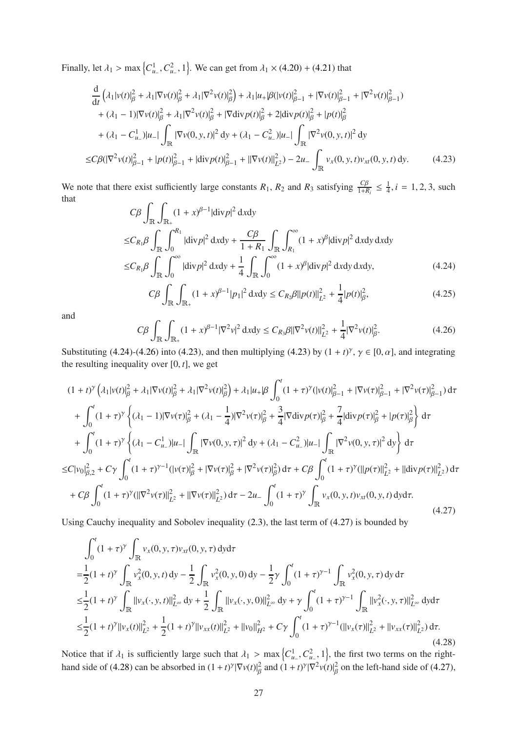Finally, let $\lambda_1 > \max\left\{C^1_{u_-}, C^2_{u_-}, 1\right\}$. We can get from $\lambda_1 \times (4.20) + (4.21)$ that

$$
\begin{aligned}
&\frac{\mathrm{d}}{\mathrm{d}t}\left(\lambda_1|v(t)|^2_\beta + \lambda_1|\nabla v(t)|^2_\beta + \lambda_1|\nabla^2 v(t)|^2_\beta\right) + \lambda_1|u_+|\beta(|v(t)|^2_{\beta-1} + |\nabla v(t)|^2_{\beta-1} + |\nabla^2 v(t)|^2_{\beta-1})\\
&+ (\lambda_1 - 1)|\nabla v(t)|^2_\beta + \lambda_1|\nabla^2 v(t)|^2_\beta + |\nabla \mathrm{div} p(t)|^2_\beta + 2|\mathrm{div} p(t)|^2_\beta + |p(t)|^2_\beta\\
&+ (\lambda_1 - C^1_{u_-})|u_-|\int_{\mathbb{R}}|\nabla v(0,y,t)|^2\,\mathrm{d}y + (\lambda_1 - C^2_{u_-})|u_-|\int_{\mathbb{R}}|\nabla^2 v(0,y,t)|^2\,\mathrm{d}y\\
\leq& C\beta(|\nabla^2 v(t)|^2_{\beta-1} + |p(t)|^2_{\beta-1} + |\mathrm{div} p(t)|^2_{\beta-1} + \|\nabla v(t)\|^2_{L^2}) - 2u_-\int_{\mathbb{R}} v_x(0,y,t)v_{xt}(0,y,t)\,\mathrm{d}y. \qquad (4.23)
\end{aligned}
$$

We note that there exist sufficiently large constants $R_1$, $R_2$ and $R_3$ satisfying $\frac{C\beta}{1+R_i} \leq \frac{1}{4}, i = 1, 2, 3$, such that

$$
\begin{aligned}
&C\beta\int_{\mathbb{R}}\int_{\mathbb{R}_+}(1+x)^{\beta-1}|\mathrm{div} p|^2\,\mathrm{d}x\mathrm{d}y\\
\leq& C_{R_1}\beta\int_{\mathbb{R}}\int_0^{R_1}|\mathrm{div} p|^2\,\mathrm{d}x\mathrm{d}y + \frac{C\beta}{1+R_1}\int_{\mathbb{R}}\int_{R_1}^\infty(1+x)^\beta|\mathrm{div} p|^2\,\mathrm{d}x\mathrm{d}y\,\mathrm{d}x\mathrm{d}y\\
\leq& C_{R_1}\beta\int_{\mathbb{R}}\int_0^\infty|\mathrm{div} p|^2\,\mathrm{d}x\mathrm{d}y + \frac{1}{4}\int_{\mathbb{R}}\int_0^\infty(1+x)^\beta|\mathrm{div} p|^2\,\mathrm{d}x\mathrm{d}y\,\mathrm{d}x\mathrm{d}y, \qquad (4.24)
\end{aligned}
$$

$$
C\beta\int_{\mathbb{R}}\int_{\mathbb{R}_+}(1+x)^{\beta-1}|p_1|^2\,\mathrm{d}x\mathrm{d}y \leq C_{R_2}\beta\|p(t)\|^2_{L^2} + \frac{1}{4}|p(t)|^2_\beta, \qquad (4.25)
$$

and

$$
C\beta\int_{\mathbb{R}}\int_{\mathbb{R}_+}(1+x)^{\beta-1}|\nabla^2 v|^2\,\mathrm{d}x\mathrm{d}y \leq C_{R_3}\beta\|\nabla^2 v(t)\|^2_{L^2} + \frac{1}{4}|\nabla^2 v(t)|^2_\beta. \qquad (4.26)
$$

Substituting (4.24)-(4.26) into (4.23), and then multiplying (4.23) by $(1+t)^\gamma$, $\gamma \in [0,\alpha]$, and integrating the resulting inequality over $[0,t]$, we get

$$
\begin{aligned}
&(1+t)^\gamma\left(\lambda_1|v(t)|^2_\beta + \lambda_1|\nabla v(t)|^2_\beta + \lambda_1|\nabla^2 v(t)|^2_\beta\right) + \lambda_1|u_+|\beta\int_0^t(1+\tau)^\gamma(|v(\tau)|^2_{\beta-1} + |\nabla v(\tau)|^2_{\beta-1} + |\nabla^2 v(\tau)|^2_{\beta-1})\,\mathrm{d}\tau\\
&+ \int_0^t(1+\tau)^\gamma\left\{(\lambda_1 - 1)|\nabla v(\tau)|^2_\beta + (\lambda_1 - \frac{1}{4})|\nabla^2 v(\tau)|^2_\beta + \frac{3}{4}|\nabla\mathrm{div} p(\tau)|^2_\beta + \frac{7}{4}|\mathrm{div} p(\tau)|^2_\beta + |p(\tau)|^2_\beta\right\}\mathrm{d}\tau\\
&+ \int_0^t(1+\tau)^\gamma\left\{(\lambda_1 - C^1_{u_-})|u_-|\int_{\mathbb{R}}|\nabla v(0,y,\tau)|^2\,\mathrm{d}y + (\lambda_1 - C^2_{u_-})|u_-|\int_{\mathbb{R}}|\nabla^2 v(0,y,\tau)|^2\,\mathrm{d}y\right\}\mathrm{d}\tau\\
\leq& C|v_0|^2_{\beta,2} + C\gamma\int_0^t(1+\tau)^{\gamma-1}(|v(\tau)|^2_\beta + |\nabla v(\tau)|^2_\beta + |\nabla^2 v(\tau)|^2_\beta)\,\mathrm{d}\tau + C\beta\int_0^t(1+\tau)^\gamma(\|p(\tau)\|^2_{L^2} + \|\mathrm{div} p(\tau)\|^2_{L^2})\,\mathrm{d}\tau\\
&+ C\beta\int_0^t(1+\tau)^\gamma(\|\nabla^2 v(\tau)\|^2_{L^2} + \|\nabla v(\tau)\|^2_{L^2})\,\mathrm{d}\tau - 2u_-\int_0^t(1+\tau)^\gamma\int_{\mathbb{R}} v_x(0,y,t)v_{xt}(0,y,t)\,\mathrm{d}y\mathrm{d}\tau.
\end{aligned} \qquad (4.27)
$$

Using Cauchy inequality and Sobolev inequality (2.3), the last term of (4.27) is bounded by

$$
\begin{aligned}
&\int_0^t(1+\tau)^\gamma\int_{\mathbb{R}} v_x(0,y,\tau)v_{xt}(0,y,\tau)\,\mathrm{d}y\mathrm{d}\tau\\
=&\frac{1}{2}(1+t)^\gamma\int_{\mathbb{R}} v_x^2(0,y,t)\,\mathrm{d}y - \frac{1}{2}\int_{\mathbb{R}} v_x^2(0,y,0)\,\mathrm{d}y - \frac{1}{2}\gamma\int_0^t(1+\tau)^{\gamma-1}\int_{\mathbb{R}} v_x^2(0,y,\tau)\,\mathrm{d}y\,\mathrm{d}\tau\\
\leq&\frac{1}{2}(1+t)^\gamma\int_{\mathbb{R}}\|v_x(\cdot,y,t)\|^2_{L^\infty}\,\mathrm{d}y + \frac{1}{2}\int_{\mathbb{R}}\|v_x(\cdot,y,0)\|^2_{L^\infty}\,\mathrm{d}y + \gamma\int_0^t(1+\tau)^{\gamma-1}\int_{\mathbb{R}}\|v_x^2(\cdot,y,\tau)\|^2_{L^\infty}\,\mathrm{d}y\mathrm{d}\tau\\
\leq&\frac{1}{2}(1+t)^\gamma\|v_x(t)\|^2_{L^2} + \frac{1}{2}(1+t)^\gamma\|v_{xx}(t)\|^2_{L^2} + \|v_0\|^2_{H^2} + C\gamma\int_0^t(1+\tau)^{\gamma-1}(\|v_x(\tau)\|^2_{L^2} + \|v_{xx}(\tau)\|^2_{L^2})\,\mathrm{d}\tau.
\end{aligned} \qquad (4.28)
$$

Notice that if $\lambda_1$ is sufficiently large such that $\lambda_1 > \max\left\{C^1_{u_-}, C^2_{u_-}, 1\right\}$, the first two terms on the right-hand side of (4.28) can be absorbed in $(1+t)^\gamma|\nabla v(t)|^2_\beta$ and $(1+t)^\gamma|\nabla^2 v(t)|^2_\beta$ on the left-hand side of (4.27),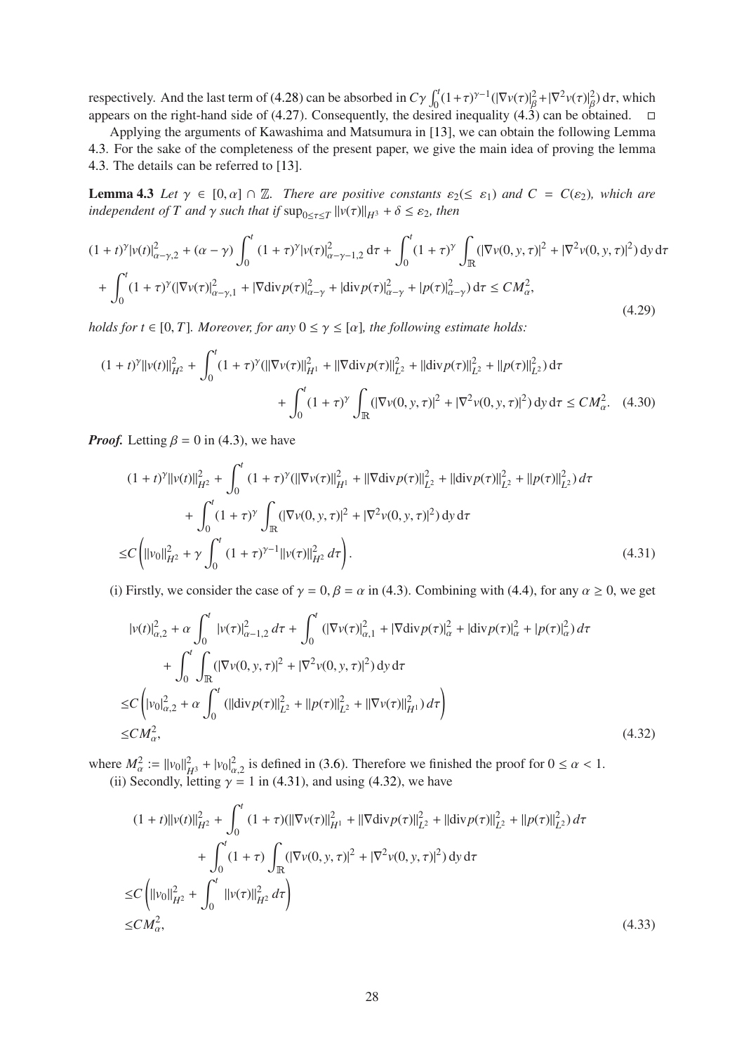respectively. And the last term of (4.28) can be absorbed in $C\gamma \int_0^t (1+\tau)^{\gamma-1}(|\nabla v(\tau)|_\beta^2 + |\nabla^2 v(\tau)|_\beta^2)\,d\tau$, which appears on the right-hand side of (4.27). Consequently, the desired inequality (4.3) can be obtained. $\square$

Applying the arguments of Kawashima and Matsumura in [13], we can obtain the following Lemma 4.3. For the sake of the completeness of the present paper, we give the main idea of proving the lemma 4.3. The details can be referred to [13].

**Lemma 4.3** *Let $\gamma \in [0, \alpha] \cap \mathbb{Z}$. There are positive constants $\varepsilon_2(\leq \varepsilon_1)$ and $C = C(\varepsilon_2)$, which are independent of $T$ and $\gamma$ such that if $\sup_{0\leq\tau\leq T} \|v(\tau)\|_{H^3} + \delta \leq \varepsilon_2$, then*

$$
\begin{aligned}
&(1+t)^\gamma |v(t)|_{\alpha-\gamma,2}^2 + (\alpha-\gamma)\int_0^t (1+\tau)^\gamma |v(\tau)|_{\alpha-\gamma-1,2}^2\,d\tau + \int_0^t (1+\tau)^\gamma \int_{\mathbb{R}} (|\nabla v(0,y,\tau)|^2 + |\nabla^2 v(0,y,\tau)|^2)\,dy\,d\tau \\
&+ \int_0^t (1+\tau)^\gamma (|\nabla v(\tau)|_{\alpha-\gamma,1}^2 + |\nabla \mathrm{div} p(\tau)|_{\alpha-\gamma}^2 + |\mathrm{div} p(\tau)|_{\alpha-\gamma}^2 + |p(\tau)|_{\alpha-\gamma}^2)\,d\tau \leq CM_\alpha^2,
\end{aligned}
\tag{4.29}
$$

*holds for $t \in [0, T]$. Moreover, for any $0 \leq \gamma \leq [\alpha]$, the following estimate holds:*

$$
\begin{aligned}
(1+t)^\gamma \|v(t)\|_{H^2}^2 &+ \int_0^t (1+\tau)^\gamma (\|\nabla v(\tau)\|_{H^1}^2 + \|\nabla \mathrm{div} p(\tau)\|_{L^2}^2 + \|\mathrm{div} p(\tau)\|_{L^2}^2 + \|p(\tau)\|_{L^2}^2)\,d\tau \\
&+ \int_0^t (1+\tau)^\gamma \int_{\mathbb{R}} (|\nabla v(0,y,\tau)|^2 + |\nabla^2 v(0,y,\tau)|^2)\,dy\,d\tau \leq CM_\alpha^2.
\end{aligned}
\tag{4.30}
$$

***Proof.*** Letting $\beta = 0$ in (4.3), we have

$$
\begin{aligned}
&(1+t)^\gamma \|v(t)\|_{H^2}^2 + \int_0^t (1+\tau)^\gamma (\|\nabla v(\tau)\|_{H^1}^2 + \|\nabla \mathrm{div} p(\tau)\|_{L^2}^2 + \|\mathrm{div} p(\tau)\|_{L^2}^2 + \|p(\tau)\|_{L^2}^2)\,d\tau \\
&\quad + \int_0^t (1+\tau)^\gamma \int_{\mathbb{R}} (|\nabla v(0,y,\tau)|^2 + |\nabla^2 v(0,y,\tau)|^2)\,dy\,d\tau \\
\leq& C\left(\|v_0\|_{H^2}^2 + \gamma \int_0^t (1+\tau)^{\gamma-1} \|v(\tau)\|_{H^2}^2\,d\tau\right).
\end{aligned}
\tag{4.31}
$$

(i) Firstly, we consider the case of $\gamma = 0, \beta = \alpha$ in (4.3). Combining with (4.4), for any $\alpha \geq 0$, we get

$$
\begin{aligned}
&|v(t)|_{\alpha,2}^2 + \alpha \int_0^t |v(\tau)|_{\alpha-1,2}^2\,d\tau + \int_0^t (|\nabla v(\tau)|_{\alpha,1}^2 + |\nabla \mathrm{div} p(\tau)|_\alpha^2 + |\mathrm{div} p(\tau)|_\alpha^2 + |p(\tau)|_\alpha^2)\,d\tau \\
&\quad + \int_0^t \int_{\mathbb{R}} (|\nabla v(0,y,\tau)|^2 + |\nabla^2 v(0,y,\tau)|^2)\,dy\,d\tau \\
\leq& C\left(|v_0|_{\alpha,2}^2 + \alpha \int_0^t (\|\mathrm{div} p(\tau)\|_{L^2}^2 + \|p(\tau)\|_{L^2}^2 + \|\nabla v(\tau)\|_{H^1}^2)\,d\tau\right) \\
\leq& CM_\alpha^2,
\end{aligned}
\tag{4.32}
$$

where $M_\alpha^2 := \|v_0\|_{H^3}^2 + |v_0|_{\alpha,2}^2$ is defined in (3.6). Therefore we finished the proof for $0 \leq \alpha < 1$.

(ii) Secondly, letting $\gamma = 1$ in (4.31), and using (4.32), we have

$$
\begin{aligned}
&(1+t)\|v(t)\|_{H^2}^2 + \int_0^t (1+\tau)(\|\nabla v(\tau)\|_{H^1}^2 + \|\nabla \mathrm{div} p(\tau)\|_{L^2}^2 + \|\mathrm{div} p(\tau)\|_{L^2}^2 + \|p(\tau)\|_{L^2}^2)\,d\tau \\
&\quad + \int_0^t (1+\tau) \int_{\mathbb{R}} (|\nabla v(0,y,\tau)|^2 + |\nabla^2 v(0,y,\tau)|^2)\,dy\,d\tau \\
\leq& C\left(\|v_0\|_{H^2}^2 + \int_0^t \|v(\tau)\|_{H^2}^2\,d\tau\right) \\
\leq& CM_\alpha^2,
\end{aligned}
\tag{4.33}
$$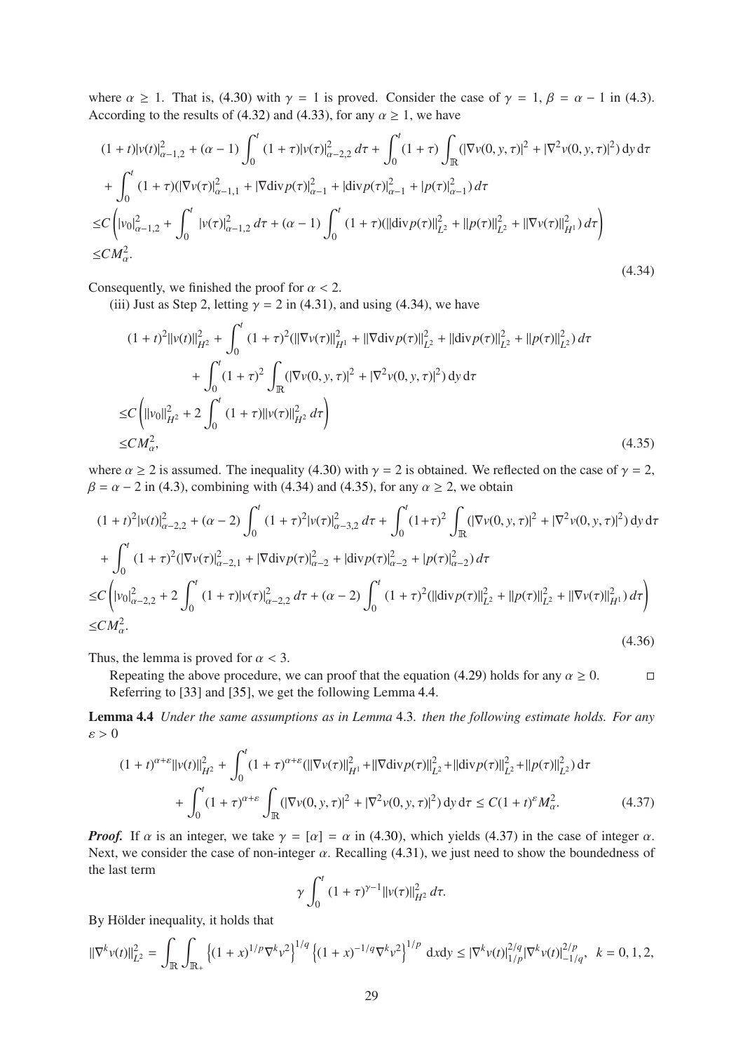where $\alpha \geq 1$. That is, (4.30) with $\gamma = 1$ is proved. Consider the case of $\gamma = 1$, $\beta = \alpha - 1$ in (4.3). According to the results of (4.32) and (4.33), for any $\alpha \geq 1$, we have

$$
\begin{aligned}
&(1+t)|v(t)|^2_{\alpha-1,2} + (\alpha-1)\int_0^t (1+\tau)|v(\tau)|^2_{\alpha-2,2}\,d\tau + \int_0^t (1+\tau)\int_{\mathbb{R}} (|\nabla v(0,y,\tau)|^2 + |\nabla^2 v(0,y,\tau)|^2)\,\mathrm{d}y\,\mathrm{d}\tau \\
&+ \int_0^t (1+\tau)(|\nabla v(\tau)|^2_{\alpha-1,1} + |\nabla \mathrm{div} p(\tau)|^2_{\alpha-1} + |\mathrm{div} p(\tau)|^2_{\alpha-1} + |p(\tau)|^2_{\alpha-1})\,d\tau \\
\leq& C\left(|v_0|^2_{\alpha-1,2} + \int_0^t |v(\tau)|^2_{\alpha-1,2}\,d\tau + (\alpha-1)\int_0^t (1+\tau)(\|\mathrm{div} p(\tau)\|^2_{L^2} + \|p(\tau)\|^2_{L^2} + \|\nabla v(\tau)\|^2_{H^1})\,d\tau\right) \\
\leq& CM_\alpha^2.
\end{aligned}
\tag{4.34}
$$

Consequently, we finished the proof for $\alpha < 2$.

(iii) Just as Step 2, letting $\gamma = 2$ in (4.31), and using (4.34), we have

$$
\begin{aligned}
&(1+t)^2\|v(t)\|^2_{H^2} + \int_0^t (1+\tau)^2(\|\nabla v(\tau)\|^2_{H^1} + \|\nabla \mathrm{div} p(\tau)\|^2_{L^2} + \|\mathrm{div} p(\tau)\|^2_{L^2} + \|p(\tau)\|^2_{L^2})\,d\tau \\
&\qquad + \int_0^t (1+\tau)^2 \int_{\mathbb{R}} (|\nabla v(0,y,\tau)|^2 + |\nabla^2 v(0,y,\tau)|^2)\,\mathrm{d}y\,\mathrm{d}\tau \\
\leq& C\left(\|v_0\|^2_{H^2} + 2\int_0^t (1+\tau)\|v(\tau)\|^2_{H^2}\,d\tau\right) \\
\leq& CM_\alpha^2,
\end{aligned}
\tag{4.35}
$$

where $\alpha \geq 2$ is assumed. The inequality (4.30) with $\gamma = 2$ is obtained. We reflected on the case of $\gamma = 2$, $\beta = \alpha - 2$ in (4.3), combining with (4.34) and (4.35), for any $\alpha \geq 2$, we obtain

$$
\begin{aligned}
&(1+t)^2|v(t)|^2_{\alpha-2,2} + (\alpha-2)\int_0^t (1+\tau)^2|v(\tau)|^2_{\alpha-3,2}\,d\tau + \int_0^t (1+\tau)^2 \int_{\mathbb{R}} (|\nabla v(0,y,\tau)|^2 + |\nabla^2 v(0,y,\tau)|^2)\,\mathrm{d}y\,\mathrm{d}\tau \\
&+ \int_0^t (1+\tau)^2(|\nabla v(\tau)|^2_{\alpha-2,1} + |\nabla \mathrm{div} p(\tau)|^2_{\alpha-2} + |\mathrm{div} p(\tau)|^2_{\alpha-2} + |p(\tau)|^2_{\alpha-2})\,d\tau \\
\leq& C\left(|v_0|^2_{\alpha-2,2} + 2\int_0^t (1+\tau)|v(\tau)|^2_{\alpha-2,2}\,d\tau + (\alpha-2)\int_0^t (1+\tau)^2(\|\mathrm{div} p(\tau)\|^2_{L^2} + \|p(\tau)\|^2_{L^2} + \|\nabla v(\tau)\|^2_{H^1})\,d\tau\right) \\
\leq& CM_\alpha^2.
\end{aligned}
\tag{4.36}
$$

Thus, the lemma is proved for $\alpha < 3$.

Repeating the above procedure, we can proof that the equation (4.29) holds for any $\alpha \geq 0$. $\square$

Referring to [33] and [35], we get the following Lemma 4.4.

**Lemma 4.4** *Under the same assumptions as in Lemma* 4.3*. then the following estimate holds. For any* $\varepsilon > 0$

$$
\begin{aligned}
(1+t)^{\alpha+\varepsilon}\|v(t)\|^2_{H^2} &+ \int_0^t (1+\tau)^{\alpha+\varepsilon}(\|\nabla v(\tau)\|^2_{H^1} + \|\nabla \mathrm{div} p(\tau)\|^2_{L^2} + \|\mathrm{div} p(\tau)\|^2_{L^2} + \|p(\tau)\|^2_{L^2})\,\mathrm{d}\tau \\
&+ \int_0^t (1+\tau)^{\alpha+\varepsilon}\int_{\mathbb{R}} (|\nabla v(0,y,\tau)|^2 + |\nabla^2 v(0,y,\tau)|^2)\,\mathrm{d}y\,\mathrm{d}\tau \leq C(1+t)^\varepsilon M_\alpha^2.
\end{aligned}
\tag{4.37}
$$

***Proof.*** If $\alpha$ is an integer, we take $\gamma = [\alpha] = \alpha$ in (4.30), which yields (4.37) in the case of integer $\alpha$. Next, we consider the case of non-integer $\alpha$. Recalling (4.31), we just need to show the boundedness of the last term

$$
\gamma \int_0^t (1+\tau)^{\gamma-1}\|v(\tau)\|^2_{H^2}\,d\tau.
$$

By Hölder inequality, it holds that

$$
\|\nabla^k v(t)\|^2_{L^2} = \int_{\mathbb{R}}\int_{\mathbb{R}_+} \left\{(1+x)^{1/p}\nabla^k v^2\right\}^{1/q}\left\{(1+x)^{-1/q}\nabla^k v^2\right\}^{1/p}\,\mathrm{d}x\mathrm{d}y \leq |\nabla^k v(t)|^{2/q}_{1/p}|\nabla^k v(t)|^{2/p}_{-1/q},\ \ k = 0,1,2,
$$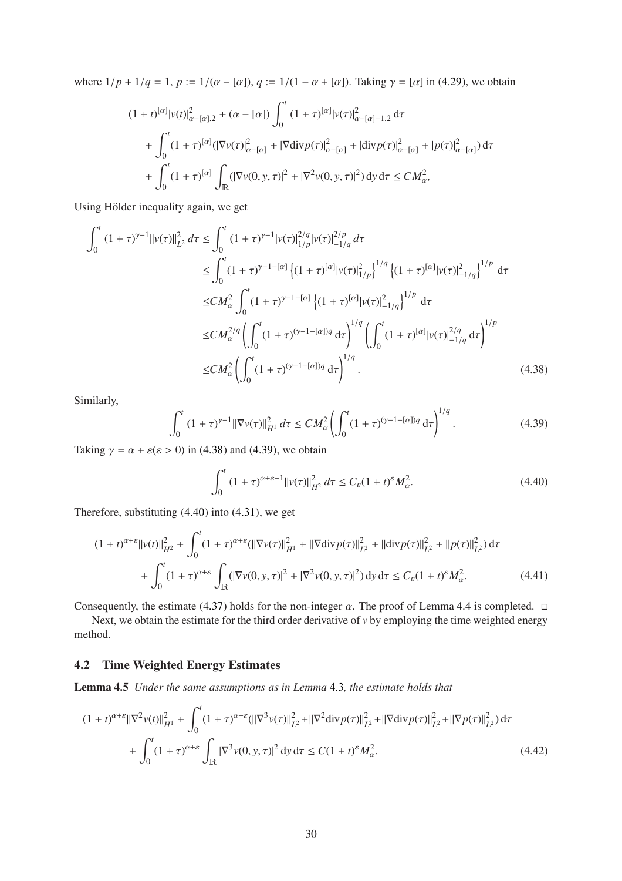where $1/p + 1/q = 1$, $p := 1/(\alpha - [\alpha])$, $q := 1/(1 - \alpha + [\alpha])$. Taking $\gamma = [\alpha]$ in (4.29), we obtain

$$
\begin{aligned}
&(1+t)^{[\alpha]}|v(t)|^2_{\alpha-[\alpha],2} + (\alpha - [\alpha]) \int_0^t (1+\tau)^{[\alpha]}|v(\tau)|^2_{\alpha-[\alpha]-1,2}\,\mathrm{d}\tau \\
&+ \int_0^t (1+\tau)^{[\alpha]}(|\nabla v(\tau)|^2_{\alpha-[\alpha]} + |\nabla \mathrm{div} p(\tau)|^2_{\alpha-[\alpha]} + |\mathrm{div} p(\tau)|^2_{\alpha-[\alpha]} + |p(\tau)|^2_{\alpha-[\alpha]})\,\mathrm{d}\tau \\
&+ \int_0^t (1+\tau)^{[\alpha]} \int_{\mathbb{R}} (|\nabla v(0,y,\tau)|^2 + |\nabla^2 v(0,y,\tau)|^2)\,\mathrm{d}y\,\mathrm{d}\tau \le CM_\alpha^2,
\end{aligned}
$$

Using Hölder inequality again, we get

$$
\begin{aligned}
\int_0^t (1+\tau)^{\gamma-1}\|v(\tau)\|^2_{L^2}\,d\tau &\le \int_0^t (1+\tau)^{\gamma-1}|v(\tau)|^{2/q}_{1/p}|v(\tau)|^{2/p}_{-1/q}\,d\tau \\
&\le \int_0^t (1+\tau)^{\gamma-1-[\alpha]}\left\{(1+\tau)^{[\alpha]}|v(\tau)|^2_{1/p}\right\}^{1/q}\left\{(1+\tau)^{[\alpha]}|v(\tau)|^2_{-1/q}\right\}^{1/p}\,\mathrm{d}\tau \\
&\le CM_\alpha^2 \int_0^t (1+\tau)^{\gamma-1-[\alpha]}\left\{(1+\tau)^{[\alpha]}|v(\tau)|^2_{-1/q}\right\}^{1/p}\,\mathrm{d}\tau \\
&\le CM_\alpha^{2/q}\left(\int_0^t (1+\tau)^{(\gamma-1-[\alpha])q}\,\mathrm{d}\tau\right)^{1/q}\left(\int_0^t (1+\tau)^{[\alpha]}|v(\tau)|^{2/q}_{-1/q}\,\mathrm{d}\tau\right)^{1/p} \\
&\le CM_\alpha^2\left(\int_0^t (1+\tau)^{(\gamma-1-[\alpha])q}\,\mathrm{d}\tau\right)^{1/q}.
\end{aligned}
\tag{4.38}
$$

Similarly,

$$
\int_0^t (1+\tau)^{\gamma-1}\|\nabla v(\tau)\|^2_{H^1}\,d\tau \le CM_\alpha^2\left(\int_0^t (1+\tau)^{(\gamma-1-[\alpha])q}\,\mathrm{d}\tau\right)^{1/q}. \tag{4.39}
$$

Taking $\gamma = \alpha + \varepsilon (\varepsilon > 0)$ in (4.38) and (4.39), we obtain

$$
\int_0^t (1+\tau)^{\alpha+\varepsilon-1}\|v(\tau)\|^2_{H^2}\,d\tau \le C_\varepsilon(1+t)^\varepsilon M_\alpha^2. \tag{4.40}
$$

Therefore, substituting (4.40) into (4.31), we get

$$
\begin{aligned}
&(1+t)^{\alpha+\varepsilon}\|v(t)\|^2_{H^2} + \int_0^t (1+\tau)^{\alpha+\varepsilon}(\|\nabla v(\tau)\|^2_{H^1} + \|\nabla \mathrm{div} p(\tau)\|^2_{L^2} + \|\mathrm{div} p(\tau)\|^2_{L^2} + \|p(\tau)\|^2_{L^2})\,\mathrm{d}\tau \\
&+ \int_0^t (1+\tau)^{\alpha+\varepsilon} \int_{\mathbb{R}} (|\nabla v(0,y,\tau)|^2 + |\nabla^2 v(0,y,\tau)|^2)\,\mathrm{d}y\,\mathrm{d}\tau \le C_\varepsilon(1+t)^\varepsilon M_\alpha^2.
\end{aligned}
\tag{4.41}
$$

Consequently, the estimate (4.37) holds for the non-integer $\alpha$. The proof of Lemma 4.4 is completed. □

Next, we obtain the estimate for the third order derivative of $v$ by employing the time weighted energy method.

## 4.2 Time Weighted Energy Estimates

**Lemma 4.5** *Under the same assumptions as in Lemma* 4.3*, the estimate holds that*

$$
\begin{aligned}
&(1+t)^{\alpha+\varepsilon}\|\nabla^2 v(t)\|^2_{H^1} + \int_0^t (1+\tau)^{\alpha+\varepsilon}(\|\nabla^3 v(\tau)\|^2_{L^2} + \|\nabla^2 \mathrm{div} p(\tau)\|^2_{L^2} + \|\nabla \mathrm{div} p(\tau)\|^2_{L^2} + \|\nabla p(\tau)\|^2_{L^2})\,\mathrm{d}\tau \\
&+ \int_0^t (1+\tau)^{\alpha+\varepsilon} \int_{\mathbb{R}} |\nabla^3 v(0,y,\tau)|^2\,\mathrm{d}y\,\mathrm{d}\tau \le C(1+t)^\varepsilon M_\alpha^2.
\end{aligned}
\tag{4.42}
$$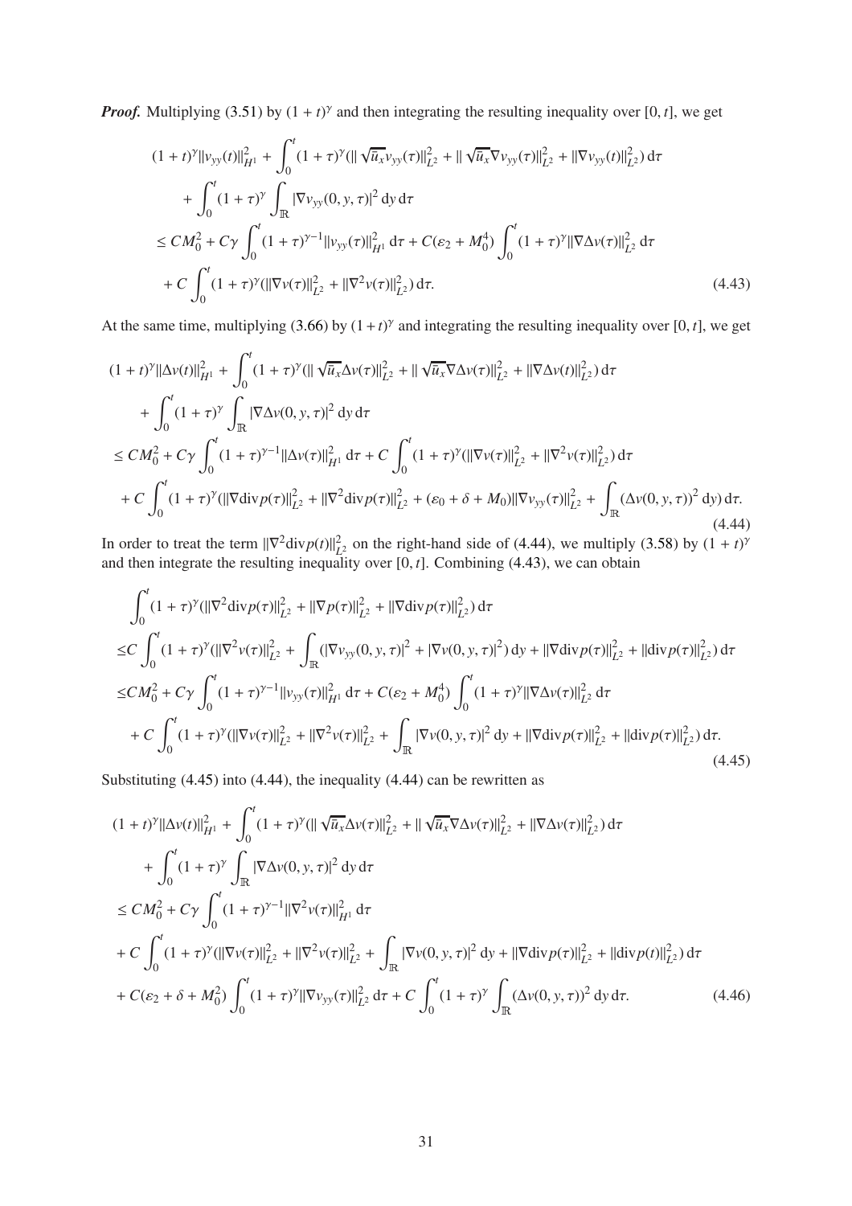***Proof.*** Multiplying (3.51) by $(1+t)^\gamma$ and then integrating the resulting inequality over $[0,t]$, we get

$$
\begin{aligned}
&(1+t)^\gamma \|v_{yy}(t)\|_{H^1}^2 + \int_0^t (1+\tau)^\gamma (\|\sqrt{\bar{u}_x} v_{yy}(\tau)\|_{L^2}^2 + \|\sqrt{\bar{u}_x}\nabla v_{yy}(\tau)\|_{L^2}^2 + \|\nabla v_{yy}(t)\|_{L^2}^2)\,\mathrm{d}\tau \\
&\quad + \int_0^t (1+\tau)^\gamma \int_{\mathbb{R}} |\nabla v_{yy}(0,y,\tau)|^2 \,\mathrm{d}y\,\mathrm{d}\tau \\
&\le CM_0^2 + C\gamma \int_0^t (1+\tau)^{\gamma-1} \|v_{yy}(\tau)\|_{H^1}^2 \,\mathrm{d}\tau + C(\varepsilon_2 + M_0^4) \int_0^t (1+\tau)^\gamma \|\nabla \Delta v(\tau)\|_{L^2}^2 \,\mathrm{d}\tau \\
&\quad + C\int_0^t (1+\tau)^\gamma (\|\nabla v(\tau)\|_{L^2}^2 + \|\nabla^2 v(\tau)\|_{L^2}^2)\,\mathrm{d}\tau. 
\end{aligned} \tag{4.43}
$$

At the same time, multiplying (3.66) by $(1+t)^\gamma$ and integrating the resulting inequality over $[0,t]$, we get

$$
\begin{aligned}
&(1+t)^\gamma \|\Delta v(t)\|_{H^1}^2 + \int_0^t (1+\tau)^\gamma (\|\sqrt{\bar{u}_x} \Delta v(\tau)\|_{L^2}^2 + \|\sqrt{\bar{u}_x}\nabla \Delta v(\tau)\|_{L^2}^2 + \|\nabla \Delta v(t)\|_{L^2}^2)\,\mathrm{d}\tau \\
&\quad + \int_0^t (1+\tau)^\gamma \int_{\mathbb{R}} |\nabla \Delta v(0,y,\tau)|^2 \,\mathrm{d}y\,\mathrm{d}\tau \\
&\le CM_0^2 + C\gamma \int_0^t (1+\tau)^{\gamma-1} \|\Delta v(\tau)\|_{H^1}^2 \,\mathrm{d}\tau + C\int_0^t (1+\tau)^\gamma (\|\nabla v(\tau)\|_{L^2}^2 + \|\nabla^2 v(\tau)\|_{L^2}^2)\,\mathrm{d}\tau \\
&\quad + C\int_0^t (1+\tau)^\gamma (\|\nabla \mathrm{div} p(\tau)\|_{L^2}^2 + \|\nabla^2 \mathrm{div} p(\tau)\|_{L^2}^2 + (\varepsilon_0 + \delta + M_0)\|\nabla v_{yy}(\tau)\|_{L^2}^2 + \int_{\mathbb{R}} (\Delta v(0,y,\tau))^2 \,\mathrm{d}y)\,\mathrm{d}\tau.
\end{aligned} \tag{4.44}
$$

In order to treat the term $\|\nabla^2 \mathrm{div} p(t)\|_{L^2}^2$ on the right-hand side of (4.44), we multiply (3.58) by $(1+t)^\gamma$ and then integrate the resulting inequality over $[0,t]$. Combining (4.43), we can obtain

$$
\begin{aligned}
&\int_0^t (1+\tau)^\gamma (\|\nabla^2 \mathrm{div} p(\tau)\|_{L^2}^2 + \|\nabla p(\tau)\|_{L^2}^2 + \|\nabla \mathrm{div} p(\tau)\|_{L^2}^2)\,\mathrm{d}\tau \\
\le & C\int_0^t (1+\tau)^\gamma (\|\nabla^2 v(\tau)\|_{L^2}^2 + \int_{\mathbb{R}} (|\nabla v_{yy}(0,y,\tau)|^2 + |\nabla v(0,y,\tau)|^2)\,\mathrm{d}y + \|\nabla \mathrm{div} p(\tau)\|_{L^2}^2 + \|\mathrm{div} p(\tau)\|_{L^2}^2)\,\mathrm{d}\tau \\
\le & CM_0^2 + C\gamma \int_0^t (1+\tau)^{\gamma-1} \|v_{yy}(\tau)\|_{H^1}^2 \,\mathrm{d}\tau + C(\varepsilon_2 + M_0^4) \int_0^t (1+\tau)^\gamma \|\nabla \Delta v(\tau)\|_{L^2}^2 \,\mathrm{d}\tau \\
&+ C\int_0^t (1+\tau)^\gamma (\|\nabla v(\tau)\|_{L^2}^2 + \|\nabla^2 v(\tau)\|_{L^2}^2 + \int_{\mathbb{R}} |\nabla v(0,y,\tau)|^2 \,\mathrm{d}y + \|\nabla \mathrm{div} p(\tau)\|_{L^2}^2 + \|\mathrm{div} p(\tau)\|_{L^2}^2)\,\mathrm{d}\tau.
\end{aligned} \tag{4.45}
$$

Substituting (4.45) into (4.44), the inequality (4.44) can be rewritten as

$$
\begin{aligned}
&(1+t)^\gamma \|\Delta v(t)\|_{H^1}^2 + \int_0^t (1+\tau)^\gamma (\|\sqrt{\bar{u}_x} \Delta v(\tau)\|_{L^2}^2 + \|\sqrt{\bar{u}_x}\nabla \Delta v(\tau)\|_{L^2}^2 + \|\nabla \Delta v(\tau)\|_{L^2}^2)\,\mathrm{d}\tau \\
&\quad + \int_0^t (1+\tau)^\gamma \int_{\mathbb{R}} |\nabla \Delta v(0,y,\tau)|^2 \,\mathrm{d}y\,\mathrm{d}\tau \\
&\le CM_0^2 + C\gamma \int_0^t (1+\tau)^{\gamma-1} \|\nabla^2 v(\tau)\|_{H^1}^2 \,\mathrm{d}\tau \\
&+ C\int_0^t (1+\tau)^\gamma (\|\nabla v(\tau)\|_{L^2}^2 + \|\nabla^2 v(\tau)\|_{L^2}^2 + \int_{\mathbb{R}} |\nabla v(0,y,\tau)|^2 \,\mathrm{d}y + \|\nabla \mathrm{div} p(\tau)\|_{L^2}^2 + \|\mathrm{div} p(t)\|_{L^2}^2)\,\mathrm{d}\tau \\
&+ C(\varepsilon_2 + \delta + M_0^2) \int_0^t (1+\tau)^\gamma \|\nabla v_{yy}(\tau)\|_{L^2}^2 \,\mathrm{d}\tau + C\int_0^t (1+\tau)^\gamma \int_{\mathbb{R}} (\Delta v(0,y,\tau))^2 \,\mathrm{d}y\,\mathrm{d}\tau.
\end{aligned} \tag{4.46}
$$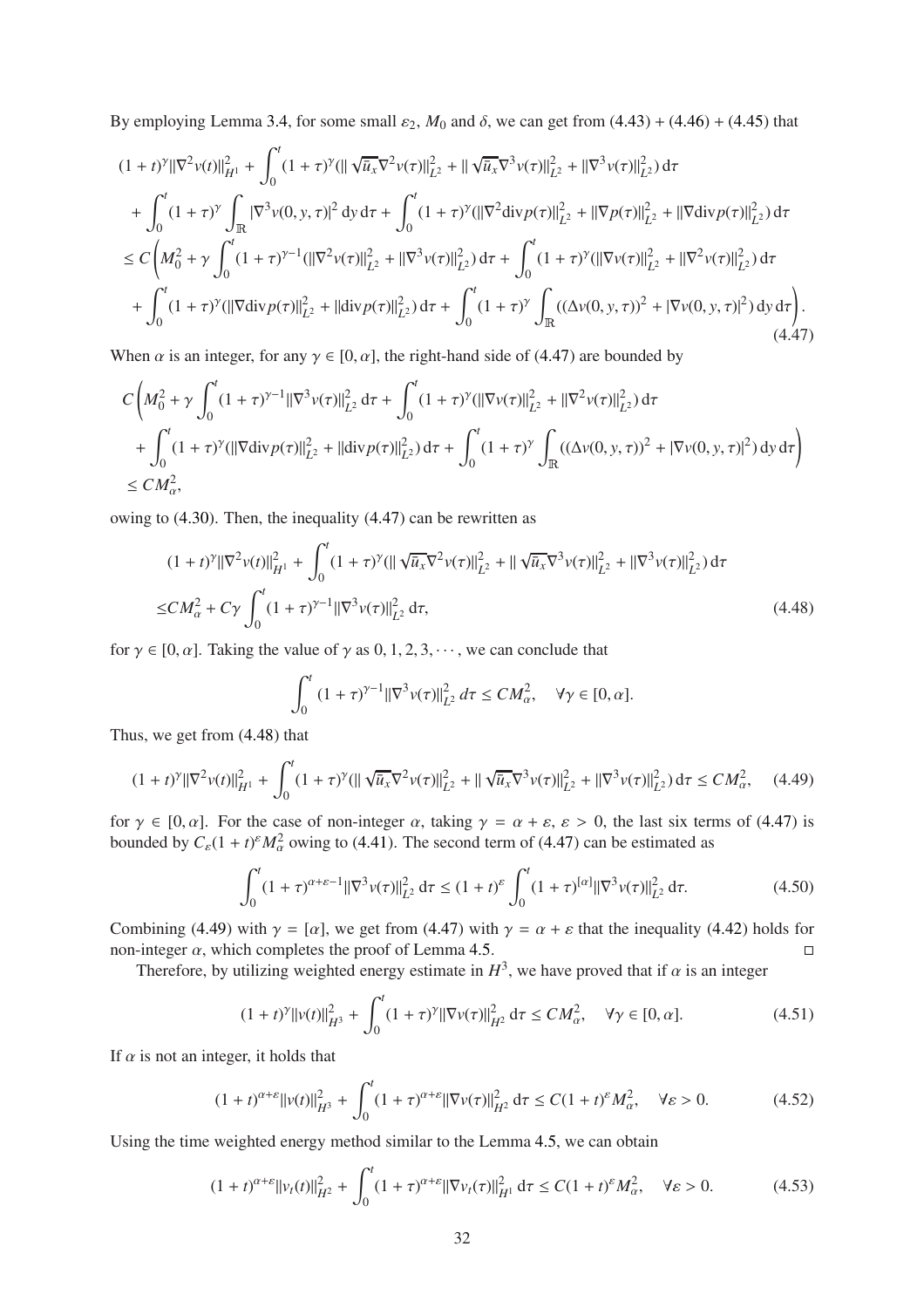By employing Lemma 3.4, for some small $\varepsilon_2$, $M_0$ and $\delta$, we can get from (4.43) + (4.46) + (4.45) that

$$
\begin{aligned}
&(1+t)^{\gamma}\|\nabla^2 v(t)\|_{H^1}^2 + \int_0^t (1+\tau)^{\gamma}(\|\sqrt{\bar{u}_x}\nabla^2 v(\tau)\|_{L^2}^2 + \|\sqrt{\bar{u}_x}\nabla^3 v(\tau)\|_{L^2}^2 + \|\nabla^3 v(\tau)\|_{L^2}^2)\,\mathrm{d}\tau \\
&+ \int_0^t (1+\tau)^{\gamma}\int_{\mathbb{R}} |\nabla^3 v(0,y,\tau)|^2\,\mathrm{d}y\,\mathrm{d}\tau + \int_0^t (1+\tau)^{\gamma}(\|\nabla^2 \mathrm{div} p(\tau)\|_{L^2}^2 + \|\nabla p(\tau)\|_{L^2}^2 + \|\nabla \mathrm{div} p(\tau)\|_{L^2}^2)\,\mathrm{d}\tau \\
&\le C\bigg(M_0^2 + \gamma\int_0^t (1+\tau)^{\gamma-1}(\|\nabla^2 v(\tau)\|_{L^2}^2 + \|\nabla^3 v(\tau)\|_{L^2}^2)\,\mathrm{d}\tau + \int_0^t (1+\tau)^{\gamma}(\|\nabla v(\tau)\|_{L^2}^2 + \|\nabla^2 v(\tau)\|_{L^2}^2)\,\mathrm{d}\tau \\
&+ \int_0^t (1+\tau)^{\gamma}(\|\nabla \mathrm{div} p(\tau)\|_{L^2}^2 + \|\mathrm{div} p(\tau)\|_{L^2}^2)\,\mathrm{d}\tau + \int_0^t (1+\tau)^{\gamma}\int_{\mathbb{R}}((\Delta v(0,y,\tau))^2 + |\nabla v(0,y,\tau)|^2)\,\mathrm{d}y\,\mathrm{d}\tau\bigg).
\end{aligned}
\tag{4.47}
$$

When $\alpha$ is an integer, for any $\gamma \in [0,\alpha]$, the right-hand side of (4.47) are bounded by

$$
\begin{aligned}
&C\bigg(M_0^2 + \gamma\int_0^t (1+\tau)^{\gamma-1}\|\nabla^3 v(\tau)\|_{L^2}^2\,\mathrm{d}\tau + \int_0^t (1+\tau)^{\gamma}(\|\nabla v(\tau)\|_{L^2}^2 + \|\nabla^2 v(\tau)\|_{L^2}^2)\,\mathrm{d}\tau \\
&+ \int_0^t (1+\tau)^{\gamma}(\|\nabla \mathrm{div} p(\tau)\|_{L^2}^2 + \|\mathrm{div} p(\tau)\|_{L^2}^2)\,\mathrm{d}\tau + \int_0^t (1+\tau)^{\gamma}\int_{\mathbb{R}}((\Delta v(0,y,\tau))^2 + |\nabla v(0,y,\tau)|^2)\,\mathrm{d}y\,\mathrm{d}\tau\bigg) \\
&\le CM_\alpha^2,
\end{aligned}
$$

owing to (4.30). Then, the inequality (4.47) can be rewritten as

$$
\begin{aligned}
&(1+t)^{\gamma}\|\nabla^2 v(t)\|_{H^1}^2 + \int_0^t (1+\tau)^{\gamma}(\|\sqrt{\bar{u}_x}\nabla^2 v(\tau)\|_{L^2}^2 + \|\sqrt{\bar{u}_x}\nabla^3 v(\tau)\|_{L^2}^2 + \|\nabla^3 v(\tau)\|_{L^2}^2)\,\mathrm{d}\tau \\
\le & CM_\alpha^2 + C\gamma\int_0^t (1+\tau)^{\gamma-1}\|\nabla^3 v(\tau)\|_{L^2}^2\,\mathrm{d}\tau,
\end{aligned}
\tag{4.48}
$$

for $\gamma \in [0,\alpha]$. Taking the value of $\gamma$ as $0, 1, 2, 3, \cdots$, we can conclude that

$$
\int_0^t (1+\tau)^{\gamma-1}\|\nabla^3 v(\tau)\|_{L^2}^2\,d\tau \le CM_\alpha^2, \quad \forall \gamma \in [0,\alpha].
$$

Thus, we get from (4.48) that

$$
(1+t)^{\gamma}\|\nabla^2 v(t)\|_{H^1}^2 + \int_0^t (1+\tau)^{\gamma}(\|\sqrt{\bar{u}_x}\nabla^2 v(\tau)\|_{L^2}^2 + \|\sqrt{\bar{u}_x}\nabla^3 v(\tau)\|_{L^2}^2 + \|\nabla^3 v(\tau)\|_{L^2}^2)\,\mathrm{d}\tau \le CM_\alpha^2, \tag{4.49}
$$

for $\gamma \in [0,\alpha]$. For the case of non-integer $\alpha$, taking $\gamma = \alpha + \varepsilon$, $\varepsilon > 0$, the last six terms of (4.47) is bounded by $C_\varepsilon(1+t)^{\varepsilon}M_\alpha^2$ owing to (4.41). The second term of (4.47) can be estimated as

$$
\int_0^t (1+\tau)^{\alpha+\varepsilon-1}\|\nabla^3 v(\tau)\|_{L^2}^2\,\mathrm{d}\tau \le (1+t)^{\varepsilon}\int_0^t (1+\tau)^{[\alpha]}\|\nabla^3 v(\tau)\|_{L^2}^2\,\mathrm{d}\tau. \tag{4.50}
$$

Combining (4.49) with $\gamma = [\alpha]$, we get from (4.47) with $\gamma = \alpha + \varepsilon$ that the inequality (4.42) holds for non-integer $\alpha$, which completes the proof of Lemma 4.5. □

Therefore, by utilizing weighted energy estimate in $H^3$, we have proved that if $\alpha$ is an integer

$$
(1+t)^{\gamma}\|v(t)\|_{H^3}^2 + \int_0^t (1+\tau)^{\gamma}\|\nabla v(\tau)\|_{H^2}^2\,\mathrm{d}\tau \le CM_\alpha^2, \quad \forall \gamma \in [0,\alpha]. \tag{4.51}
$$

If $\alpha$ is not an integer, it holds that

$$
(1+t)^{\alpha+\varepsilon}\|v(t)\|_{H^3}^2 + \int_0^t (1+\tau)^{\alpha+\varepsilon}\|\nabla v(\tau)\|_{H^2}^2\,\mathrm{d}\tau \le C(1+t)^{\varepsilon}M_\alpha^2, \quad \forall \varepsilon > 0. \tag{4.52}
$$

Using the time weighted energy method similar to the Lemma 4.5, we can obtain

$$
(1+t)^{\alpha+\varepsilon}\|v_t(t)\|_{H^2}^2 + \int_0^t (1+\tau)^{\alpha+\varepsilon}\|\nabla v_t(\tau)\|_{H^1}^2\,\mathrm{d}\tau \le C(1+t)^{\varepsilon}M_\alpha^2, \quad \forall \varepsilon > 0. \tag{4.53}
$$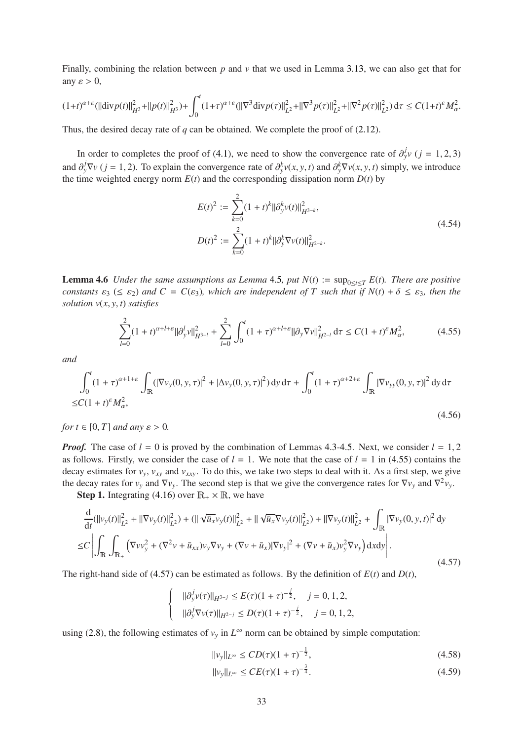Finally, combining the relation between $p$ and $v$ that we used in Lemma 3.13, we can also get that for any $\varepsilon > 0$,

$$(1+t)^{\alpha+\varepsilon}(\|\mathrm{div}p(t)\|_{H^3}^2+\|p(t)\|_{H^3}^2)+\int_0^t(1+\tau)^{\alpha+\varepsilon}(\|\nabla^3\mathrm{div}p(\tau)\|_{L^2}^2+\|\nabla^3 p(\tau)\|_{L^2}^2+\|\nabla^2 p(\tau)\|_{L^2}^2)\,\mathrm{d}\tau \le C(1+t)^{\varepsilon}M_\alpha^2.$$

Thus, the desired decay rate of $q$ can be obtained. We complete the proof of (2.12).

In order to completes the proof of (4.1), we need to show the convergence rate of $\partial_y^j v$ $(j = 1, 2, 3)$ and $\partial_y^j \nabla v$ $(j = 1, 2)$. To explain the convergence rate of $\partial_y^k v(x, y, t)$ and $\partial_y^k \nabla v(x, y, t)$ simply, we introduce the time weighted energy norm $E(t)$ and the corresponding dissipation norm $D(t)$ by

$$\begin{aligned} E(t)^2 &:= \sum_{k=0}^{2}(1+t)^k\|\partial_y^k v(t)\|_{H^{3-k}}^2, \\ D(t)^2 &:= \sum_{k=0}^{2}(1+t)^k\|\partial_y^k \nabla v(t)\|_{H^{2-k}}^2. \end{aligned} \tag{4.54}$$

**Lemma 4.6** *Under the same assumptions as Lemma* 4.5*, put* $N(t) := \sup_{0\le t\le T} E(t)$*. There are positive constants* $\varepsilon_3$ $(\le \varepsilon_2)$ *and* $C = C(\varepsilon_3)$*, which are independent of* $T$ *such that if* $N(t) + \delta \le \varepsilon_3$*, then the solution* $v(x, y, t)$ *satisfies*

$$\sum_{l=0}^{2}(1+t)^{\alpha+l+\varepsilon}\|\partial_y^l v\|_{H^{3-l}}^2 + \sum_{l=0}^{2}\int_0^t(1+\tau)^{\alpha+l+\varepsilon}\|\partial_y\nabla v\|_{H^{2-l}}^2\,\mathrm{d}\tau \le C(1+t)^{\varepsilon}M_\alpha^2, \tag{4.55}$$

*and*

$$\begin{aligned} &\int_0^t(1+\tau)^{\alpha+1+\varepsilon}\int_{\mathbb{R}}(|\nabla v_y(0,y,\tau)|^2+|\Delta v_y(0,y,\tau)|^2)\,\mathrm{d}y\,\mathrm{d}\tau + \int_0^t(1+\tau)^{\alpha+2+\varepsilon}\int_{\mathbb{R}}|\nabla v_{yy}(0,y,\tau)|^2\,\mathrm{d}y\,\mathrm{d}\tau \\ \le& C(1+t)^{\varepsilon}M_\alpha^2, \end{aligned} \tag{4.56}$$

*for* $t \in [0, T]$ *and any* $\varepsilon > 0$*.*

***Proof.*** The case of $l = 0$ is proved by the combination of Lemmas 4.3-4.5. Next, we consider $l = 1, 2$ as follows. Firstly, we consider the case of $l = 1$. We note that the case of $l = 1$ in (4.55) contains the decay estimates for $v_y$, $v_{xy}$ and $v_{xxy}$. To do this, we take two steps to deal with it. As a first step, we give the decay rates for $v_y$ and $\nabla v_y$. The second step is that we give the convergence rates for $\nabla v_y$ and $\nabla^2 v_y$.

**Step 1.** Integrating (4.16) over $\mathbb{R}_+ \times \mathbb{R}$, we have

$$\begin{aligned} &\frac{\mathrm{d}}{\mathrm{d}t}(\|v_y(t)\|_{L^2}^2+\|\nabla v_y(t)\|_{L^2}^2)+(\|\sqrt{\bar{u}_x}v_y(t)\|_{L^2}^2+\|\sqrt{\bar{u}_x}\nabla v_y(t)\|_{L^2}^2)+\|\nabla v_y(t)\|_{L^2}^2+\int_{\mathbb{R}}|\nabla v_y(0,y,t)|^2\,\mathrm{d}y \\ \le& C\left|\int_{\mathbb{R}}\int_{\mathbb{R}_+}\left(\nabla v v_y^2+(\nabla^2 v+\bar{u}_{xx})v_y\nabla v_y+(\nabla v+\bar{u}_x)|\nabla v_y|^2+(\nabla v+\bar{u}_x)v_y^2\nabla v_y\right)\mathrm{d}x\mathrm{d}y\right|. \end{aligned} \tag{4.57}$$

The right-hand side of (4.57) can be estimated as follows. By the definition of $E(t)$ and $D(t)$,

$$\begin{cases} \|\partial_y^j v(\tau)\|_{H^{3-j}} \le E(\tau)(1+\tau)^{-\frac{j}{2}}, \quad j = 0,1,2, \\ \|\partial_y^j \nabla v(\tau)\|_{H^{2-j}} \le D(\tau)(1+\tau)^{-\frac{j}{2}}, \quad j = 0,1,2, \end{cases}$$

using (2.8), the following estimates of $v_y$ in $L^\infty$ norm can be obtained by simple computation:

$$\|v_y\|_{L^\infty} \le CD(\tau)(1+\tau)^{-\frac{1}{2}}, \tag{4.58}$$

$$\|v_y\|_{L^\infty} \le CE(\tau)(1+\tau)^{-\frac{3}{4}}. \tag{4.59}$$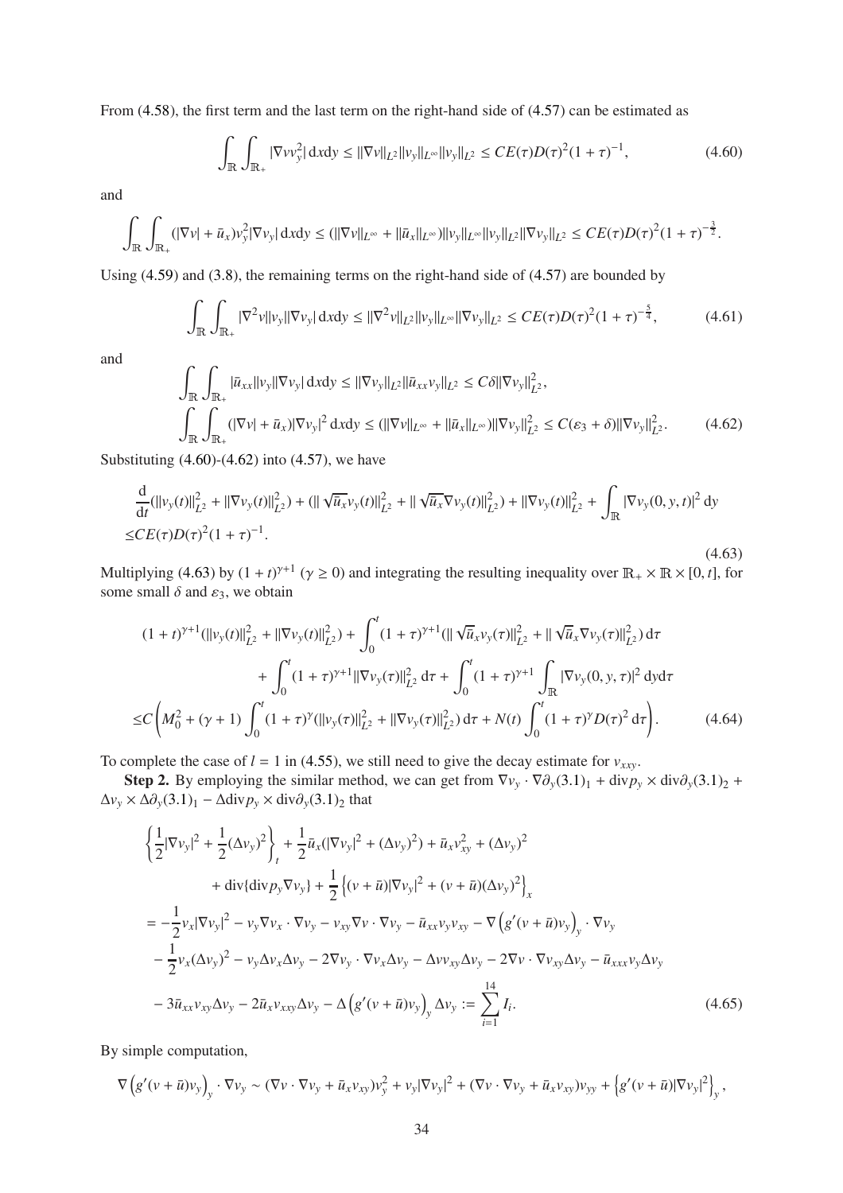From (4.58), the first term and the last term on the right-hand side of (4.57) can be estimated as

$$\int_{\mathbb{R}}\int_{\mathbb{R}_+} |\nabla v v_y^2|\,\mathrm{d}x\mathrm{d}y \le \|\nabla v\|_{L^2}\|v_y\|_{L^\infty}\|v_y\|_{L^2} \le CE(\tau)D(\tau)^2(1+\tau)^{-1}, \tag{4.60}$$

and

$$\int_{\mathbb{R}}\int_{\mathbb{R}_+} (|\nabla v| + \bar{u}_x)v_y^2|\nabla v_y|\,\mathrm{d}x\mathrm{d}y \le (\|\nabla v\|_{L^\infty} + \|\bar{u}_x\|_{L^\infty})\|v_y\|_{L^\infty}\|v_y\|_{L^2}\|\nabla v_y\|_{L^2} \le CE(\tau)D(\tau)^2(1+\tau)^{-\frac{3}{2}}.$$

Using (4.59) and (3.8), the remaining terms on the right-hand side of (4.57) are bounded by

$$\int_{\mathbb{R}}\int_{\mathbb{R}_+} |\nabla^2 v||v_y||\nabla v_y|\,\mathrm{d}x\mathrm{d}y \le \|\nabla^2 v\|_{L^2}\|v_y\|_{L^\infty}\|\nabla v_y\|_{L^2} \le CE(\tau)D(\tau)^2(1+\tau)^{-\frac{5}{4}}, \tag{4.61}$$

and

$$\begin{aligned}
&\int_{\mathbb{R}}\int_{\mathbb{R}_+} |\bar{u}_{xx}||v_y||\nabla v_y|\,\mathrm{d}x\mathrm{d}y \le \|\nabla v_y\|_{L^2}\|\bar{u}_{xx}v_y\|_{L^2} \le C\delta\|\nabla v_y\|_{L^2}^2,\\
&\int_{\mathbb{R}}\int_{\mathbb{R}_+} (|\nabla v| + \bar{u}_x)|\nabla v_y|^2\,\mathrm{d}x\mathrm{d}y \le (\|\nabla v\|_{L^\infty} + \|\bar{u}_x\|_{L^\infty})\|\nabla v_y\|_{L^2}^2 \le C(\varepsilon_3+\delta)\|\nabla v_y\|_{L^2}^2.
\end{aligned} \tag{4.62}$$

Substituting (4.60)-(4.62) into (4.57), we have

$$\begin{aligned}
&\frac{\mathrm{d}}{\mathrm{d}t}(\|v_y(t)\|_{L^2}^2 + \|\nabla v_y(t)\|_{L^2}^2) + (\|\sqrt{\bar{u}_x}v_y(t)\|_{L^2}^2 + \|\sqrt{\bar{u}_x}\nabla v_y(t)\|_{L^2}^2) + \|\nabla v_y(t)\|_{L^2}^2 + \int_{\mathbb{R}} |\nabla v_y(0,y,t)|^2\,\mathrm{d}y\\
\le& CE(\tau)D(\tau)^2(1+\tau)^{-1}.
\end{aligned} \tag{4.63}$$

Multiplying (4.63) by $(1+t)^{\gamma+1}$ $(\gamma \ge 0)$ and integrating the resulting inequality over $\mathbb{R}_+\times\mathbb{R}\times[0,t]$, for some small $\delta$ and $\varepsilon_3$, we obtain

$$\begin{aligned}
&(1+t)^{\gamma+1}(\|v_y(t)\|_{L^2}^2 + \|\nabla v_y(t)\|_{L^2}^2) + \int_0^t (1+\tau)^{\gamma+1}(\|\sqrt{\bar{u}_x}v_y(\tau)\|_{L^2}^2 + \|\sqrt{\bar{u}_x}\nabla v_y(\tau)\|_{L^2}^2)\,\mathrm{d}\tau\\
&\qquad + \int_0^t (1+\tau)^{\gamma+1}\|\nabla v_y(\tau)\|_{L^2}^2\,\mathrm{d}\tau + \int_0^t (1+\tau)^{\gamma+1}\int_{\mathbb{R}} |\nabla v_y(0,y,\tau)|^2\,\mathrm{d}y\mathrm{d}\tau\\
\le& C\left(M_0^2 + (\gamma+1)\int_0^t (1+\tau)^{\gamma}(\|v_y(\tau)\|_{L^2}^2 + \|\nabla v_y(\tau)\|_{L^2}^2)\,\mathrm{d}\tau + N(t)\int_0^t (1+\tau)^{\gamma}D(\tau)^2\,\mathrm{d}\tau\right).
\end{aligned} \tag{4.64}$$

To complete the case of $l = 1$ in (4.55), we still need to give the decay estimate for $v_{xxy}$.

**Step 2.** By employing the similar method, we can get from $\nabla v_y \cdot \nabla\partial_y(3.1)_1 + \mathrm{div}p_y \times \mathrm{div}\partial_y(3.1)_2 + \Delta v_y \times \Delta\partial_y(3.1)_1 - \Delta\mathrm{div}p_y \times \mathrm{div}\partial_y(3.1)_2$ that

$$\begin{aligned}
&\left\{\frac{1}{2}|\nabla v_y|^2 + \frac{1}{2}(\Delta v_y)^2\right\}_t + \frac{1}{2}\bar{u}_x(|\nabla v_y|^2 + (\Delta v_y)^2) + \bar{u}_x v_{xy}^2 + (\Delta v_y)^2\\
&\qquad + \mathrm{div}\{\mathrm{div}p_y\nabla v_y\} + \frac{1}{2}\left\{(v+\bar{u})|\nabla v_y|^2 + (v+\bar{u})(\Delta v_y)^2\right\}_x\\
=& -\frac{1}{2}v_x|\nabla v_y|^2 - v_y\nabla v_x\cdot\nabla v_y - v_{xy}\nabla v\cdot\nabla v_y - \bar{u}_{xx}v_y v_{xy} - \nabla\left(g'(v+\bar{u})v_y\right)_y\cdot\nabla v_y\\
&- \frac{1}{2}v_x(\Delta v_y)^2 - v_y\Delta v_x\Delta v_y - 2\nabla v_y\cdot\nabla v_x\Delta v_y - \Delta v v_{xy}\Delta v_y - 2\nabla v\cdot\nabla v_{xy}\Delta v_y - \bar{u}_{xxx}v_y\Delta v_y\\
&- 3\bar{u}_{xx}v_{xy}\Delta v_y - 2\bar{u}_x v_{xxy}\Delta v_y - \Delta\left(g'(v+\bar{u})v_y\right)_y\Delta v_y := \sum_{i=1}^{14} I_i.
\end{aligned} \tag{4.65}$$

By simple computation,

$$\nabla\left(g'(v+\bar{u})v_y\right)_y\cdot\nabla v_y \sim (\nabla v\cdot\nabla v_y + \bar{u}_x v_{xy})v_y^2 + v_y|\nabla v_y|^2 + (\nabla v\cdot\nabla v_y + \bar{u}_x v_{xy})v_{yy} + \left\{g'(v+\bar{u})|\nabla v_y|^2\right\}_y,$$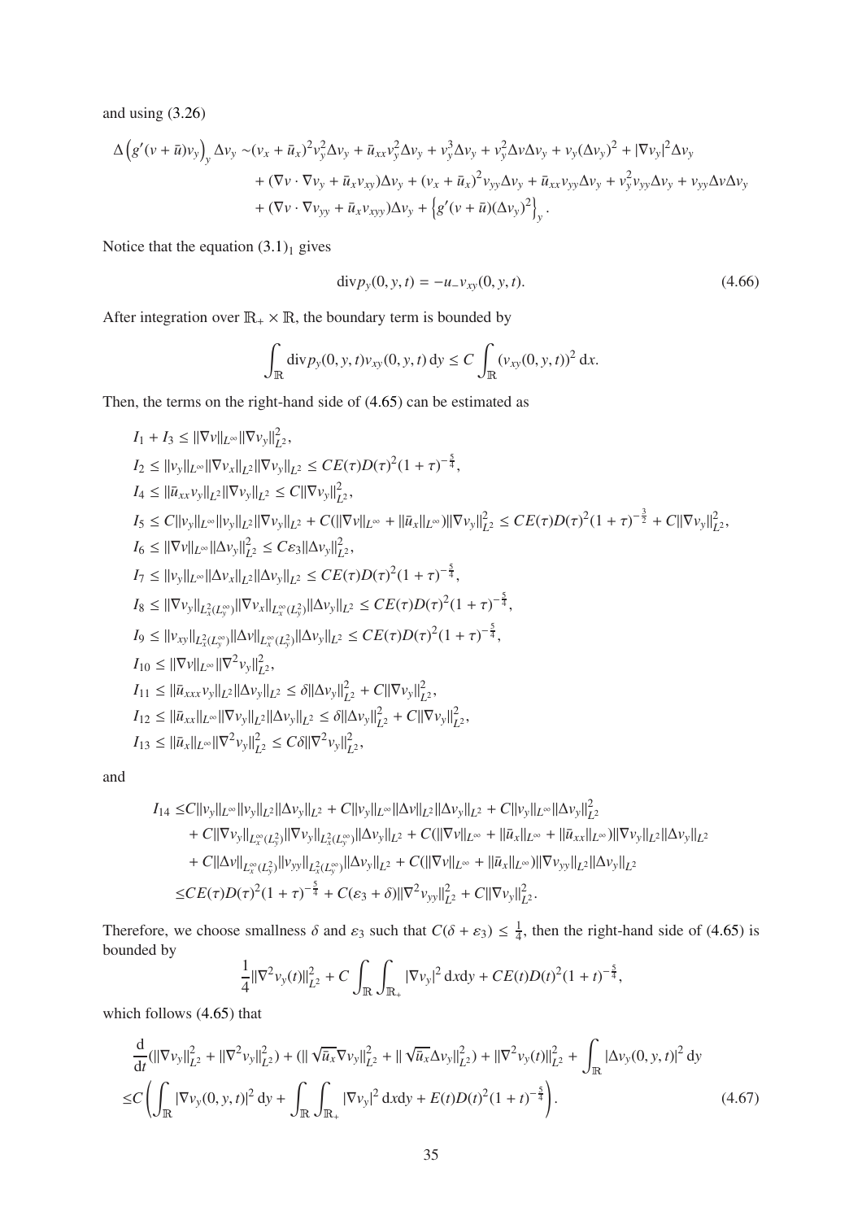and using (3.26)

$$
\begin{aligned}
\Delta\left(g'(v+\bar{u})v_y\right)_y \Delta v_y \sim &(v_x+\bar{u}_x)^2 v_y^2 \Delta v_y + \bar{u}_{xx} v_y^2 \Delta v_y + v_y^3 \Delta v_y + v_y^2 \Delta v \Delta v_y + v_y (\Delta v_y)^2 + |\nabla v_y|^2 \Delta v_y \\
&+ (\nabla v \cdot \nabla v_y + \bar{u}_x v_{xy}) \Delta v_y + (v_x+\bar{u}_x)^2 v_{yy} \Delta v_y + \bar{u}_{xx} v_{yy} \Delta v_y + v_y^2 v_{yy} \Delta v_y + v_{yy} \Delta v \Delta v_y \\
&+ (\nabla v \cdot \nabla v_{yy} + \bar{u}_x v_{xyy}) \Delta v_y + \left\{ g'(v+\bar{u})(\Delta v_y)^2 \right\}_y .
\end{aligned}
$$

Notice that the equation $(3.1)_1$ gives

$$
\operatorname{div} p_y(0,y,t) = -u_- v_{xy}(0,y,t). \tag{4.66}
$$

After integration over $\mathbb{R}_+ \times \mathbb{R}$, the boundary term is bounded by

$$
\int_{\mathbb{R}} \operatorname{div} p_y(0,y,t) v_{xy}(0,y,t)\,\mathrm{d}y \le C \int_{\mathbb{R}} (v_{xy}(0,y,t))^2\,\mathrm{d}x.
$$

Then, the terms on the right-hand side of (4.65) can be estimated as

$$
\begin{aligned}
&I_1 + I_3 \le \|\nabla v\|_{L^\infty} \|\nabla v_y\|_{L^2}^2, \\
&I_2 \le \|v_y\|_{L^\infty} \|\nabla v_x\|_{L^2} \|\nabla v_y\|_{L^2} \le CE(\tau)D(\tau)^2(1+\tau)^{-\frac{5}{4}}, \\
&I_4 \le \|\bar{u}_{xx} v_y\|_{L^2} \|\nabla v_y\|_{L^2} \le C\|\nabla v_y\|_{L^2}^2, \\
&I_5 \le C\|v_y\|_{L^\infty} \|v_y\|_{L^2} \|\nabla v_y\|_{L^2} + C(\|\nabla v\|_{L^\infty} + \|\bar{u}_x\|_{L^\infty}) \|\nabla v_y\|_{L^2}^2 \le CE(\tau)D(\tau)^2(1+\tau)^{-\frac{3}{2}} + C\|\nabla v_y\|_{L^2}^2, \\
&I_6 \le \|\nabla v\|_{L^\infty} \|\Delta v_y\|_{L^2}^2 \le C\varepsilon_3 \|\Delta v_y\|_{L^2}^2, \\
&I_7 \le \|v_y\|_{L^\infty} \|\Delta v_x\|_{L^2} \|\Delta v_y\|_{L^2} \le CE(\tau)D(\tau)^2(1+\tau)^{-\frac{5}{4}}, \\
&I_8 \le \|\nabla v_y\|_{L_x^2(L_y^\infty)} \|\nabla v_x\|_{L_x^\infty(L_y^2)} \|\Delta v_y\|_{L^2} \le CE(\tau)D(\tau)^2(1+\tau)^{-\frac{5}{4}}, \\
&I_9 \le \|v_{xy}\|_{L_x^2(L_y^\infty)} \|\Delta v\|_{L_x^\infty(L_y^2)} \|\Delta v_y\|_{L^2} \le CE(\tau)D(\tau)^2(1+\tau)^{-\frac{5}{4}}, \\
&I_{10} \le \|\nabla v\|_{L^\infty} \|\nabla^2 v_y\|_{L^2}^2, \\
&I_{11} \le \|\bar{u}_{xxx} v_y\|_{L^2} \|\Delta v_y\|_{L^2} \le \delta \|\Delta v_y\|_{L^2}^2 + C\|\nabla v_y\|_{L^2}^2, \\
&I_{12} \le \|\bar{u}_{xx}\|_{L^\infty} \|\nabla v_y\|_{L^2} \|\Delta v_y\|_{L^2} \le \delta \|\Delta v_y\|_{L^2}^2 + C\|\nabla v_y\|_{L^2}^2, \\
&I_{13} \le \|\bar{u}_x\|_{L^\infty} \|\nabla^2 v_y\|_{L^2}^2 \le C\delta \|\nabla^2 v_y\|_{L^2}^2,
\end{aligned}
$$

and

$$
\begin{aligned}
I_{14} \le &C\|v_y\|_{L^\infty} \|v_y\|_{L^2} \|\Delta v_y\|_{L^2} + C\|v_y\|_{L^\infty} \|\Delta v\|_{L^2} \|\Delta v_y\|_{L^2} + C\|v_y\|_{L^\infty} \|\Delta v_y\|_{L^2}^2 \\
&+ C\|\nabla v_y\|_{L_x^\infty(L_y^2)} \|\nabla v_y\|_{L_x^2(L_y^\infty)} \|\Delta v_y\|_{L^2} + C(\|\nabla v\|_{L^\infty} + \|\bar{u}_x\|_{L^\infty} + \|\bar{u}_{xx}\|_{L^\infty}) \|\nabla v_y\|_{L^2} \|\Delta v_y\|_{L^2} \\
&+ C\|\Delta v\|_{L_x^\infty(L_y^2)} \|v_{yy}\|_{L_x^2(L_y^\infty)} \|\Delta v_y\|_{L^2} + C(\|\nabla v\|_{L^\infty} + \|\bar{u}_x\|_{L^\infty}) \|\nabla v_{yy}\|_{L^2} \|\Delta v_y\|_{L^2} \\
\le &CE(\tau)D(\tau)^2(1+\tau)^{-\frac{5}{4}} + C(\varepsilon_3 + \delta)\|\nabla^2 v_{yy}\|_{L^2}^2 + C\|\nabla v_y\|_{L^2}^2.
\end{aligned}
$$

Therefore, we choose smallness $\delta$ and $\varepsilon_3$ such that $C(\delta + \varepsilon_3) \le \frac{1}{4}$, then the right-hand side of (4.65) is bounded by

$$
\frac{1}{4}\|\nabla^2 v_y(t)\|_{L^2}^2 + C\int_{\mathbb{R}} \int_{\mathbb{R}_+} |\nabla v_y|^2\,\mathrm{d}x\mathrm{d}y + CE(t)D(t)^2(1+t)^{-\frac{5}{4}},
$$

which follows (4.65) that

$$
\begin{aligned}
&\frac{\mathrm{d}}{\mathrm{d}t}(\|\nabla v_y\|_{L^2}^2 + \|\nabla^2 v_y\|_{L^2}^2) + (\|\sqrt{\bar{u}_x}\nabla v_y\|_{L^2}^2 + \|\sqrt{\bar{u}_x}\Delta v_y\|_{L^2}^2) + \|\nabla^2 v_y(t)\|_{L^2}^2 + \int_{\mathbb{R}} |\Delta v_y(0,y,t)|^2\,\mathrm{d}y \\
\le &C\left( \int_{\mathbb{R}} |\nabla v_y(0,y,t)|^2\,\mathrm{d}y + \int_{\mathbb{R}} \int_{\mathbb{R}_+} |\nabla v_y|^2\,\mathrm{d}x\mathrm{d}y + E(t)D(t)^2(1+t)^{-\frac{5}{4}} \right).
\end{aligned} \tag{4.67}
$$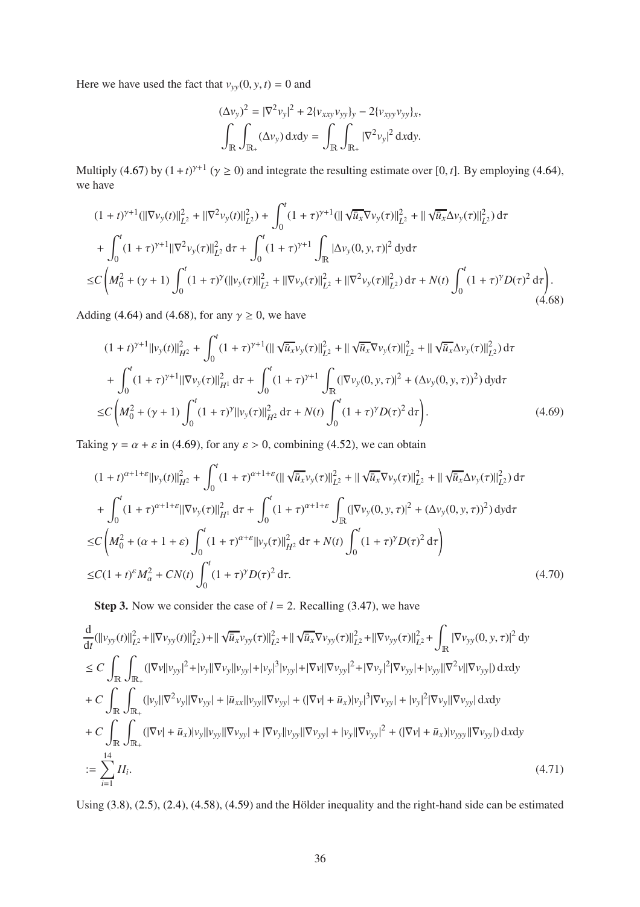Here we have used the fact that $v_{yy}(0, y, t) = 0$ and

$$
(\Delta v_y)^2 = |\nabla^2 v_y|^2 + 2\{v_{xxy}v_{yy}\}_y - 2\{v_{xyy}v_{yy}\}_x,
$$

$$
\int_{\mathbb{R}}\int_{\mathbb{R}_+} (\Delta v_y)\, \mathrm{d}x\mathrm{d}y = \int_{\mathbb{R}}\int_{\mathbb{R}_+} |\nabla^2 v_y|^2\, \mathrm{d}x\mathrm{d}y.
$$

Multiply (4.67) by $(1+t)^{\gamma+1}$ ($\gamma \geq 0$) and integrate the resulting estimate over $[0, t]$. By employing (4.64), we have

$$
\begin{aligned}
&(1+t)^{\gamma+1}(\|\nabla v_y(t)\|_{L^2}^2 + \|\nabla^2 v_y(t)\|_{L^2}^2) + \int_0^t (1+\tau)^{\gamma+1}(\|\sqrt{\bar{u}_x}\nabla v_y(\tau)\|_{L^2}^2 + \|\sqrt{\bar{u}_x}\Delta v_y(\tau)\|_{L^2}^2)\, \mathrm{d}\tau \\
&+ \int_0^t (1+\tau)^{\gamma+1}\|\nabla^2 v_y(\tau)\|_{L^2}^2\, \mathrm{d}\tau + \int_0^t (1+\tau)^{\gamma+1}\int_{\mathbb{R}} |\Delta v_y(0, y, \tau)|^2\, \mathrm{d}y\mathrm{d}\tau \\
\leq & C\left(M_0^2 + (\gamma+1)\int_0^t (1+\tau)^{\gamma}(\|v_y(\tau)\|_{L^2}^2 + \|\nabla v_y(\tau)\|_{L^2}^2 + \|\nabla^2 v_y(\tau)\|_{L^2}^2)\, \mathrm{d}\tau + N(t)\int_0^t (1+\tau)^{\gamma} D(\tau)^2\, \mathrm{d}\tau\right).
\end{aligned}
\tag{4.68}
$$

Adding (4.64) and (4.68), for any $\gamma \geq 0$, we have

$$
\begin{aligned}
&(1+t)^{\gamma+1}\|v_y(t)\|_{H^2}^2 + \int_0^t (1+\tau)^{\gamma+1}(\|\sqrt{\bar{u}_x}v_y(\tau)\|_{L^2}^2 + \|\sqrt{\bar{u}_x}\nabla v_y(\tau)\|_{L^2}^2 + \|\sqrt{\bar{u}_x}\Delta v_y(\tau)\|_{L^2}^2)\, \mathrm{d}\tau \\
&+ \int_0^t (1+\tau)^{\gamma+1}\|\nabla v_y(\tau)\|_{H^1}^2\, \mathrm{d}\tau + \int_0^t (1+\tau)^{\gamma+1}\int_{\mathbb{R}} (|\nabla v_y(0, y, \tau)|^2 + (\Delta v_y(0, y, \tau))^2)\, \mathrm{d}y\mathrm{d}\tau \\
\leq & C\left(M_0^2 + (\gamma+1)\int_0^t (1+\tau)^{\gamma}\|v_y(\tau)\|_{H^2}^2\, \mathrm{d}\tau + N(t)\int_0^t (1+\tau)^{\gamma} D(\tau)^2\, \mathrm{d}\tau\right).
\end{aligned}
\tag{4.69}
$$

Taking $\gamma = \alpha + \varepsilon$ in (4.69), for any $\varepsilon > 0$, combining (4.52), we can obtain

$$
\begin{aligned}
&(1+t)^{\alpha+1+\varepsilon}\|v_y(t)\|_{H^2}^2 + \int_0^t (1+\tau)^{\alpha+1+\varepsilon}(\|\sqrt{\bar{u}_x}v_y(\tau)\|_{L^2}^2 + \|\sqrt{\bar{u}_x}\nabla v_y(\tau)\|_{L^2}^2 + \|\sqrt{\bar{u}_x}\Delta v_y(\tau)\|_{L^2}^2)\, \mathrm{d}\tau \\
&+ \int_0^t (1+\tau)^{\alpha+1+\varepsilon}\|\nabla v_y(\tau)\|_{H^1}^2\, \mathrm{d}\tau + \int_0^t (1+\tau)^{\alpha+1+\varepsilon}\int_{\mathbb{R}} (|\nabla v_y(0, y, \tau)|^2 + (\Delta v_y(0, y, \tau))^2)\, \mathrm{d}y\mathrm{d}\tau \\
\leq & C\left(M_0^2 + (\alpha+1+\varepsilon)\int_0^t (1+\tau)^{\alpha+\varepsilon}\|v_y(\tau)\|_{H^2}^2\, \mathrm{d}\tau + N(t)\int_0^t (1+\tau)^{\gamma} D(\tau)^2\, \mathrm{d}\tau\right) \\
\leq & C(1+t)^{\varepsilon} M_\alpha^2 + CN(t)\int_0^t (1+\tau)^{\gamma} D(\tau)^2\, \mathrm{d}\tau.
\end{aligned}
\tag{4.70}
$$

**Step 3.** Now we consider the case of $l = 2$. Recalling (3.47), we have

$$
\begin{aligned}
&\frac{\mathrm{d}}{\mathrm{d}t}(\|v_{yy}(t)\|_{L^2}^2 + \|\nabla v_{yy}(t)\|_{L^2}^2) + \|\sqrt{\bar{u}_x}v_{yy}(\tau)\|_{L^2}^2 + \|\sqrt{\bar{u}_x}\nabla v_{yy}(\tau)\|_{L^2}^2 + \|\nabla v_{yy}(\tau)\|_{L^2}^2 + \int_{\mathbb{R}} |\nabla v_{yy}(0, y, \tau)|^2\, \mathrm{d}y \\
\leq & C\int_{\mathbb{R}}\int_{\mathbb{R}_+} (|\nabla v||v_{yy}|^2 + |v_y||\nabla v_y||v_{yy}| + |v_y|^3|v_{yy}| + |\nabla v||\nabla v_{yy}|^2 + |\nabla v_y|^2|\nabla v_{yy}| + |v_{yy}||\nabla^2 v||\nabla v_{yy}|)\, \mathrm{d}x\mathrm{d}y \\
&+ C\int_{\mathbb{R}}\int_{\mathbb{R}_+} (|v_y||\nabla^2 v_y||\nabla v_{yy}| + |\bar{u}_{xx}||v_{yy}||\nabla v_{yy}| + (|\nabla v| + \bar{u}_x)|v_y|^3|\nabla v_{yy}| + |v_y|^2|\nabla v_y||\nabla v_{yy}|\, \mathrm{d}x\mathrm{d}y \\
&+ C\int_{\mathbb{R}}\int_{\mathbb{R}_+} ((|\nabla v| + \bar{u}_x)|v_y||v_{yy}||\nabla v_{yy}| + |\nabla v_y||v_{yy}||\nabla v_{yy}| + |v_y||\nabla v_{yy}|^2 + (|\nabla v| + \bar{u}_x)|v_{yyy}||\nabla v_{yy}|)\, \mathrm{d}x\mathrm{d}y \\
:= & \sum_{i=1}^{14} II_i.
\end{aligned}
\tag{4.71}
$$

Using (3.8), (2.5), (2.4), (4.58), (4.59) and the Hölder inequality and the right-hand side can be estimated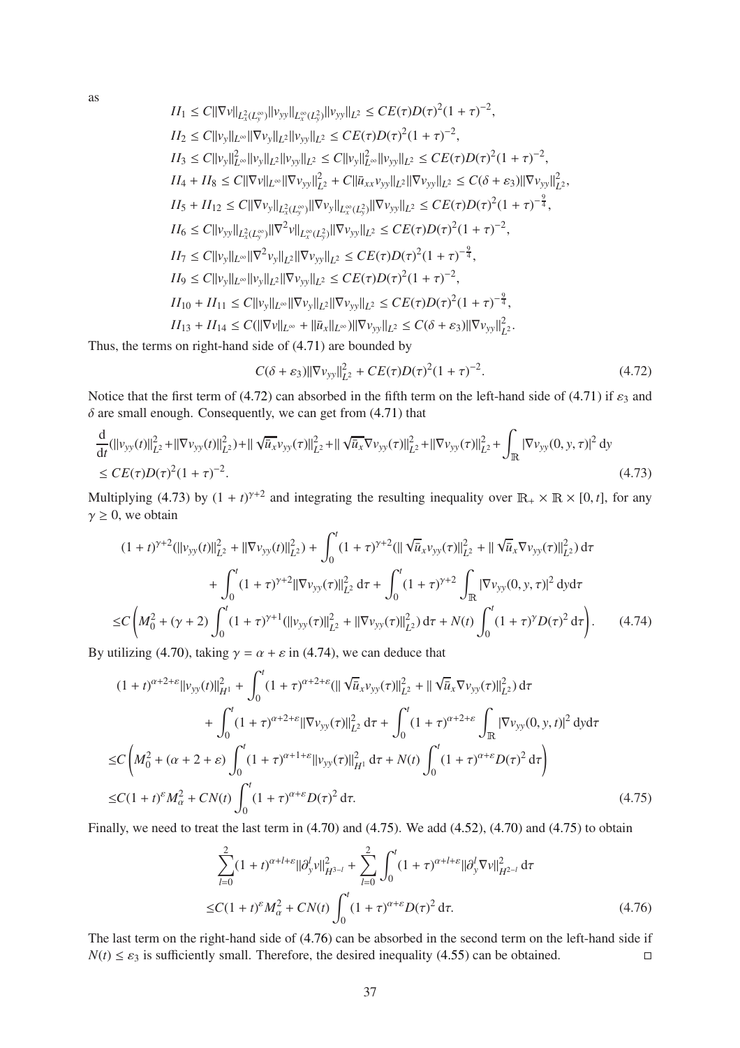as

$$
\begin{aligned}
&II_1 \le C\|\nabla v\|_{L^2_x(L^\infty_y)}\|v_{yy}\|_{L^\infty_x(L^2_y)}\|v_{yy}\|_{L^2} \le CE(\tau)D(\tau)^2(1+\tau)^{-2},\\
&II_2 \le C\|v_y\|_{L^\infty}\|\nabla v_y\|_{L^2}\|v_{yy}\|_{L^2} \le CE(\tau)D(\tau)^2(1+\tau)^{-2},\\
&II_3 \le C\|v_y\|^2_{L^\infty}\|v_y\|_{L^2}\|v_{yy}\|_{L^2} \le C\|v_y\|^2_{L^\infty}\|v_{yy}\|_{L^2} \le CE(\tau)D(\tau)^2(1+\tau)^{-2},\\
&II_4 + II_8 \le C\|\nabla v\|_{L^\infty}\|\nabla v_{yy}\|^2_{L^2} + C\|\bar{u}_{xx}v_{yy}\|_{L^2}\|\nabla v_{yy}\|_{L^2} \le C(\delta+\varepsilon_3)\|\nabla v_{yy}\|^2_{L^2},\\
&II_5 + II_{12} \le C\|\nabla v_y\|_{L^2_x(L^\infty_y)}\|\nabla v_y\|_{L^\infty_x(L^2_y)}\|\nabla v_{yy}\|_{L^2} \le CE(\tau)D(\tau)^2(1+\tau)^{-\frac{9}{4}},\\
&II_6 \le C\|v_{yy}\|_{L^2_x(L^\infty_y)}\|\nabla^2 v\|_{L^\infty_x(L^2_y)}\|\nabla v_{yy}\|_{L^2} \le CE(\tau)D(\tau)^2(1+\tau)^{-2},\\
&II_7 \le C\|v_y\|_{L^\infty}\|\nabla^2 v_y\|_{L^2}\|\nabla v_{yy}\|_{L^2} \le CE(\tau)D(\tau)^2(1+\tau)^{-\frac{9}{4}},\\
&II_9 \le C\|v_y\|_{L^\infty}\|v_y\|_{L^2}\|\nabla v_{yy}\|_{L^2} \le CE(\tau)D(\tau)^2(1+\tau)^{-2},\\
&II_{10} + II_{11} \le C\|v_y\|_{L^\infty}\|\nabla v_y\|_{L^2}\|\nabla v_{yy}\|_{L^2} \le CE(\tau)D(\tau)^2(1+\tau)^{-\frac{9}{4}},\\
&II_{13} + II_{14} \le C(\|\nabla v\|_{L^\infty} + \|\bar{u}_x\|_{L^\infty})\|\nabla v_{yy}\|_{L^2} \le C(\delta+\varepsilon_3)\|\nabla v_{yy}\|^2_{L^2}.
\end{aligned}
$$

Thus, the terms on right-hand side of (4.71) are bounded by

$$
C(\delta+\varepsilon_3)\|\nabla v_{yy}\|^2_{L^2} + CE(\tau)D(\tau)^2(1+\tau)^{-2}. \tag{4.72}
$$

Notice that the first term of (4.72) can absorbed in the fifth term on the left-hand side of (4.71) if $\varepsilon_3$ and $\delta$ are small enough. Consequently, we can get from (4.71) that

$$
\begin{aligned}
&\frac{\mathrm{d}}{\mathrm{d}t}(\|v_{yy}(t)\|^2_{L^2} + \|\nabla v_{yy}(t)\|^2_{L^2}) + \|\sqrt{\bar{u}_x}v_{yy}(\tau)\|^2_{L^2} + \|\sqrt{\bar{u}_x}\nabla v_{yy}(\tau)\|^2_{L^2} + \|\nabla v_{yy}(\tau)\|^2_{L^2} + \int_{\mathbb{R}}|\nabla v_{yy}(0,y,\tau)|^2\,\mathrm{d}y\\
&\le CE(\tau)D(\tau)^2(1+\tau)^{-2}.
\end{aligned} \tag{4.73}
$$

Multiplying (4.73) by $(1+t)^{\gamma+2}$ and integrating the resulting inequality over $\mathbb{R}_+\times\mathbb{R}\times[0,t]$, for any $\gamma \ge 0$, we obtain

$$
\begin{aligned}
&(1+t)^{\gamma+2}(\|v_{yy}(t)\|^2_{L^2} + \|\nabla v_{yy}(t)\|^2_{L^2}) + \int_0^t(1+\tau)^{\gamma+2}(\|\sqrt{\bar{u}_x}v_{yy}(\tau)\|^2_{L^2} + \|\sqrt{\bar{u}_x}\nabla v_{yy}(\tau)\|^2_{L^2})\,\mathrm{d}\tau\\
&\qquad + \int_0^t(1+\tau)^{\gamma+2}\|\nabla v_{yy}(\tau)\|^2_{L^2}\,\mathrm{d}\tau + \int_0^t(1+\tau)^{\gamma+2}\int_{\mathbb{R}}|\nabla v_{yy}(0,y,\tau)|^2\,\mathrm{d}y\mathrm{d}\tau\\
\le& C\left(M_0^2 + (\gamma+2)\int_0^t(1+\tau)^{\gamma+1}(\|v_{yy}(\tau)\|^2_{L^2} + \|\nabla v_{yy}(\tau)\|^2_{L^2})\,\mathrm{d}\tau + N(t)\int_0^t(1+\tau)^{\gamma}D(\tau)^2\,\mathrm{d}\tau\right).
\end{aligned} \tag{4.74}
$$

By utilizing (4.70), taking $\gamma = \alpha+\varepsilon$ in (4.74), we can deduce that

$$
\begin{aligned}
&(1+t)^{\alpha+2+\varepsilon}\|v_{yy}(t)\|^2_{H^1} + \int_0^t(1+\tau)^{\alpha+2+\varepsilon}(\|\sqrt{\bar{u}_x}v_{yy}(\tau)\|^2_{L^2} + \|\sqrt{\bar{u}_x}\nabla v_{yy}(\tau)\|^2_{L^2})\,\mathrm{d}\tau\\
&\qquad + \int_0^t(1+\tau)^{\alpha+2+\varepsilon}\|\nabla v_{yy}(\tau)\|^2_{L^2}\,\mathrm{d}\tau + \int_0^t(1+\tau)^{\alpha+2+\varepsilon}\int_{\mathbb{R}}|\nabla v_{yy}(0,y,t)|^2\,\mathrm{d}y\mathrm{d}\tau\\
\le& C\left(M_0^2 + (\alpha+2+\varepsilon)\int_0^t(1+\tau)^{\alpha+1+\varepsilon}\|v_{yy}(\tau)\|^2_{H^1}\,\mathrm{d}\tau + N(t)\int_0^t(1+\tau)^{\alpha+\varepsilon}D(\tau)^2\,\mathrm{d}\tau\right)\\
\le& C(1+t)^{\varepsilon}M_\alpha^2 + CN(t)\int_0^t(1+\tau)^{\alpha+\varepsilon}D(\tau)^2\,\mathrm{d}\tau.
\end{aligned} \tag{4.75}
$$

Finally, we need to treat the last term in (4.70) and (4.75). We add (4.52), (4.70) and (4.75) to obtain

$$
\begin{aligned}
&\sum_{l=0}^{2}(1+t)^{\alpha+l+\varepsilon}\|\partial_y^l v\|^2_{H^{3-l}} + \sum_{l=0}^{2}\int_0^t(1+\tau)^{\alpha+l+\varepsilon}\|\partial_y^l\nabla v\|^2_{H^{2-l}}\,\mathrm{d}\tau\\
\le& C(1+t)^{\varepsilon}M_\alpha^2 + CN(t)\int_0^t(1+\tau)^{\alpha+\varepsilon}D(\tau)^2\,\mathrm{d}\tau.
\end{aligned} \tag{4.76}
$$

The last term on the right-hand side of (4.76) can be absorbed in the second term on the left-hand side if $N(t) \le \varepsilon_3$ is sufficiently small. Therefore, the desired inequality (4.55) can be obtained. □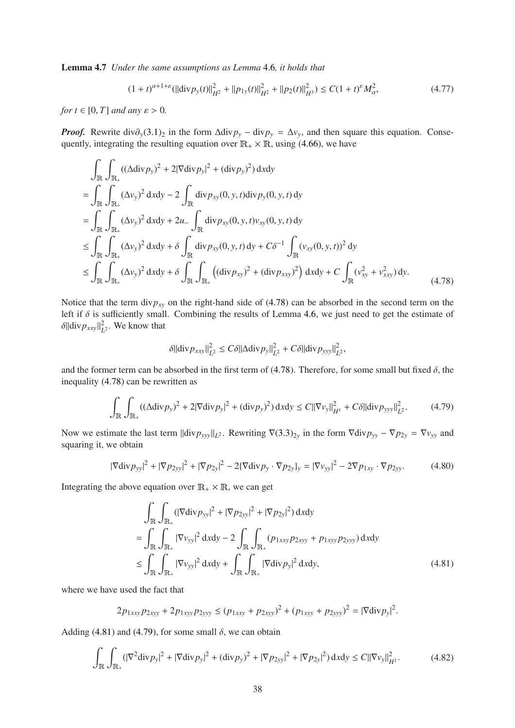**Lemma 4.7** *Under the same assumptions as Lemma* 4.6*, it holds that*

$$(1+t)^{\alpha+1+\varepsilon}(\|\mathrm{div}p_y(t)\|_{H^2}^2 + \|p_{1y}(t)\|_{H^2}^2 + \|p_2(t)\|_{H^3}^2) \le C(1+t)^{\varepsilon}M_\alpha^2, \tag{4.77}$$

*for* $t \in [0,T]$ *and any* $\varepsilon > 0$.

***Proof.*** Rewrite $\mathrm{div}\partial_y(3.1)_2$ in the form $\Delta\mathrm{div}p_y - \mathrm{div}p_y = \Delta v_y$, and then square this equation. Consequently, integrating the resulting equation over $\mathbb{R}_+ \times \mathbb{R}$, using (4.66), we have

$$\begin{aligned}
&\int_{\mathbb{R}}\int_{\mathbb{R}_+}((\Delta\mathrm{div}p_y)^2 + 2|\nabla\mathrm{div}p_y|^2 + (\mathrm{div}p_y)^2)\,\mathrm{d}x\mathrm{d}y \\
&= \int_{\mathbb{R}}\int_{\mathbb{R}_+}(\Delta v_y)^2\,\mathrm{d}x\mathrm{d}y - 2\int_{\mathbb{R}}\mathrm{div}p_{xy}(0,y,t)\mathrm{div}p_y(0,y,t)\,\mathrm{d}y \\
&= \int_{\mathbb{R}}\int_{\mathbb{R}_+}(\Delta v_y)^2\,\mathrm{d}x\mathrm{d}y + 2u_-\int_{\mathbb{R}}\mathrm{div}p_{xy}(0,y,t)v_{xy}(0,y,t)\,\mathrm{d}y \\
&\le \int_{\mathbb{R}}\int_{\mathbb{R}_+}(\Delta v_y)^2\,\mathrm{d}x\mathrm{d}y + \delta\int_{\mathbb{R}}\mathrm{div}p_{xy}(0,y,t)\,\mathrm{d}y + C\delta^{-1}\int_{\mathbb{R}}(v_{xy}(0,y,t))^2\,\mathrm{d}y \\
&\le \int_{\mathbb{R}}\int_{\mathbb{R}_+}(\Delta v_y)^2\,\mathrm{d}x\mathrm{d}y + \delta\int_{\mathbb{R}}\int_{\mathbb{R}_+}\left((\mathrm{div}p_{xy})^2 + (\mathrm{div}p_{xxy})^2\right)\mathrm{d}x\mathrm{d}y + C\int_{\mathbb{R}}(v_{xy}^2 + v_{xxy}^2)\,\mathrm{d}y.
\end{aligned} \tag{4.78}$$

Notice that the term $\mathrm{div}p_{xy}$ on the right-hand side of (4.78) can be absorbed in the second term on the left if $\delta$ is sufficiently small. Combining the results of Lemma 4.6, we just need to get the estimate of $\delta\|\mathrm{div}p_{xxy}\|_{L^2}^2$. We know that

$$\delta\|\mathrm{div}p_{xxy}\|_{L^2}^2 \le C\delta\|\Delta\mathrm{div}p_y\|_{L^2}^2 + C\delta\|\mathrm{div}p_{yyy}\|_{L^2}^2,$$

and the former term can be absorbed in the first term of (4.78). Therefore, for some small but fixed $\delta$, the inequality (4.78) can be rewritten as

$$\int_{\mathbb{R}}\int_{\mathbb{R}_+}((\Delta\mathrm{div}p_y)^2 + 2|\nabla\mathrm{div}p_y|^2 + (\mathrm{div}p_y)^2)\,\mathrm{d}x\mathrm{d}y \le C\|\nabla v_y\|_{H^1}^2 + C\delta\|\mathrm{div}p_{yyy}\|_{L^2}^2. \tag{4.79}$$

Now we estimate the last term $\|\mathrm{div}p_{yyy}\|_{L^2}$. Rewriting $\nabla(3.3)_{2y}$ in the form $\nabla\mathrm{div}p_{yy} - \nabla p_{2y} = \nabla v_{yy}$ and squaring it, we obtain

$$|\nabla\mathrm{div}p_{yy}|^2 + |\nabla p_{2yy}|^2 + |\nabla p_{2y}|^2 - 2\{\nabla\mathrm{div}p_y \cdot \nabla p_{2y}\}_y = |\nabla v_{yy}|^2 - 2\nabla p_{1xy}\cdot\nabla p_{2yy}. \tag{4.80}$$

Integrating the above equation over $\mathbb{R}_+ \times \mathbb{R}$, we can get

$$\begin{aligned}
&\int_{\mathbb{R}}\int_{\mathbb{R}_+}(|\nabla\mathrm{div}p_{yy}|^2 + |\nabla p_{2yy}|^2 + |\nabla p_{2y}|^2)\,\mathrm{d}x\mathrm{d}y \\
&= \int_{\mathbb{R}}\int_{\mathbb{R}_+}|\nabla v_{yy}|^2\,\mathrm{d}x\mathrm{d}y - 2\int_{\mathbb{R}}\int_{\mathbb{R}_+}(p_{1xxy}p_{2xyy} + p_{1xyy}p_{2yyy})\,\mathrm{d}x\mathrm{d}y \\
&\le \int_{\mathbb{R}}\int_{\mathbb{R}_+}|\nabla v_{yy}|^2\,\mathrm{d}x\mathrm{d}y + \int_{\mathbb{R}}\int_{\mathbb{R}_+}|\nabla\mathrm{div}p_y|^2\,\mathrm{d}x\mathrm{d}y,
\end{aligned} \tag{4.81}$$

where we have used the fact that

$$2p_{1xxy}p_{2xyy} + 2p_{1xyy}p_{2yyy} \le (p_{1xxy} + p_{2xyy})^2 + (p_{1xyy} + p_{2yyy})^2 = |\nabla\mathrm{div}p_y|^2.$$

Adding (4.81) and (4.79), for some small $\delta$, we can obtain

$$\int_{\mathbb{R}}\int_{\mathbb{R}_+}(|\nabla^2\mathrm{div}p_y|^2 + |\nabla\mathrm{div}p_y|^2 + (\mathrm{div}p_y)^2 + |\nabla p_{2yy}|^2 + |\nabla p_{2y}|^2)\,\mathrm{d}x\mathrm{d}y \le C\|\nabla v_y\|_{H^1}^2. \tag{4.82}$$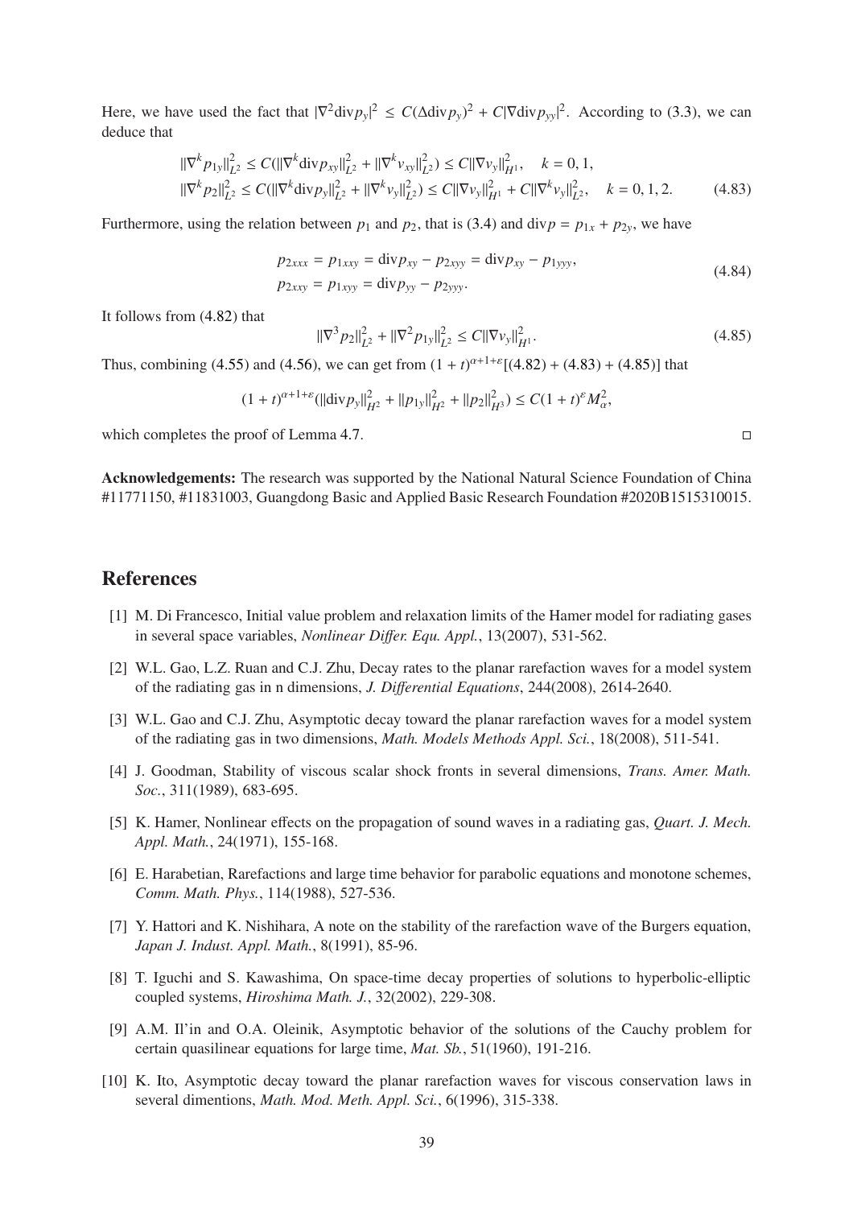Here, we have used the fact that $|\nabla^2 \mathrm{div} p_y|^2 \leq C(\Delta \mathrm{div} p_y)^2 + C|\nabla \mathrm{div} p_{yy}|^2$. According to (3.3), we can deduce that

$$
\begin{aligned}
&\|\nabla^k p_{1y}\|_{L^2}^2 \leq C(\|\nabla^k \mathrm{div} p_{xy}\|_{L^2}^2 + \|\nabla^k v_{xy}\|_{L^2}^2) \leq C\|\nabla v_y\|_{H^1}^2, \quad k = 0, 1, \\
&\|\nabla^k p_2\|_{L^2}^2 \leq C(\|\nabla^k \mathrm{div} p_y\|_{L^2}^2 + \|\nabla^k v_y\|_{L^2}^2) \leq C\|\nabla v_y\|_{H^1}^2 + C\|\nabla^k v_y\|_{L^2}^2, \quad k = 0, 1, 2.
\end{aligned} \tag{4.83}
$$

Furthermore, using the relation between $p_1$ and $p_2$, that is (3.4) and $\mathrm{div} p = p_{1x} + p_{2y}$, we have

$$
\begin{aligned}
&p_{2xxx} = p_{1xxy} = \mathrm{div} p_{xy} - p_{2xyy} = \mathrm{div} p_{xy} - p_{1yyy}, \\
&p_{2xxy} = p_{1xyy} = \mathrm{div} p_{yy} - p_{2yyy}.
\end{aligned} \tag{4.84}
$$

It follows from (4.82) that

$$
\|\nabla^3 p_2\|_{L^2}^2 + \|\nabla^2 p_{1y}\|_{L^2}^2 \leq C\|\nabla v_y\|_{H^1}^2. \tag{4.85}
$$

Thus, combining (4.55) and (4.56), we can get from $(1+t)^{\alpha+1+\varepsilon}[(4.82) + (4.83) + (4.85)]$ that

$$
(1+t)^{\alpha+1+\varepsilon}(\|\mathrm{div} p_y\|_{H^2}^2 + \|p_{1y}\|_{H^2}^2 + \|p_2\|_{H^3}^2) \leq C(1+t)^{\varepsilon} M_\alpha^2,
$$

which completes the proof of Lemma 4.7. □

**Acknowledgements:** The research was supported by the National Natural Science Foundation of China #11771150, #11831003, Guangdong Basic and Applied Basic Research Foundation #2020B1515310015.

# References

[1] M. Di Francesco, Initial value problem and relaxation limits of the Hamer model for radiating gases in several space variables, *Nonlinear Differ. Equ. Appl.*, 13(2007), 531-562.

[2] W.L. Gao, L.Z. Ruan and C.J. Zhu, Decay rates to the planar rarefaction waves for a model system of the radiating gas in n dimensions, *J. Differential Equations*, 244(2008), 2614-2640.

[3] W.L. Gao and C.J. Zhu, Asymptotic decay toward the planar rarefaction waves for a model system of the radiating gas in two dimensions, *Math. Models Methods Appl. Sci.*, 18(2008), 511-541.

[4] J. Goodman, Stability of viscous scalar shock fronts in several dimensions, *Trans. Amer. Math. Soc.*, 311(1989), 683-695.

[5] K. Hamer, Nonlinear effects on the propagation of sound waves in a radiating gas, *Quart. J. Mech. Appl. Math.*, 24(1971), 155-168.

[6] E. Harabetian, Rarefactions and large time behavior for parabolic equations and monotone schemes, *Comm. Math. Phys.*, 114(1988), 527-536.

[7] Y. Hattori and K. Nishihara, A note on the stability of the rarefaction wave of the Burgers equation, *Japan J. Indust. Appl. Math.*, 8(1991), 85-96.

[8] T. Iguchi and S. Kawashima, On space-time decay properties of solutions to hyperbolic-elliptic coupled systems, *Hiroshima Math. J.*, 32(2002), 229-308.

[9] A.M. Il'in and O.A. Oleinik, Asymptotic behavior of the solutions of the Cauchy problem for certain quasilinear equations for large time, *Mat. Sb.*, 51(1960), 191-216.

[10] K. Ito, Asymptotic decay toward the planar rarefaction waves for viscous conservation laws in several dimentions, *Math. Mod. Meth. Appl. Sci.*, 6(1996), 315-338.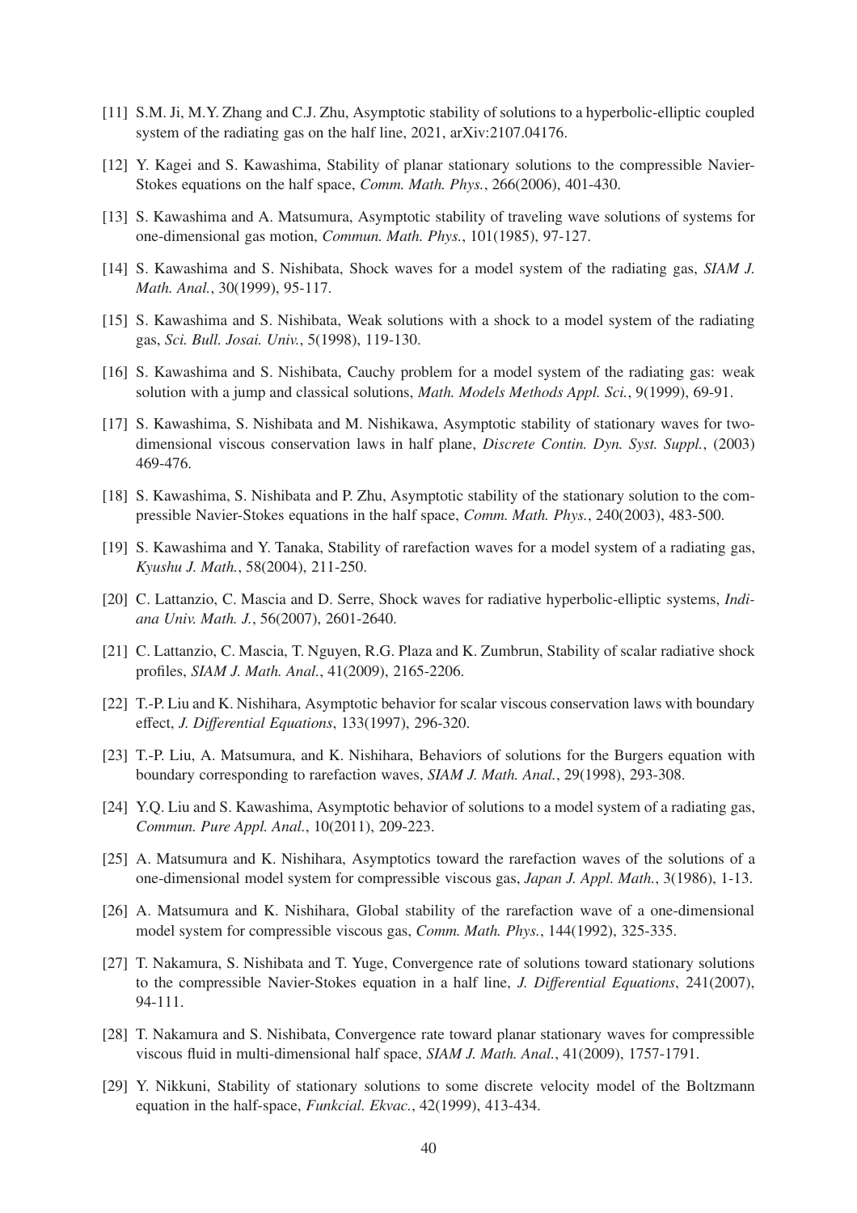[11] S.M. Ji, M.Y. Zhang and C.J. Zhu, Asymptotic stability of solutions to a hyperbolic-elliptic coupled system of the radiating gas on the half line, 2021, arXiv:2107.04176.

[12] Y. Kagei and S. Kawashima, Stability of planar stationary solutions to the compressible Navier-Stokes equations on the half space, *Comm. Math. Phys.*, 266(2006), 401-430.

[13] S. Kawashima and A. Matsumura, Asymptotic stability of traveling wave solutions of systems for one-dimensional gas motion, *Commun. Math. Phys.*, 101(1985), 97-127.

[14] S. Kawashima and S. Nishibata, Shock waves for a model system of the radiating gas, *SIAM J. Math. Anal.*, 30(1999), 95-117.

[15] S. Kawashima and S. Nishibata, Weak solutions with a shock to a model system of the radiating gas, *Sci. Bull. Josai. Univ.*, 5(1998), 119-130.

[16] S. Kawashima and S. Nishibata, Cauchy problem for a model system of the radiating gas: weak solution with a jump and classical solutions, *Math. Models Methods Appl. Sci.*, 9(1999), 69-91.

[17] S. Kawashima, S. Nishibata and M. Nishikawa, Asymptotic stability of stationary waves for two-dimensional viscous conservation laws in half plane, *Discrete Contin. Dyn. Syst. Suppl.*, (2003) 469-476.

[18] S. Kawashima, S. Nishibata and P. Zhu, Asymptotic stability of the stationary solution to the compressible Navier-Stokes equations in the half space, *Comm. Math. Phys.*, 240(2003), 483-500.

[19] S. Kawashima and Y. Tanaka, Stability of rarefaction waves for a model system of a radiating gas, *Kyushu J. Math.*, 58(2004), 211-250.

[20] C. Lattanzio, C. Mascia and D. Serre, Shock waves for radiative hyperbolic-elliptic systems, *Indiana Univ. Math. J.*, 56(2007), 2601-2640.

[21] C. Lattanzio, C. Mascia, T. Nguyen, R.G. Plaza and K. Zumbrun, Stability of scalar radiative shock profiles, *SIAM J. Math. Anal.*, 41(2009), 2165-2206.

[22] T.-P. Liu and K. Nishihara, Asymptotic behavior for scalar viscous conservation laws with boundary effect, *J. Differential Equations*, 133(1997), 296-320.

[23] T.-P. Liu, A. Matsumura, and K. Nishihara, Behaviors of solutions for the Burgers equation with boundary corresponding to rarefaction waves, *SIAM J. Math. Anal.*, 29(1998), 293-308.

[24] Y.Q. Liu and S. Kawashima, Asymptotic behavior of solutions to a model system of a radiating gas, *Commun. Pure Appl. Anal.*, 10(2011), 209-223.

[25] A. Matsumura and K. Nishihara, Asymptotics toward the rarefaction waves of the solutions of a one-dimensional model system for compressible viscous gas, *Japan J. Appl. Math.*, 3(1986), 1-13.

[26] A. Matsumura and K. Nishihara, Global stability of the rarefaction wave of a one-dimensional model system for compressible viscous gas, *Comm. Math. Phys.*, 144(1992), 325-335.

[27] T. Nakamura, S. Nishibata and T. Yuge, Convergence rate of solutions toward stationary solutions to the compressible Navier-Stokes equation in a half line, *J. Differential Equations*, 241(2007), 94-111.

[28] T. Nakamura and S. Nishibata, Convergence rate toward planar stationary waves for compressible viscous fluid in multi-dimensional half space, *SIAM J. Math. Anal.*, 41(2009), 1757-1791.

[29] Y. Nikkuni, Stability of stationary solutions to some discrete velocity model of the Boltzmann equation in the half-space, *Funkcial. Ekvac.*, 42(1999), 413-434.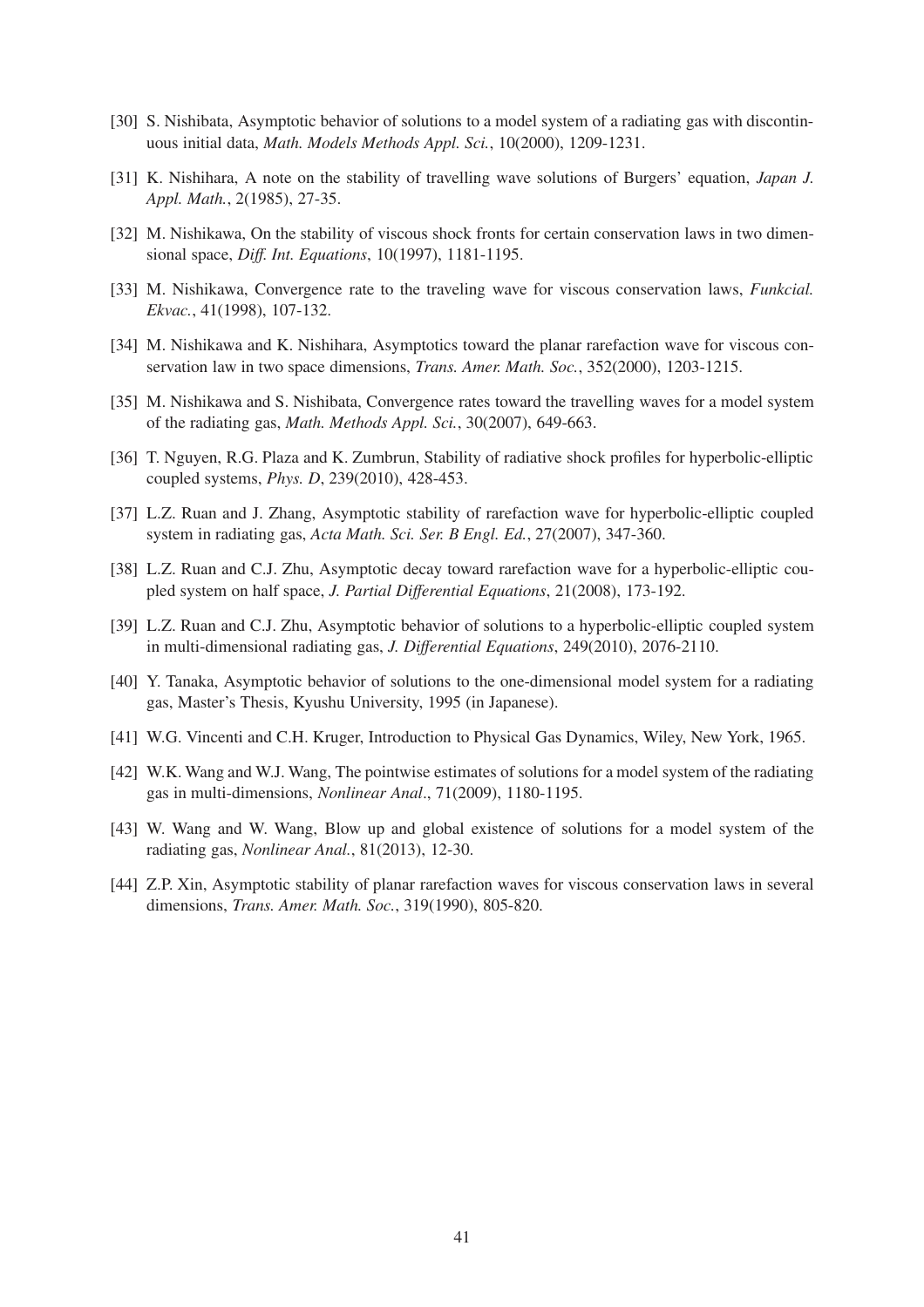[30] S. Nishibata, Asymptotic behavior of solutions to a model system of a radiating gas with discontinuous initial data, *Math. Models Methods Appl. Sci.*, 10(2000), 1209-1231.

[31] K. Nishihara, A note on the stability of travelling wave solutions of Burgers' equation, *Japan J. Appl. Math.*, 2(1985), 27-35.

[32] M. Nishikawa, On the stability of viscous shock fronts for certain conservation laws in two dimensional space, *Diff. Int. Equations*, 10(1997), 1181-1195.

[33] M. Nishikawa, Convergence rate to the traveling wave for viscous conservation laws, *Funkcial. Ekvac.*, 41(1998), 107-132.

[34] M. Nishikawa and K. Nishihara, Asymptotics toward the planar rarefaction wave for viscous conservation law in two space dimensions, *Trans. Amer. Math. Soc.*, 352(2000), 1203-1215.

[35] M. Nishikawa and S. Nishibata, Convergence rates toward the travelling waves for a model system of the radiating gas, *Math. Methods Appl. Sci.*, 30(2007), 649-663.

[36] T. Nguyen, R.G. Plaza and K. Zumbrun, Stability of radiative shock profiles for hyperbolic-elliptic coupled systems, *Phys. D*, 239(2010), 428-453.

[37] L.Z. Ruan and J. Zhang, Asymptotic stability of rarefaction wave for hyperbolic-elliptic coupled system in radiating gas, *Acta Math. Sci. Ser. B Engl. Ed.*, 27(2007), 347-360.

[38] L.Z. Ruan and C.J. Zhu, Asymptotic decay toward rarefaction wave for a hyperbolic-elliptic coupled system on half space, *J. Partial Differential Equations*, 21(2008), 173-192.

[39] L.Z. Ruan and C.J. Zhu, Asymptotic behavior of solutions to a hyperbolic-elliptic coupled system in multi-dimensional radiating gas, *J. Differential Equations*, 249(2010), 2076-2110.

[40] Y. Tanaka, Asymptotic behavior of solutions to the one-dimensional model system for a radiating gas, Master's Thesis, Kyushu University, 1995 (in Japanese).

[41] W.G. Vincenti and C.H. Kruger, Introduction to Physical Gas Dynamics, Wiley, New York, 1965.

[42] W.K. Wang and W.J. Wang, The pointwise estimates of solutions for a model system of the radiating gas in multi-dimensions, *Nonlinear Anal*., 71(2009), 1180-1195.

[43] W. Wang and W. Wang, Blow up and global existence of solutions for a model system of the radiating gas, *Nonlinear Anal.*, 81(2013), 12-30.

[44] Z.P. Xin, Asymptotic stability of planar rarefaction waves for viscous conservation laws in several dimensions, *Trans. Amer. Math. Soc.*, 319(1990), 805-820.